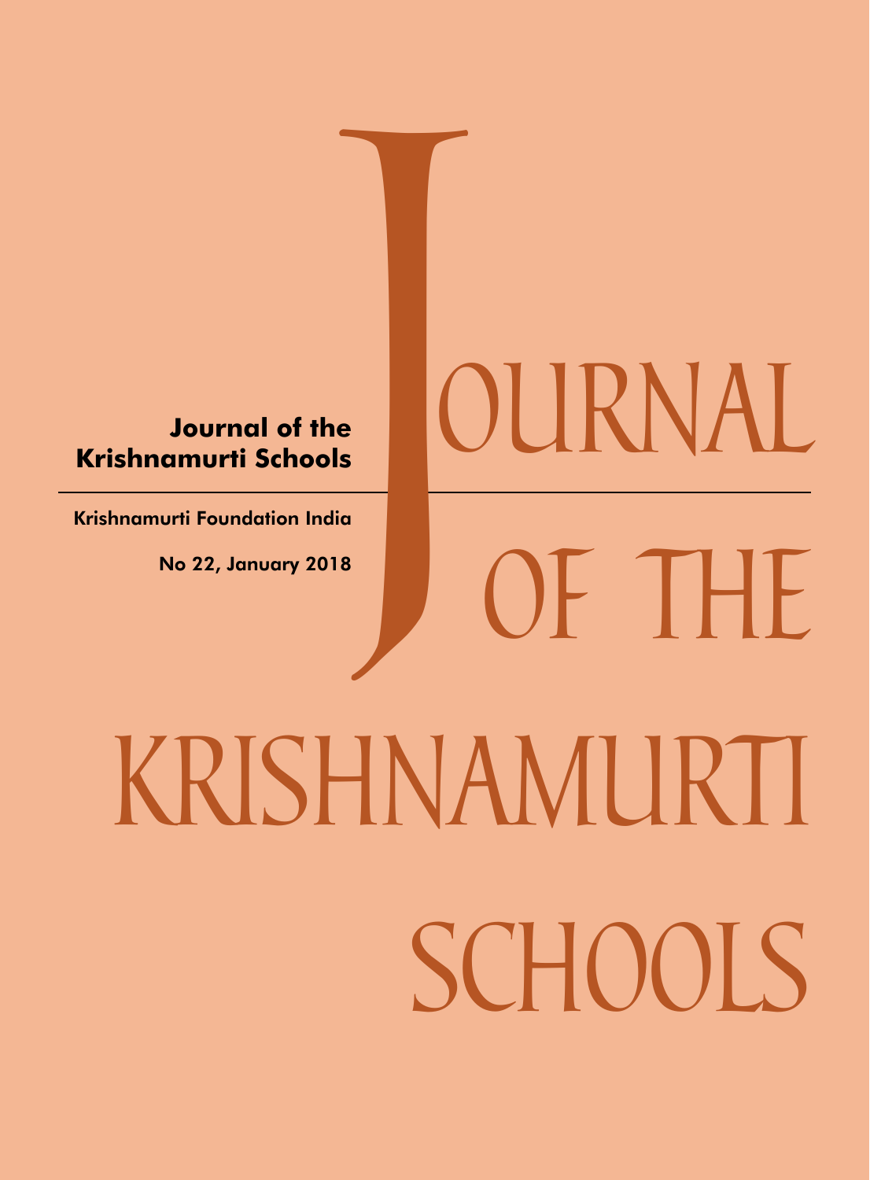# JOURNAL OF THE KRISHNAMURTI SCHOOLS

**Journal of the Krishnamurti Schools**

Krishnamurti Foundation India

No 22, January 2018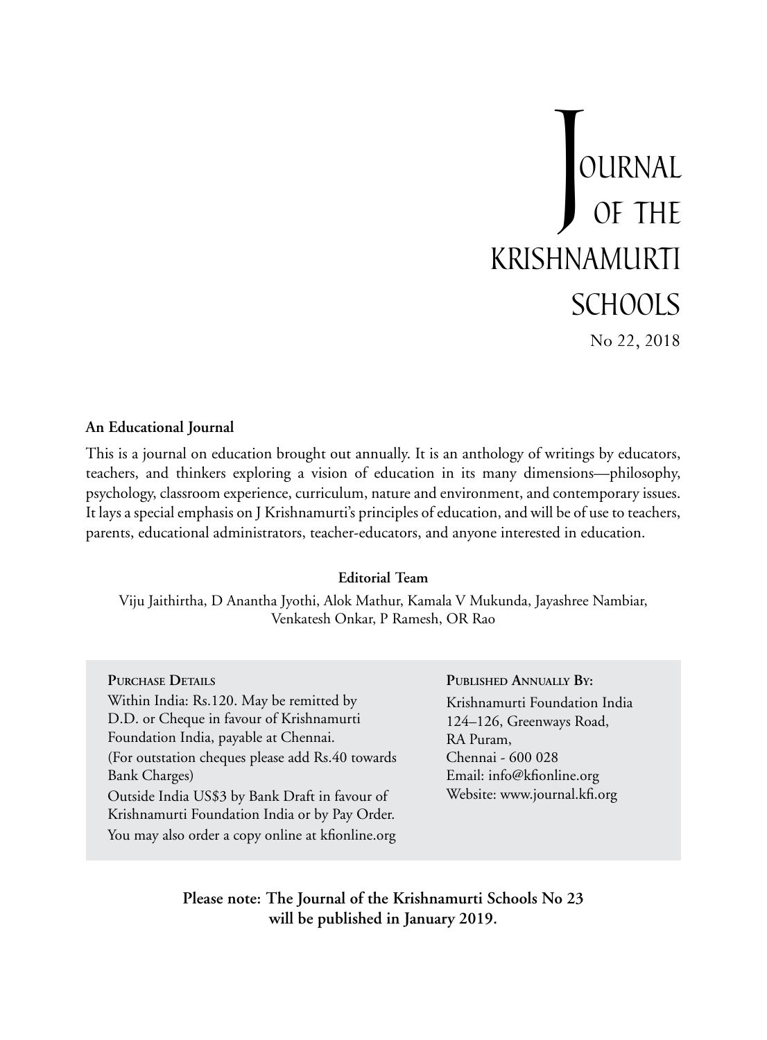# Journal of the Krishnamurti Schools

No 22, 2018

**An Educational Journal**

This is a journal on education brought out annually. It is an anthology of writings by educators, teachers, and thinkers exploring a vision of education in its many dimensions—philosophy, psychology, classroom experience, curriculum, nature and environment, and contemporary issues. It lays a special emphasis on J Krishnamurti's principles of education, and will be of use to teachers, parents, educational administrators, teacher-educators, and anyone interested in education.

**Editorial Team**

Viju Jaithirtha, D Anantha Jyothi, Alok Mathur, Kamala V Mukunda, Jayashree Nambiar, Venkatesh Onkar, P Ramesh, OR Rao

**Purchase Details**

Within India: Rs.120. May be remitted by D.D. or Cheque in favour of Krishnamurti Foundation India, payable at Chennai.

(For outstation cheques please add Rs.40 towards Bank Charges)

Outside India US$3 by Bank Draft in favour of Krishnamurti Foundation India or by Pay Order.

You may also order a copy online at kfionline.org

**Published Annually By:**

Krishnamurti Foundation India
124–126, Greenways Road,
RA Puram,
Chennai - 600 028
Email: info@kfionline.org
Website: www.journal.kfi.org

**Please note: The Journal of the Krishnamurti Schools No 23 will be published in January 2019.**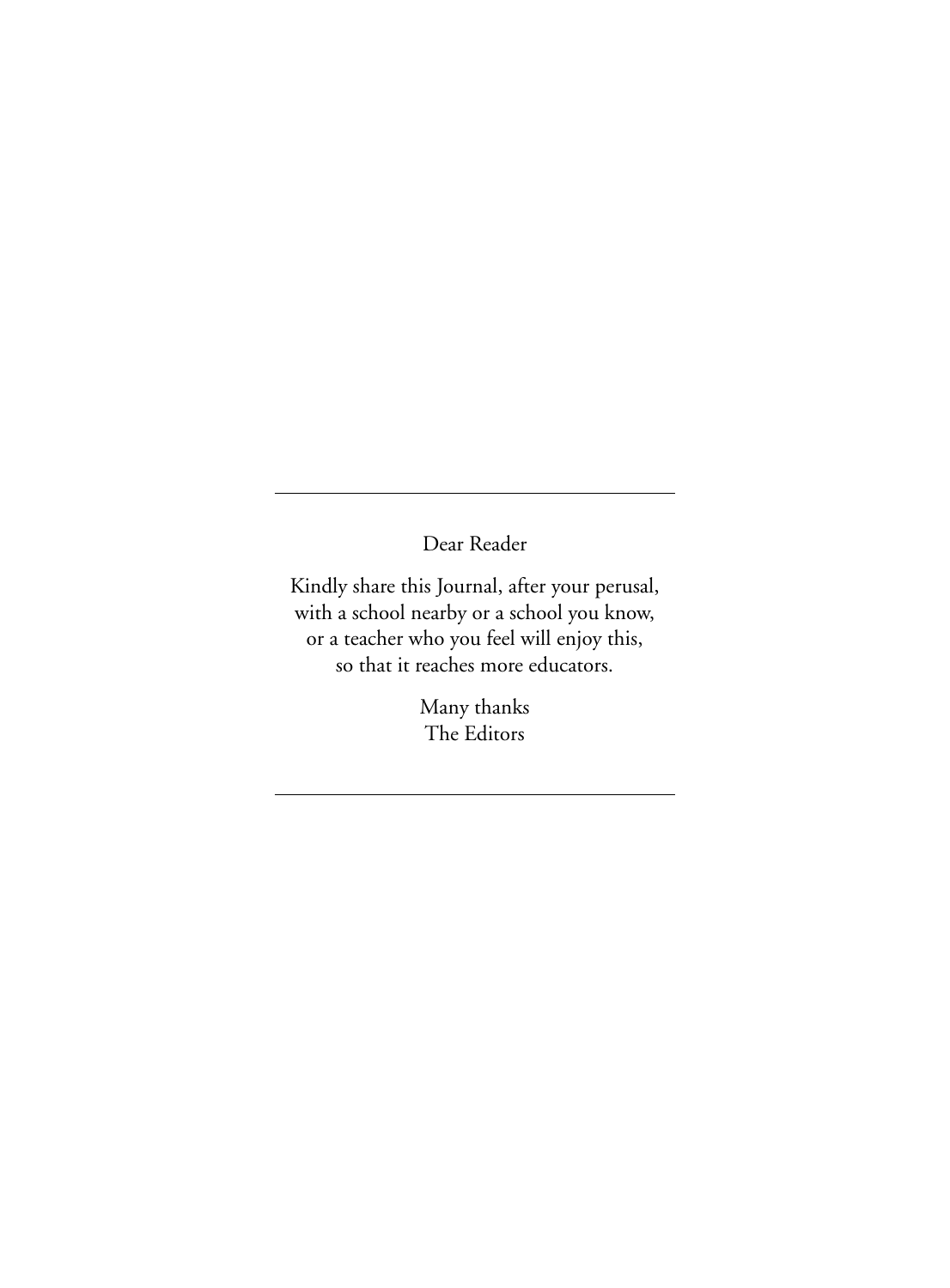---

Dear Reader

Kindly share this Journal, after your perusal,
with a school nearby or a school you know,
or a teacher who you feel will enjoy this,
so that it reaches more educators.

Many thanks
The Editors

---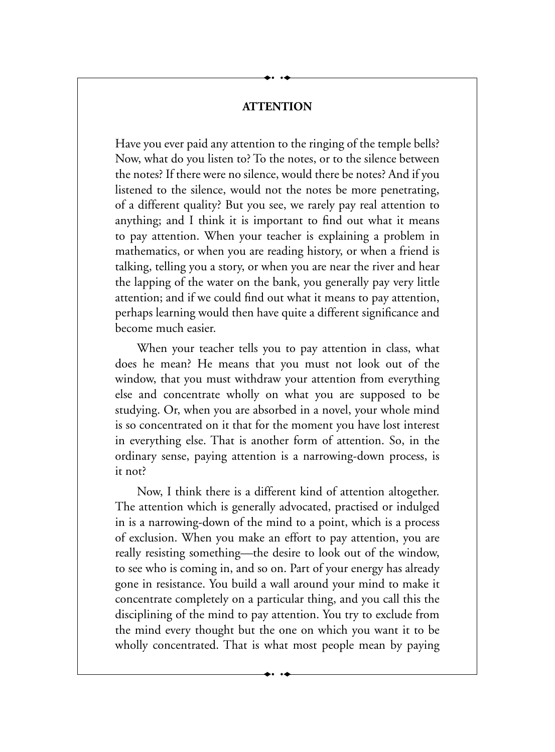## ATTENTION

Have you ever paid any attention to the ringing of the temple bells? Now, what do you listen to? To the notes, or to the silence between the notes? If there were no silence, would there be notes? And if you listened to the silence, would not the notes be more penetrating, of a different quality? But you see, we rarely pay real attention to anything; and I think it is important to find out what it means to pay attention. When your teacher is explaining a problem in mathematics, or when you are reading history, or when a friend is talking, telling you a story, or when you are near the river and hear the lapping of the water on the bank, you generally pay very little attention; and if we could find out what it means to pay attention, perhaps learning would then have quite a different significance and become much easier.

When your teacher tells you to pay attention in class, what does he mean? He means that you must not look out of the window, that you must withdraw your attention from everything else and concentrate wholly on what you are supposed to be studying. Or, when you are absorbed in a novel, your whole mind is so concentrated on it that for the moment you have lost interest in everything else. That is another form of attention. So, in the ordinary sense, paying attention is a narrowing-down process, is it not?

Now, I think there is a different kind of attention altogether. The attention which is generally advocated, practised or indulged in is a narrowing-down of the mind to a point, which is a process of exclusion. When you make an effort to pay attention, you are really resisting something—the desire to look out of the window, to see who is coming in, and so on. Part of your energy has already gone in resistance. You build a wall around your mind to make it concentrate completely on a particular thing, and you call this the disciplining of the mind to pay attention. You try to exclude from the mind every thought but the one on which you want it to be wholly concentrated. That is what most people mean by paying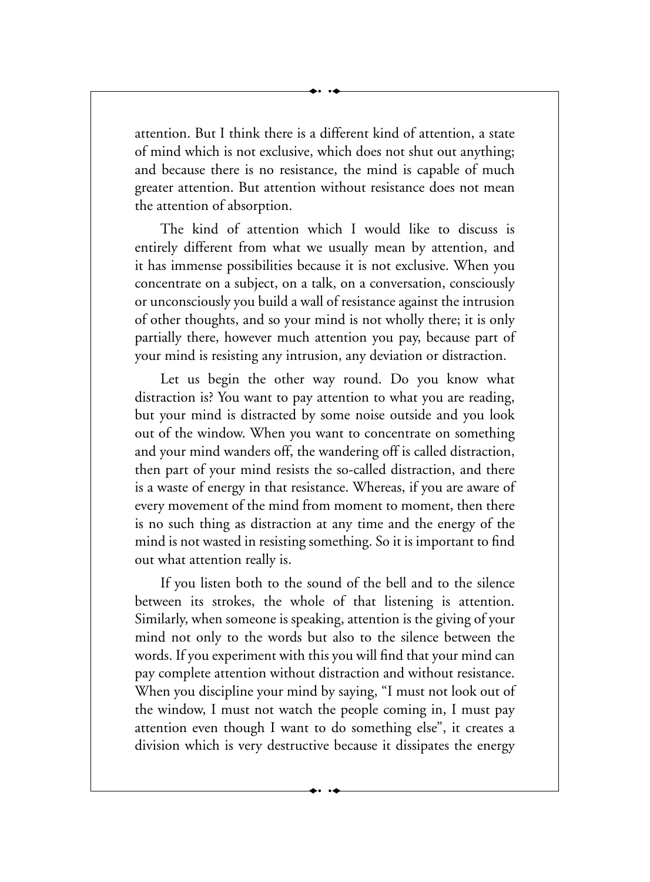attention. But I think there is a different kind of attention, a state of mind which is not exclusive, which does not shut out anything; and because there is no resistance, the mind is capable of much greater attention. But attention without resistance does not mean the attention of absorption.

The kind of attention which I would like to discuss is entirely different from what we usually mean by attention, and it has immense possibilities because it is not exclusive. When you concentrate on a subject, on a talk, on a conversation, consciously or unconsciously you build a wall of resistance against the intrusion of other thoughts, and so your mind is not wholly there; it is only partially there, however much attention you pay, because part of your mind is resisting any intrusion, any deviation or distraction.

Let us begin the other way round. Do you know what distraction is? You want to pay attention to what you are reading, but your mind is distracted by some noise outside and you look out of the window. When you want to concentrate on something and your mind wanders off, the wandering off is called distraction, then part of your mind resists the so-called distraction, and there is a waste of energy in that resistance. Whereas, if you are aware of every movement of the mind from moment to moment, then there is no such thing as distraction at any time and the energy of the mind is not wasted in resisting something. So it is important to find out what attention really is.

If you listen both to the sound of the bell and to the silence between its strokes, the whole of that listening is attention. Similarly, when someone is speaking, attention is the giving of your mind not only to the words but also to the silence between the words. If you experiment with this you will find that your mind can pay complete attention without distraction and without resistance. When you discipline your mind by saying, "I must not look out of the window, I must not watch the people coming in, I must pay attention even though I want to do something else", it creates a division which is very destructive because it dissipates the energy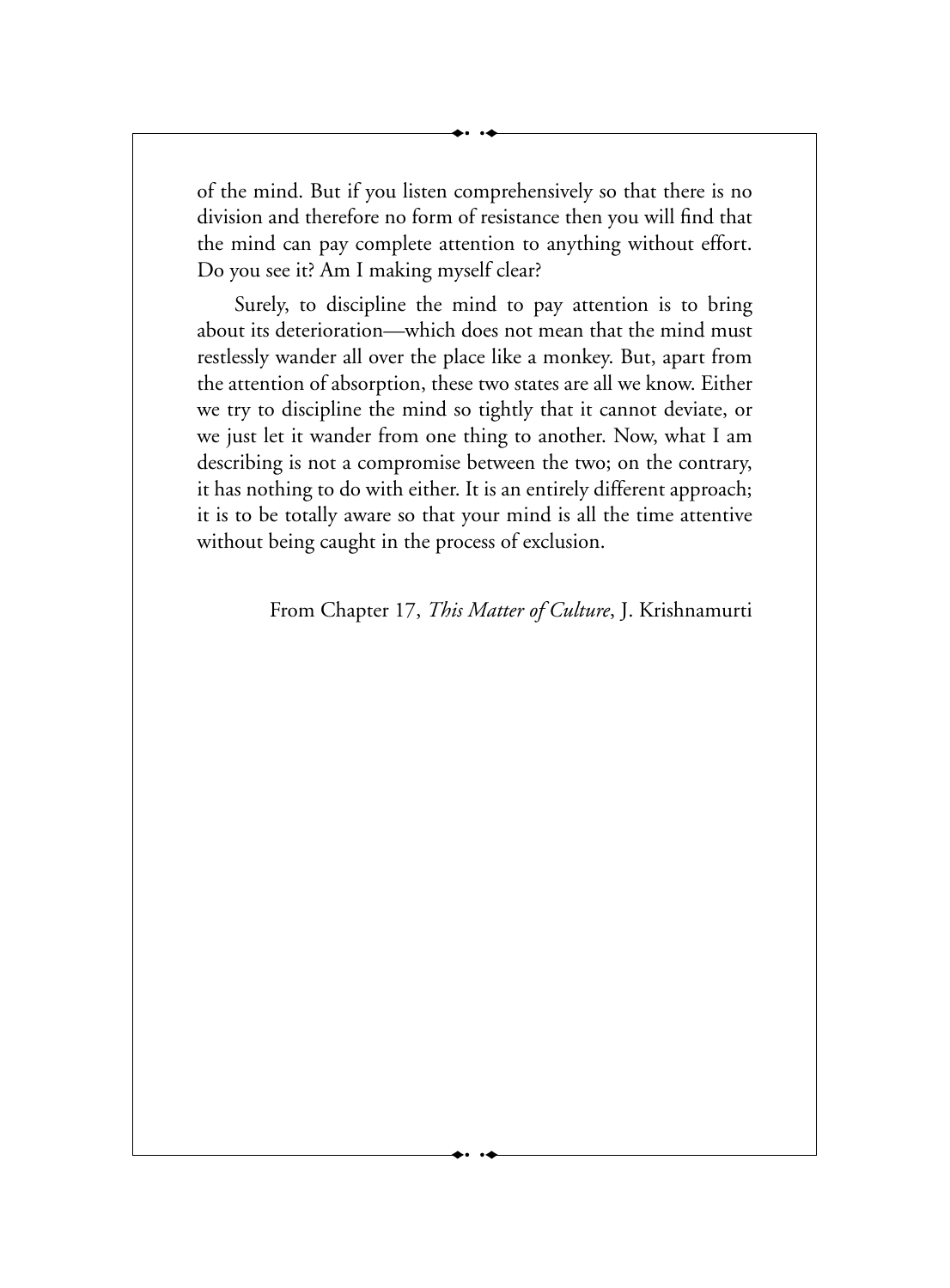of the mind. But if you listen comprehensively so that there is no division and therefore no form of resistance then you will find that the mind can pay complete attention to anything without effort. Do you see it? Am I making myself clear?

Surely, to discipline the mind to pay attention is to bring about its deterioration—which does not mean that the mind must restlessly wander all over the place like a monkey. But, apart from the attention of absorption, these two states are all we know. Either we try to discipline the mind so tightly that it cannot deviate, or we just let it wander from one thing to another. Now, what I am describing is not a compromise between the two; on the contrary, it has nothing to do with either. It is an entirely different approach; it is to be totally aware so that your mind is all the time attentive without being caught in the process of exclusion.

From Chapter 17, *This Matter of Culture*, J. Krishnamurti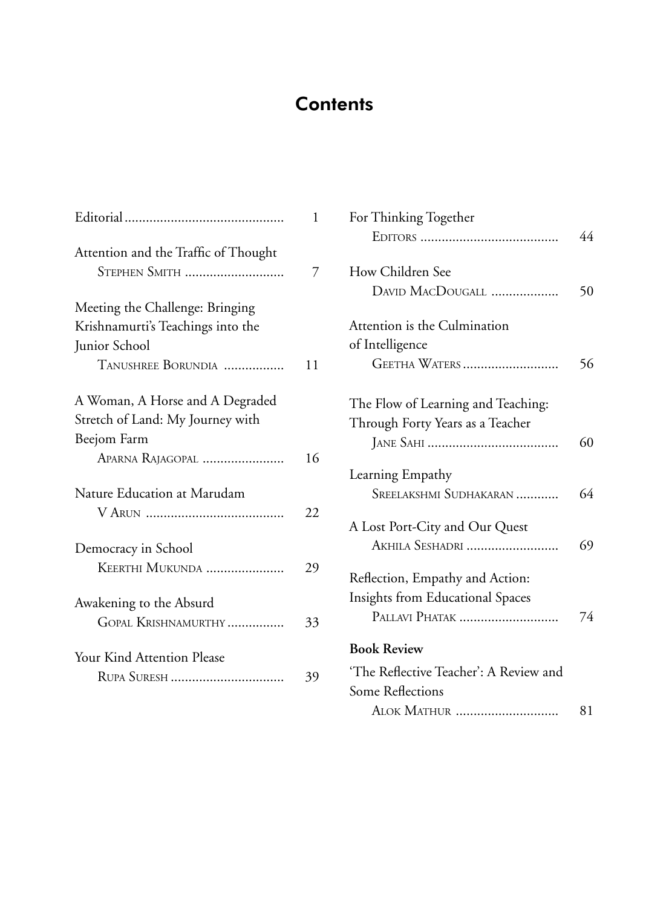# Contents

| | |
|---|---|
| Editorial | 1 |
| Attention and the Traffic of Thought<br>STEPHEN SMITH | 7 |
| Meeting the Challenge: Bringing Krishnamurti's Teachings into the Junior School<br>TANUSHREE BORUNDIA | 11 |
| A Woman, A Horse and A Degraded Stretch of Land: My Journey with Beejom Farm<br>APARNA RAJAGOPAL | 16 |
| Nature Education at Marudam<br>V ARUN | 22 |
| Democracy in School<br>KEERTHI MUKUNDA | 29 |
| Awakening to the Absurd<br>GOPAL KRISHNAMURTHY | 33 |
| Your Kind Attention Please<br>RUPA SURESH | 39 |
| For Thinking Together<br>EDITORS | 44 |
| How Children See<br>DAVID MACDOUGALL | 50 |
| Attention is the Culmination of Intelligence<br>GEETHA WATERS | 56 |
| The Flow of Learning and Teaching: Through Forty Years as a Teacher<br>JANE SAHI | 60 |
| Learning Empathy<br>SREELAKSHMI SUDHAKARAN | 64 |
| A Lost Port-City and Our Quest<br>AKHILA SESHADRI | 69 |
| Reflection, Empathy and Action: Insights from Educational Spaces<br>PALLAVI PHATAK | 74 |
| **Book Review** | |
| 'The Reflective Teacher': A Review and Some Reflections<br>ALOK MATHUR | 81 |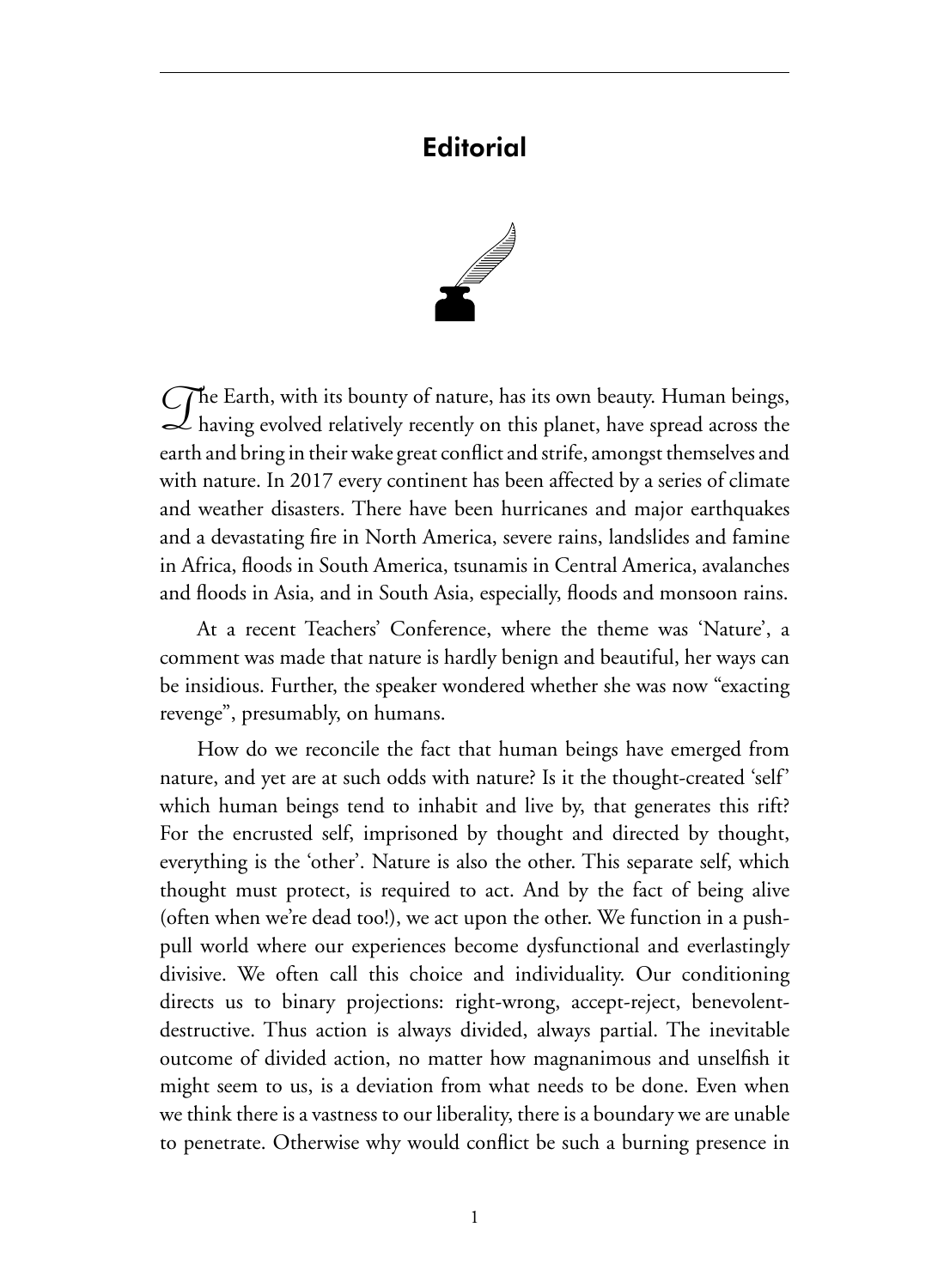# Editorial

The Earth, with its bounty of nature, has its own beauty. Human beings, having evolved relatively recently on this planet, have spread across the earth and bring in their wake great conflict and strife, amongst themselves and with nature. In 2017 every continent has been affected by a series of climate and weather disasters. There have been hurricanes and major earthquakes and a devastating fire in North America, severe rains, landslides and famine in Africa, floods in South America, tsunamis in Central America, avalanches and floods in Asia, and in South Asia, especially, floods and monsoon rains.

At a recent Teachers' Conference, where the theme was 'Nature', a comment was made that nature is hardly benign and beautiful, her ways can be insidious. Further, the speaker wondered whether she was now "exacting revenge", presumably, on humans.

How do we reconcile the fact that human beings have emerged from nature, and yet are at such odds with nature? Is it the thought-created 'self' which human beings tend to inhabit and live by, that generates this rift? For the encrusted self, imprisoned by thought and directed by thought, everything is the 'other'. Nature is also the other. This separate self, which thought must protect, is required to act. And by the fact of being alive (often when we're dead too!), we act upon the other. We function in a push-pull world where our experiences become dysfunctional and everlastingly divisive. We often call this choice and individuality. Our conditioning directs us to binary projections: right-wrong, accept-reject, benevolent-destructive. Thus action is always divided, always partial. The inevitable outcome of divided action, no matter how magnanimous and unselfish it might seem to us, is a deviation from what needs to be done. Even when we think there is a vastness to our liberality, there is a boundary we are unable to penetrate. Otherwise why would conflict be such a burning presence in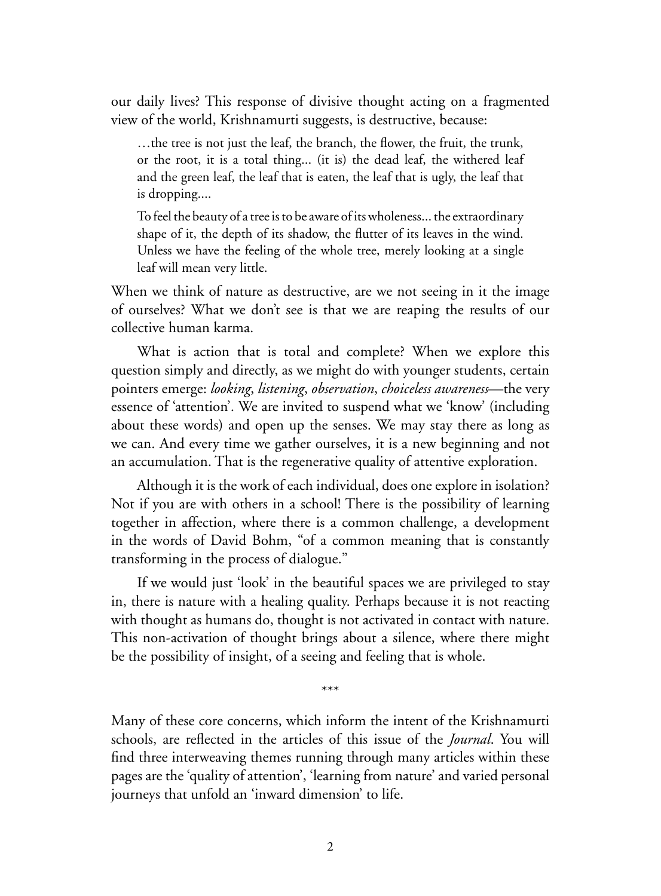our daily lives? This response of divisive thought acting on a fragmented view of the world, Krishnamurti suggests, is destructive, because:

> …the tree is not just the leaf, the branch, the flower, the fruit, the trunk, or the root, it is a total thing... (it is) the dead leaf, the withered leaf and the green leaf, the leaf that is eaten, the leaf that is ugly, the leaf that is dropping....
>
> To feel the beauty of a tree is to be aware of its wholeness... the extraordinary shape of it, the depth of its shadow, the flutter of its leaves in the wind. Unless we have the feeling of the whole tree, merely looking at a single leaf will mean very little.

When we think of nature as destructive, are we not seeing in it the image of ourselves? What we don't see is that we are reaping the results of our collective human karma.

What is action that is total and complete? When we explore this question simply and directly, as we might do with younger students, certain pointers emerge: *looking*, *listening*, *observation*, *choiceless awareness*—the very essence of 'attention'. We are invited to suspend what we 'know' (including about these words) and open up the senses. We may stay there as long as we can. And every time we gather ourselves, it is a new beginning and not an accumulation. That is the regenerative quality of attentive exploration.

Although it is the work of each individual, does one explore in isolation? Not if you are with others in a school! There is the possibility of learning together in affection, where there is a common challenge, a development in the words of David Bohm, "of a common meaning that is constantly transforming in the process of dialogue."

If we would just 'look' in the beautiful spaces we are privileged to stay in, there is nature with a healing quality. Perhaps because it is not reacting with thought as humans do, thought is not activated in contact with nature. This non-activation of thought brings about a silence, where there might be the possibility of insight, of a seeing and feeling that is whole.

***

Many of these core concerns, which inform the intent of the Krishnamurti schools, are reflected in the articles of this issue of the *Journal*. You will find three interweaving themes running through many articles within these pages are the 'quality of attention', 'learning from nature' and varied personal journeys that unfold an 'inward dimension' to life.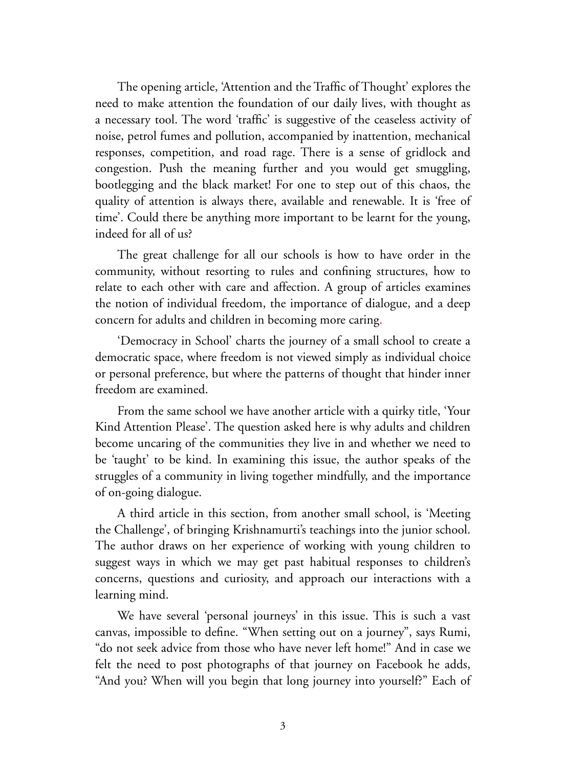The opening article, 'Attention and the Traffic of Thought' explores the need to make attention the foundation of our daily lives, with thought as a necessary tool. The word 'traffic' is suggestive of the ceaseless activity of noise, petrol fumes and pollution, accompanied by inattention, mechanical responses, competition, and road rage. There is a sense of gridlock and congestion. Push the meaning further and you would get smuggling, bootlegging and the black market! For one to step out of this chaos, the quality of attention is always there, available and renewable. It is 'free of time'. Could there be anything more important to be learnt for the young, indeed for all of us?

The great challenge for all our schools is how to have order in the community, without resorting to rules and confining structures, how to relate to each other with care and affection. A group of articles examines the notion of individual freedom, the importance of dialogue, and a deep concern for adults and children in becoming more caring.

'Democracy in School' charts the journey of a small school to create a democratic space, where freedom is not viewed simply as individual choice or personal preference, but where the patterns of thought that hinder inner freedom are examined.

From the same school we have another article with a quirky title, 'Your Kind Attention Please'. The question asked here is why adults and children become uncaring of the communities they live in and whether we need to be 'taught' to be kind. In examining this issue, the author speaks of the struggles of a community in living together mindfully, and the importance of on-going dialogue.

A third article in this section, from another small school, is 'Meeting the Challenge', of bringing Krishnamurti's teachings into the junior school. The author draws on her experience of working with young children to suggest ways in which we may get past habitual responses to children's concerns, questions and curiosity, and approach our interactions with a learning mind.

We have several 'personal journeys' in this issue. This is such a vast canvas, impossible to define. "When setting out on a journey", says Rumi, "do not seek advice from those who have never left home!" And in case we felt the need to post photographs of that journey on Facebook he adds, "And you? When will you begin that long journey into yourself?" Each of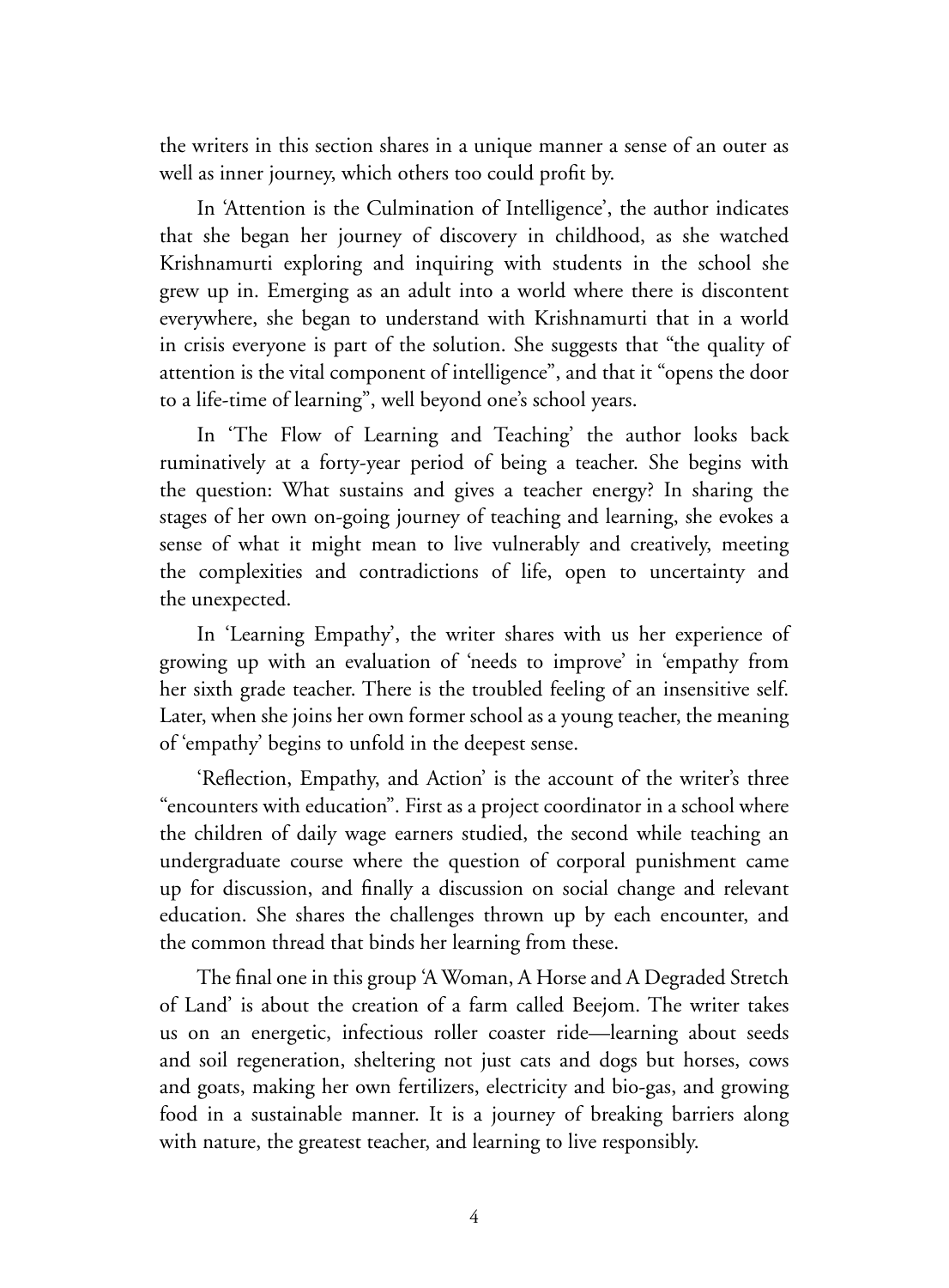the writers in this section shares in a unique manner a sense of an outer as well as inner journey, which others too could profit by.

In 'Attention is the Culmination of Intelligence', the author indicates that she began her journey of discovery in childhood, as she watched Krishnamurti exploring and inquiring with students in the school she grew up in. Emerging as an adult into a world where there is discontent everywhere, she began to understand with Krishnamurti that in a world in crisis everyone is part of the solution. She suggests that "the quality of attention is the vital component of intelligence", and that it "opens the door to a life-time of learning", well beyond one's school years.

In 'The Flow of Learning and Teaching' the author looks back ruminatively at a forty-year period of being a teacher. She begins with the question: What sustains and gives a teacher energy? In sharing the stages of her own on-going journey of teaching and learning, she evokes a sense of what it might mean to live vulnerably and creatively, meeting the complexities and contradictions of life, open to uncertainty and the unexpected.

In 'Learning Empathy', the writer shares with us her experience of growing up with an evaluation of 'needs to improve' in 'empathy from her sixth grade teacher. There is the troubled feeling of an insensitive self. Later, when she joins her own former school as a young teacher, the meaning of 'empathy' begins to unfold in the deepest sense.

'Reflection, Empathy, and Action' is the account of the writer's three "encounters with education". First as a project coordinator in a school where the children of daily wage earners studied, the second while teaching an undergraduate course where the question of corporal punishment came up for discussion, and finally a discussion on social change and relevant education. She shares the challenges thrown up by each encounter, and the common thread that binds her learning from these.

The final one in this group 'A Woman, A Horse and A Degraded Stretch of Land' is about the creation of a farm called Beejom. The writer takes us on an energetic, infectious roller coaster ride—learning about seeds and soil regeneration, sheltering not just cats and dogs but horses, cows and goats, making her own fertilizers, electricity and bio-gas, and growing food in a sustainable manner. It is a journey of breaking barriers along with nature, the greatest teacher, and learning to live responsibly.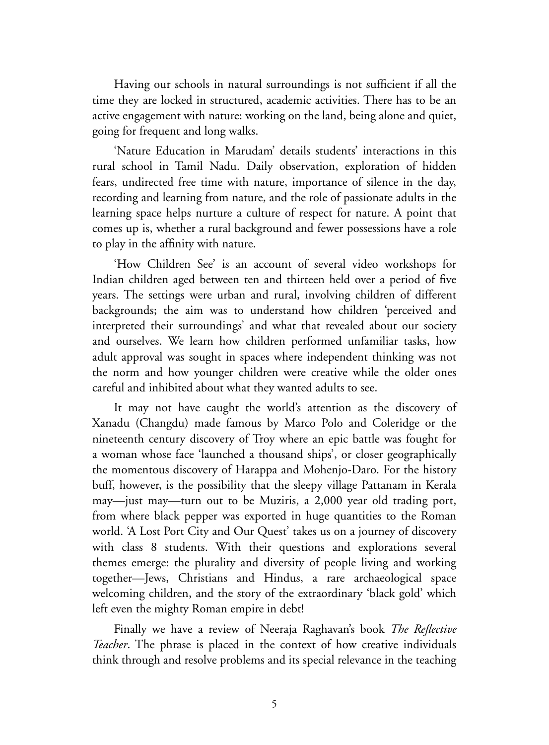Having our schools in natural surroundings is not sufficient if all the time they are locked in structured, academic activities. There has to be an active engagement with nature: working on the land, being alone and quiet, going for frequent and long walks.

'Nature Education in Marudam' details students' interactions in this rural school in Tamil Nadu. Daily observation, exploration of hidden fears, undirected free time with nature, importance of silence in the day, recording and learning from nature, and the role of passionate adults in the learning space helps nurture a culture of respect for nature. A point that comes up is, whether a rural background and fewer possessions have a role to play in the affinity with nature.

'How Children See' is an account of several video workshops for Indian children aged between ten and thirteen held over a period of five years. The settings were urban and rural, involving children of different backgrounds; the aim was to understand how children 'perceived and interpreted their surroundings' and what that revealed about our society and ourselves. We learn how children performed unfamiliar tasks, how adult approval was sought in spaces where independent thinking was not the norm and how younger children were creative while the older ones careful and inhibited about what they wanted adults to see.

It may not have caught the world's attention as the discovery of Xanadu (Changdu) made famous by Marco Polo and Coleridge or the nineteenth century discovery of Troy where an epic battle was fought for a woman whose face 'launched a thousand ships', or closer geographically the momentous discovery of Harappa and Mohenjo-Daro. For the history buff, however, is the possibility that the sleepy village Pattanam in Kerala may—just may—turn out to be Muziris, a 2,000 year old trading port, from where black pepper was exported in huge quantities to the Roman world. 'A Lost Port City and Our Quest' takes us on a journey of discovery with class 8 students. With their questions and explorations several themes emerge: the plurality and diversity of people living and working together—Jews, Christians and Hindus, a rare archaeological space welcoming children, and the story of the extraordinary 'black gold' which left even the mighty Roman empire in debt!

Finally we have a review of Neeraja Raghavan's book *The Reflective Teacher*. The phrase is placed in the context of how creative individuals think through and resolve problems and its special relevance in the teaching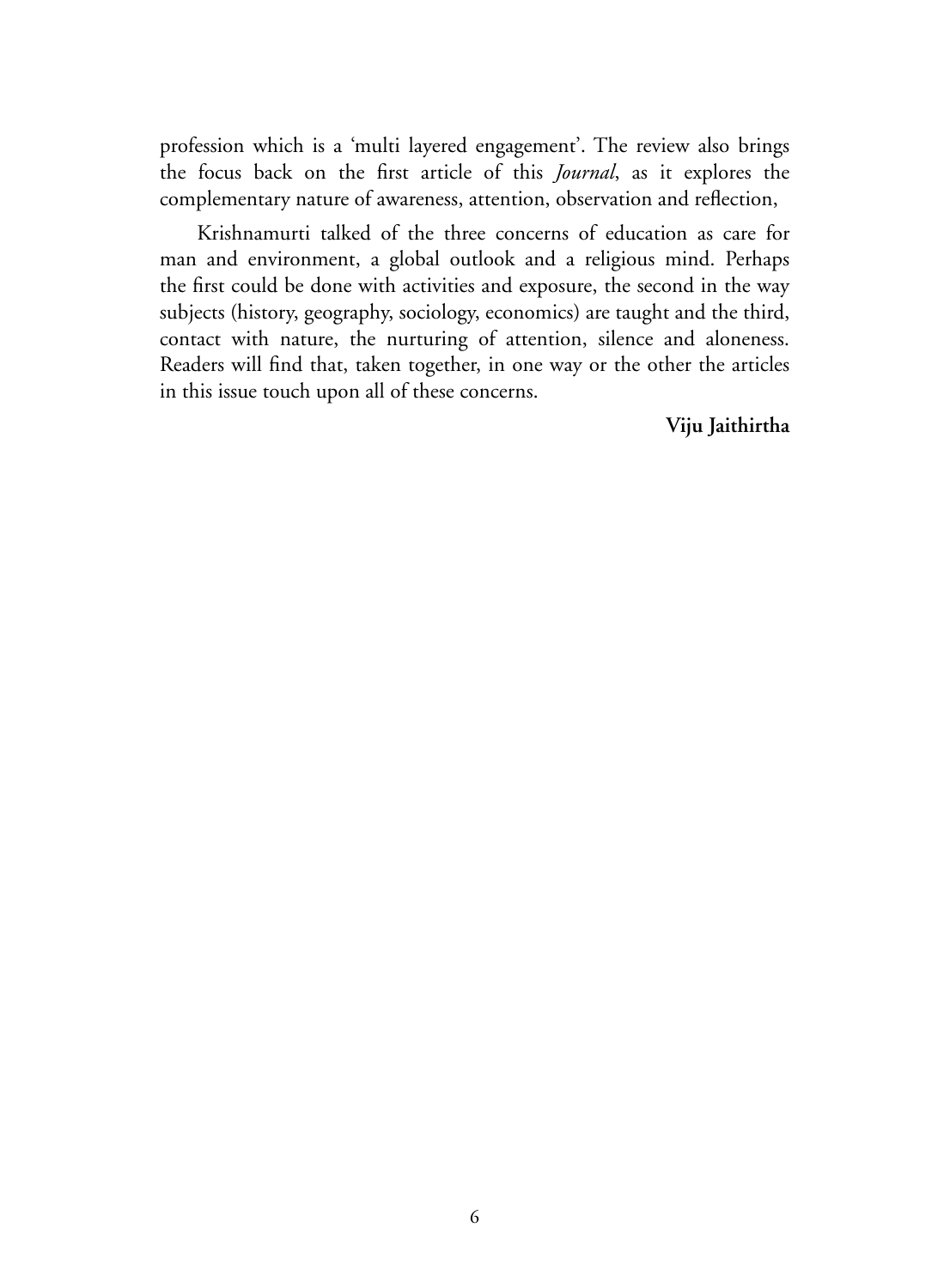profession which is a 'multi layered engagement'. The review also brings the focus back on the first article of this *Journal*, as it explores the complementary nature of awareness, attention, observation and reflection,

Krishnamurti talked of the three concerns of education as care for man and environment, a global outlook and a religious mind. Perhaps the first could be done with activities and exposure, the second in the way subjects (history, geography, sociology, economics) are taught and the third, contact with nature, the nurturing of attention, silence and aloneness. Readers will find that, taken together, in one way or the other the articles in this issue touch upon all of these concerns.

**Viju Jaithirtha**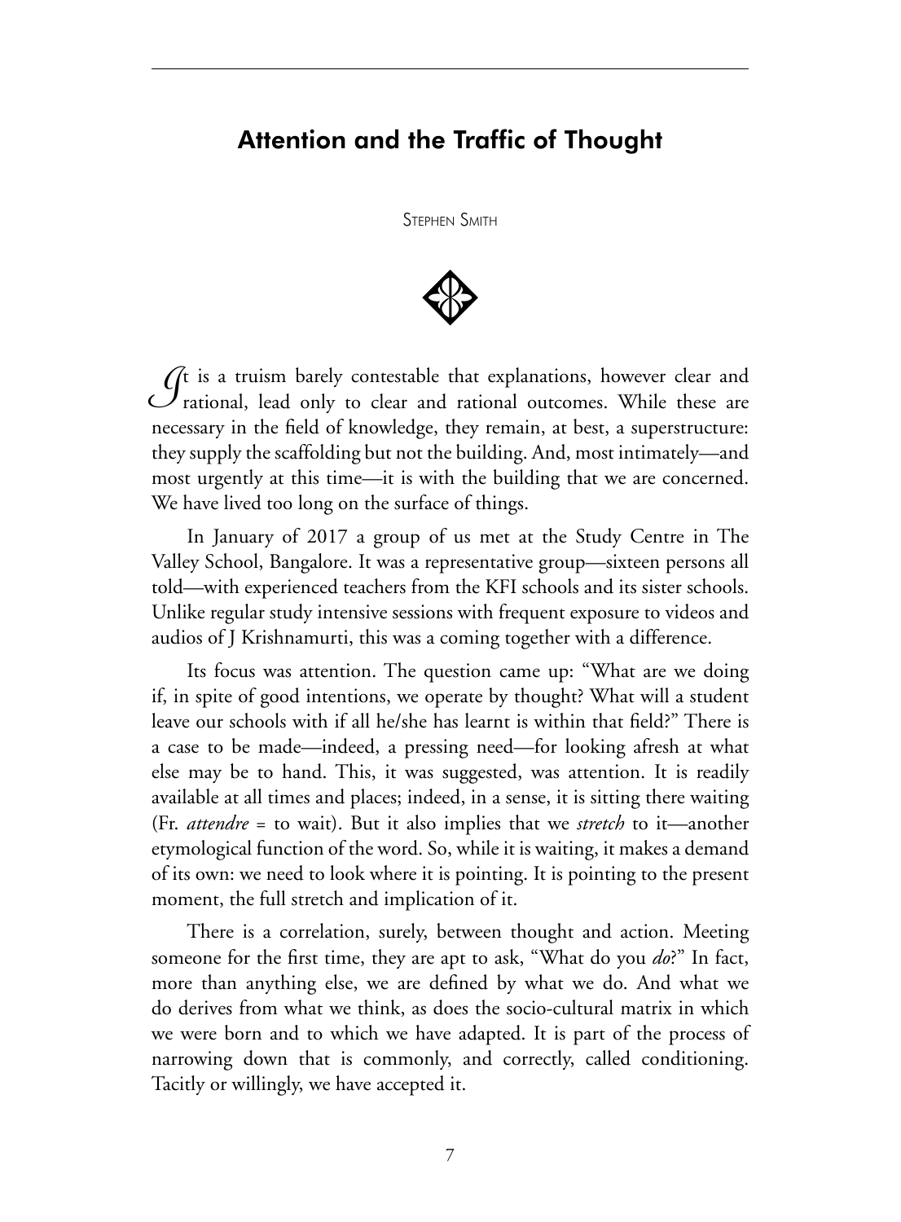# Attention and the Traffic of Thought

Stephen Smith

It is a truism barely contestable that explanations, however clear and rational, lead only to clear and rational outcomes. While these are necessary in the field of knowledge, they remain, at best, a superstructure: they supply the scaffolding but not the building. And, most intimately—and most urgently at this time—it is with the building that we are concerned. We have lived too long on the surface of things.

In January of 2017 a group of us met at the Study Centre in The Valley School, Bangalore. It was a representative group—sixteen persons all told—with experienced teachers from the KFI schools and its sister schools. Unlike regular study intensive sessions with frequent exposure to videos and audios of J Krishnamurti, this was a coming together with a difference.

Its focus was attention. The question came up: "What are we doing if, in spite of good intentions, we operate by thought? What will a student leave our schools with if all he/she has learnt is within that field?" There is a case to be made—indeed, a pressing need—for looking afresh at what else may be to hand. This, it was suggested, was attention. It is readily available at all times and places; indeed, in a sense, it is sitting there waiting (Fr. *attendre* = to wait). But it also implies that we *stretch* to it—another etymological function of the word. So, while it is waiting, it makes a demand of its own: we need to look where it is pointing. It is pointing to the present moment, the full stretch and implication of it.

There is a correlation, surely, between thought and action. Meeting someone for the first time, they are apt to ask, "What do you *do*?" In fact, more than anything else, we are defined by what we do. And what we do derives from what we think, as does the socio-cultural matrix in which we were born and to which we have adapted. It is part of the process of narrowing down that is commonly, and correctly, called conditioning. Tacitly or willingly, we have accepted it.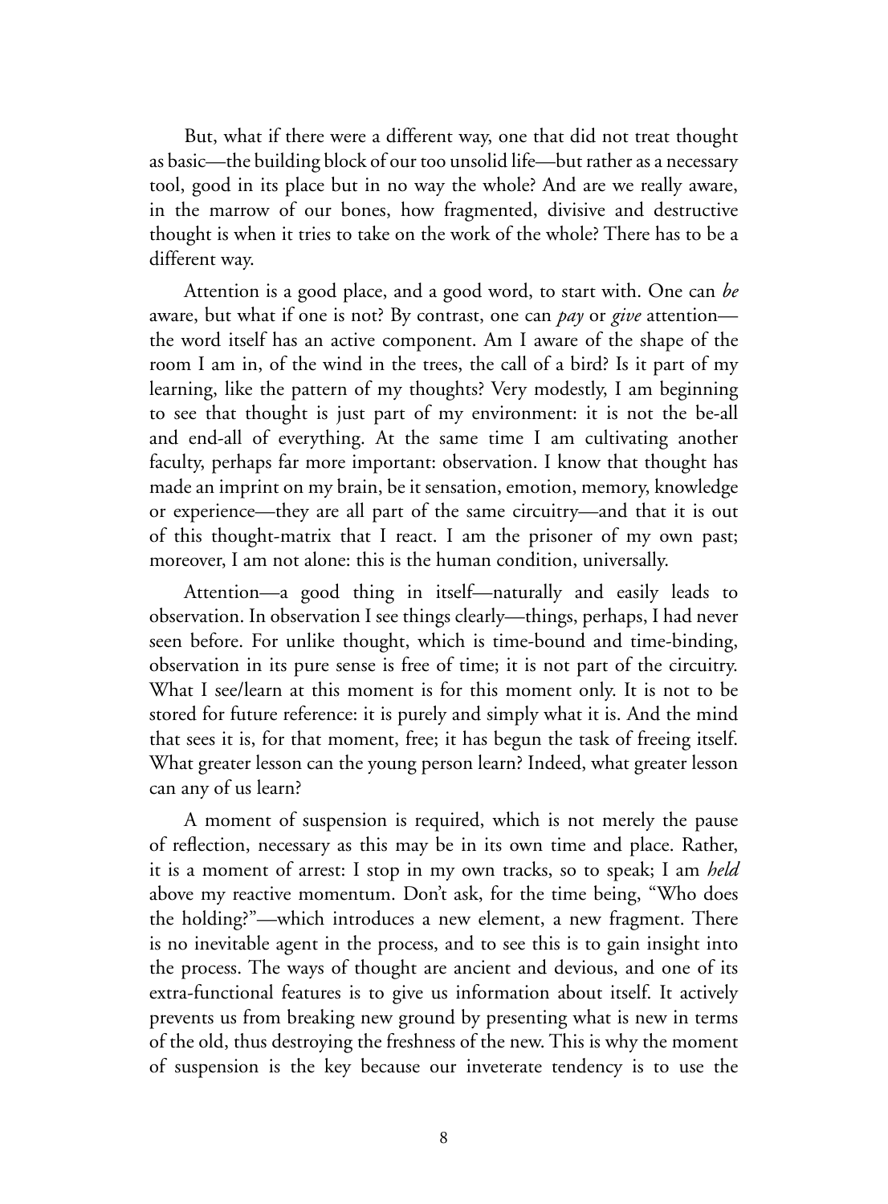But, what if there were a different way, one that did not treat thought as basic—the building block of our too unsolid life—but rather as a necessary tool, good in its place but in no way the whole? And are we really aware, in the marrow of our bones, how fragmented, divisive and destructive thought is when it tries to take on the work of the whole? There has to be a different way.

Attention is a good place, and a good word, to start with. One can *be* aware, but what if one is not? By contrast, one can *pay* or *give* attention—the word itself has an active component. Am I aware of the shape of the room I am in, of the wind in the trees, the call of a bird? Is it part of my learning, like the pattern of my thoughts? Very modestly, I am beginning to see that thought is just part of my environment: it is not the be-all and end-all of everything. At the same time I am cultivating another faculty, perhaps far more important: observation. I know that thought has made an imprint on my brain, be it sensation, emotion, memory, knowledge or experience—they are all part of the same circuitry—and that it is out of this thought-matrix that I react. I am the prisoner of my own past; moreover, I am not alone: this is the human condition, universally.

Attention—a good thing in itself—naturally and easily leads to observation. In observation I see things clearly—things, perhaps, I had never seen before. For unlike thought, which is time-bound and time-binding, observation in its pure sense is free of time; it is not part of the circuitry. What I see/learn at this moment is for this moment only. It is not to be stored for future reference: it is purely and simply what it is. And the mind that sees it is, for that moment, free; it has begun the task of freeing itself. What greater lesson can the young person learn? Indeed, what greater lesson can any of us learn?

A moment of suspension is required, which is not merely the pause of reflection, necessary as this may be in its own time and place. Rather, it is a moment of arrest: I stop in my own tracks, so to speak; I am *held* above my reactive momentum. Don't ask, for the time being, "Who does the holding?"—which introduces a new element, a new fragment. There is no inevitable agent in the process, and to see this is to gain insight into the process. The ways of thought are ancient and devious, and one of its extra-functional features is to give us information about itself. It actively prevents us from breaking new ground by presenting what is new in terms of the old, thus destroying the freshness of the new. This is why the moment of suspension is the key because our inveterate tendency is to use the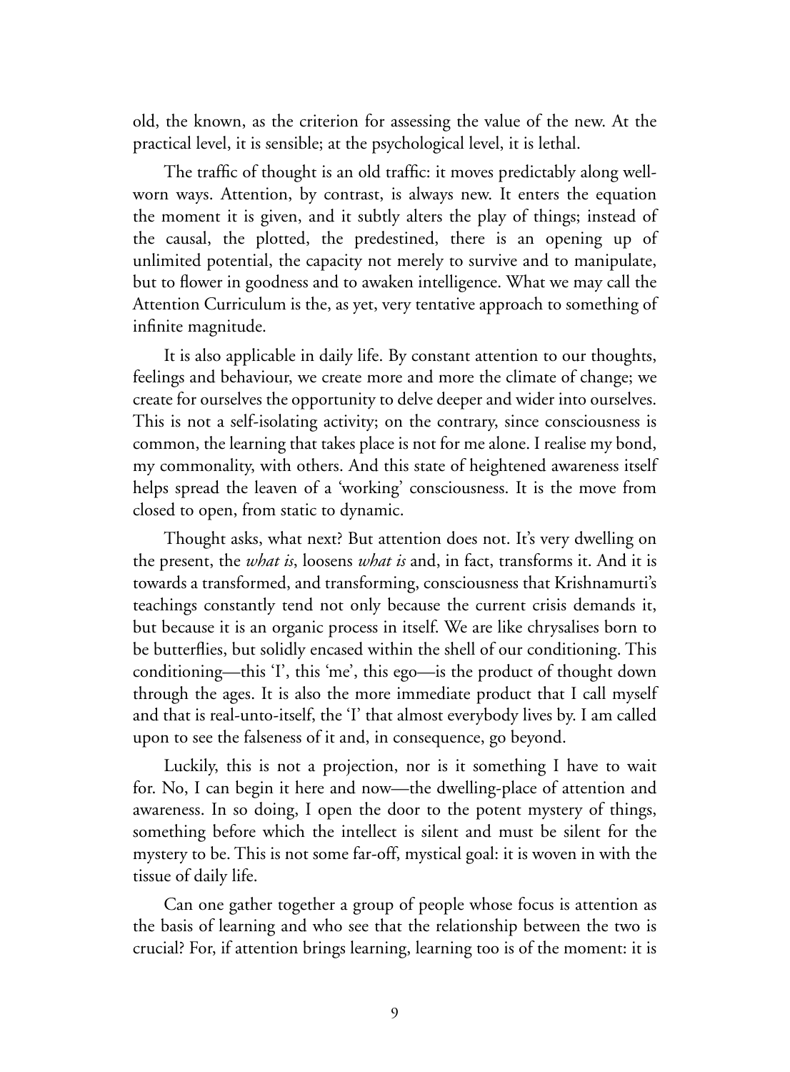old, the known, as the criterion for assessing the value of the new. At the practical level, it is sensible; at the psychological level, it is lethal.

The traffic of thought is an old traffic: it moves predictably along well-worn ways. Attention, by contrast, is always new. It enters the equation the moment it is given, and it subtly alters the play of things; instead of the causal, the plotted, the predestined, there is an opening up of unlimited potential, the capacity not merely to survive and to manipulate, but to flower in goodness and to awaken intelligence. What we may call the Attention Curriculum is the, as yet, very tentative approach to something of infinite magnitude.

It is also applicable in daily life. By constant attention to our thoughts, feelings and behaviour, we create more and more the climate of change; we create for ourselves the opportunity to delve deeper and wider into ourselves. This is not a self-isolating activity; on the contrary, since consciousness is common, the learning that takes place is not for me alone. I realise my bond, my commonality, with others. And this state of heightened awareness itself helps spread the leaven of a 'working' consciousness. It is the move from closed to open, from static to dynamic.

Thought asks, what next? But attention does not. It's very dwelling on the present, the *what is*, loosens *what is* and, in fact, transforms it. And it is towards a transformed, and transforming, consciousness that Krishnamurti's teachings constantly tend not only because the current crisis demands it, but because it is an organic process in itself. We are like chrysalises born to be butterflies, but solidly encased within the shell of our conditioning. This conditioning—this 'I', this 'me', this ego—is the product of thought down through the ages. It is also the more immediate product that I call myself and that is real-unto-itself, the 'I' that almost everybody lives by. I am called upon to see the falseness of it and, in consequence, go beyond.

Luckily, this is not a projection, nor is it something I have to wait for. No, I can begin it here and now—the dwelling-place of attention and awareness. In so doing, I open the door to the potent mystery of things, something before which the intellect is silent and must be silent for the mystery to be. This is not some far-off, mystical goal: it is woven in with the tissue of daily life.

Can one gather together a group of people whose focus is attention as the basis of learning and who see that the relationship between the two is crucial? For, if attention brings learning, learning too is of the moment: it is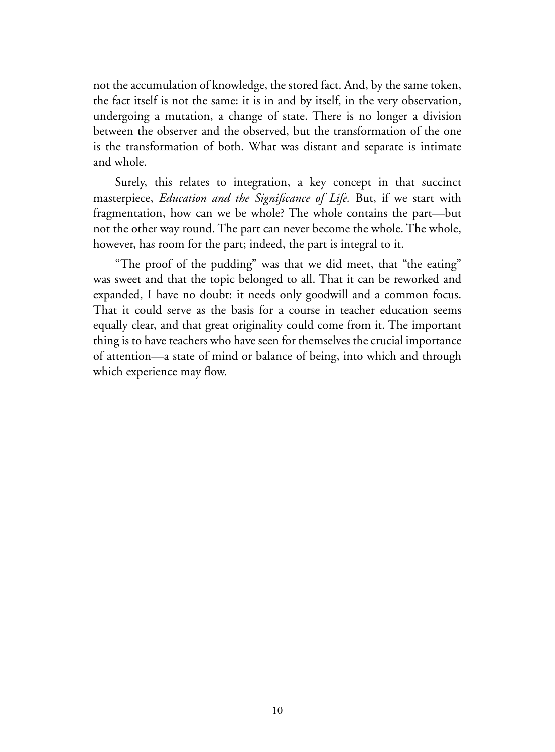not the accumulation of knowledge, the stored fact. And, by the same token, the fact itself is not the same: it is in and by itself, in the very observation, undergoing a mutation, a change of state. There is no longer a division between the observer and the observed, but the transformation of the one is the transformation of both. What was distant and separate is intimate and whole.

Surely, this relates to integration, a key concept in that succinct masterpiece, *Education and the Significance of Life.* But, if we start with fragmentation, how can we be whole? The whole contains the part—but not the other way round. The part can never become the whole. The whole, however, has room for the part; indeed, the part is integral to it.

"The proof of the pudding" was that we did meet, that "the eating" was sweet and that the topic belonged to all. That it can be reworked and expanded, I have no doubt: it needs only goodwill and a common focus. That it could serve as the basis for a course in teacher education seems equally clear, and that great originality could come from it. The important thing is to have teachers who have seen for themselves the crucial importance of attention—a state of mind or balance of being, into which and through which experience may flow.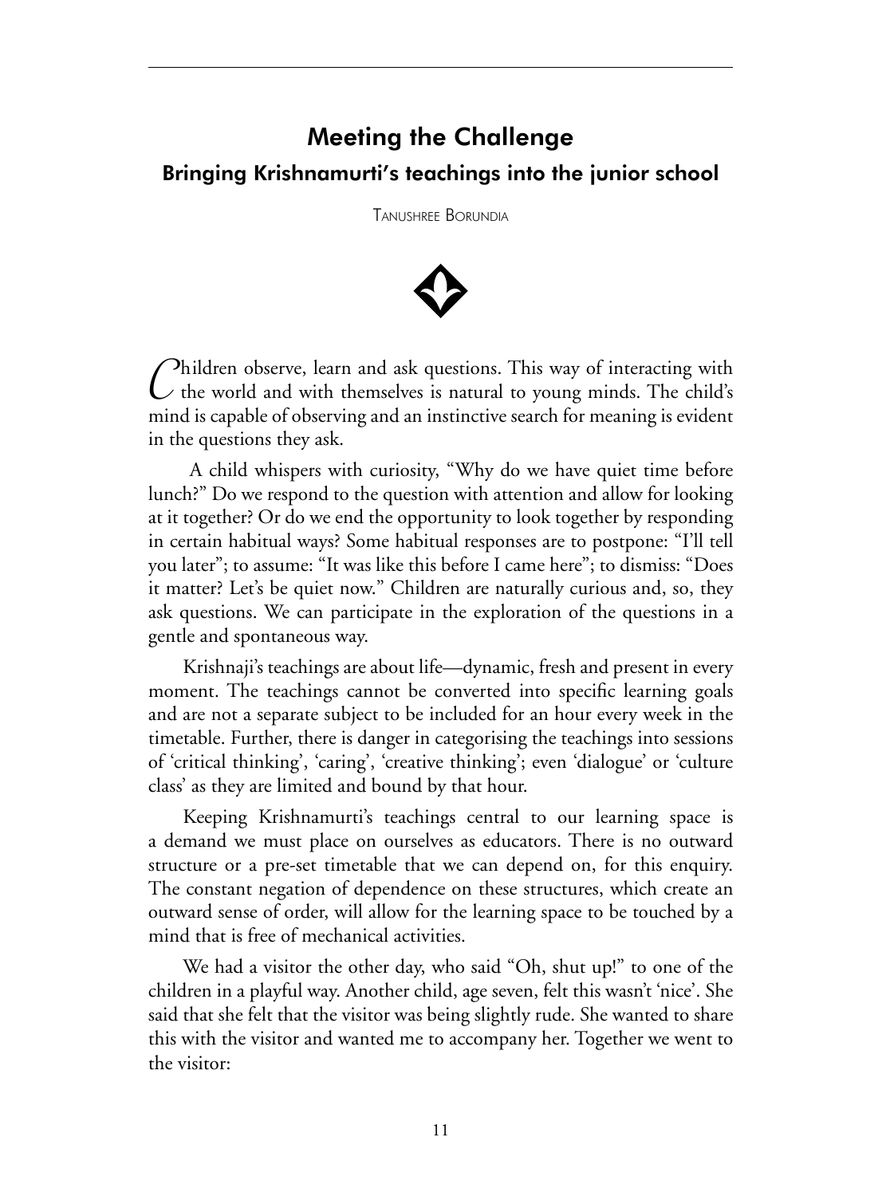# Meeting the Challenge

## Bringing Krishnamurti's teachings into the junior school

Tanushree Borundia

Children observe, learn and ask questions. This way of interacting with the world and with themselves is natural to young minds. The child's mind is capable of observing and an instinctive search for meaning is evident in the questions they ask.

A child whispers with curiosity, "Why do we have quiet time before lunch?" Do we respond to the question with attention and allow for looking at it together? Or do we end the opportunity to look together by responding in certain habitual ways? Some habitual responses are to postpone: "I'll tell you later"; to assume: "It was like this before I came here"; to dismiss: "Does it matter? Let's be quiet now." Children are naturally curious and, so, they ask questions. We can participate in the exploration of the questions in a gentle and spontaneous way.

Krishnaji's teachings are about life—dynamic, fresh and present in every moment. The teachings cannot be converted into specific learning goals and are not a separate subject to be included for an hour every week in the timetable. Further, there is danger in categorising the teachings into sessions of 'critical thinking', 'caring', 'creative thinking'; even 'dialogue' or 'culture class' as they are limited and bound by that hour.

Keeping Krishnamurti's teachings central to our learning space is a demand we must place on ourselves as educators. There is no outward structure or a pre-set timetable that we can depend on, for this enquiry. The constant negation of dependence on these structures, which create an outward sense of order, will allow for the learning space to be touched by a mind that is free of mechanical activities.

We had a visitor the other day, who said "Oh, shut up!" to one of the children in a playful way. Another child, age seven, felt this wasn't 'nice'. She said that she felt that the visitor was being slightly rude. She wanted to share this with the visitor and wanted me to accompany her. Together we went to the visitor: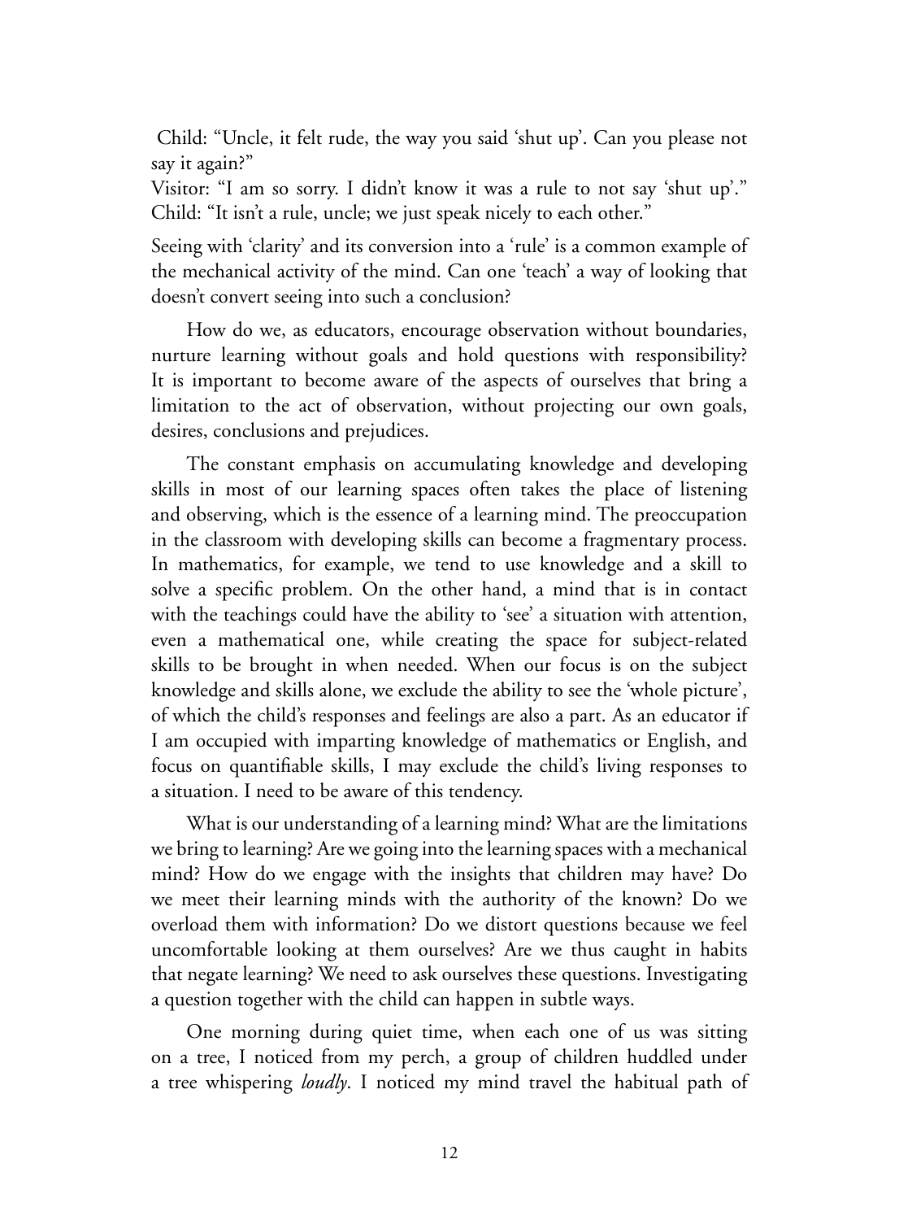Child: "Uncle, it felt rude, the way you said 'shut up'. Can you please not say it again?"
Visitor: "I am so sorry. I didn't know it was a rule to not say 'shut up'."
Child: "It isn't a rule, uncle; we just speak nicely to each other."

Seeing with 'clarity' and its conversion into a 'rule' is a common example of the mechanical activity of the mind. Can one 'teach' a way of looking that doesn't convert seeing into such a conclusion?

How do we, as educators, encourage observation without boundaries, nurture learning without goals and hold questions with responsibility? It is important to become aware of the aspects of ourselves that bring a limitation to the act of observation, without projecting our own goals, desires, conclusions and prejudices.

The constant emphasis on accumulating knowledge and developing skills in most of our learning spaces often takes the place of listening and observing, which is the essence of a learning mind. The preoccupation in the classroom with developing skills can become a fragmentary process. In mathematics, for example, we tend to use knowledge and a skill to solve a specific problem. On the other hand, a mind that is in contact with the teachings could have the ability to 'see' a situation with attention, even a mathematical one, while creating the space for subject-related skills to be brought in when needed. When our focus is on the subject knowledge and skills alone, we exclude the ability to see the 'whole picture', of which the child's responses and feelings are also a part. As an educator if I am occupied with imparting knowledge of mathematics or English, and focus on quantifiable skills, I may exclude the child's living responses to a situation. I need to be aware of this tendency.

What is our understanding of a learning mind? What are the limitations we bring to learning? Are we going into the learning spaces with a mechanical mind? How do we engage with the insights that children may have? Do we meet their learning minds with the authority of the known? Do we overload them with information? Do we distort questions because we feel uncomfortable looking at them ourselves? Are we thus caught in habits that negate learning? We need to ask ourselves these questions. Investigating a question together with the child can happen in subtle ways.

One morning during quiet time, when each one of us was sitting on a tree, I noticed from my perch, a group of children huddled under a tree whispering *loudly*. I noticed my mind travel the habitual path of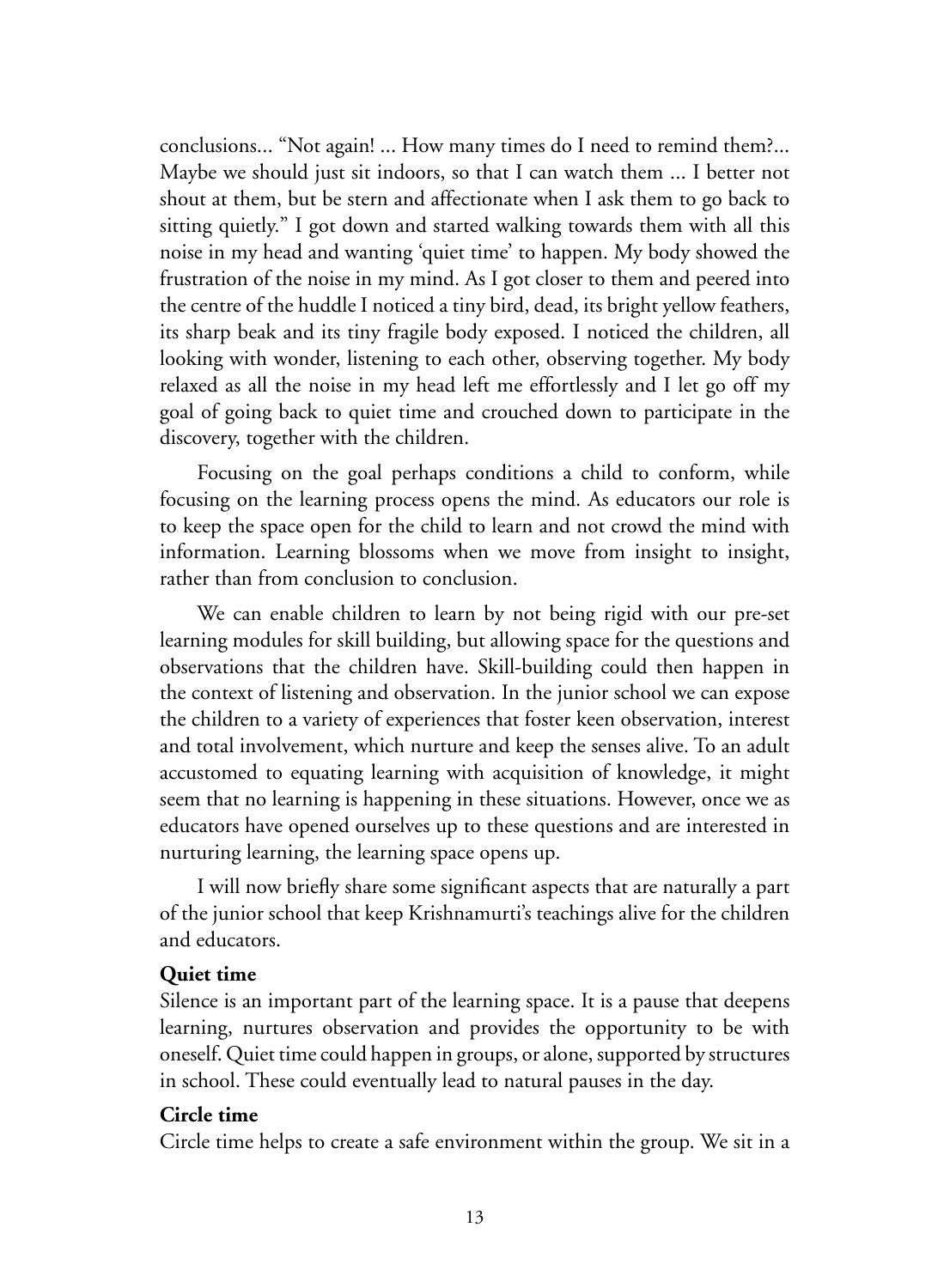conclusions... "Not again! ... How many times do I need to remind them?... Maybe we should just sit indoors, so that I can watch them ... I better not shout at them, but be stern and affectionate when I ask them to go back to sitting quietly." I got down and started walking towards them with all this noise in my head and wanting 'quiet time' to happen. My body showed the frustration of the noise in my mind. As I got closer to them and peered into the centre of the huddle I noticed a tiny bird, dead, its bright yellow feathers, its sharp beak and its tiny fragile body exposed. I noticed the children, all looking with wonder, listening to each other, observing together. My body relaxed as all the noise in my head left me effortlessly and I let go off my goal of going back to quiet time and crouched down to participate in the discovery, together with the children.

Focusing on the goal perhaps conditions a child to conform, while focusing on the learning process opens the mind. As educators our role is to keep the space open for the child to learn and not crowd the mind with information. Learning blossoms when we move from insight to insight, rather than from conclusion to conclusion.

We can enable children to learn by not being rigid with our pre-set learning modules for skill building, but allowing space for the questions and observations that the children have. Skill-building could then happen in the context of listening and observation. In the junior school we can expose the children to a variety of experiences that foster keen observation, interest and total involvement, which nurture and keep the senses alive. To an adult accustomed to equating learning with acquisition of knowledge, it might seem that no learning is happening in these situations. However, once we as educators have opened ourselves up to these questions and are interested in nurturing learning, the learning space opens up.

I will now briefly share some significant aspects that are naturally a part of the junior school that keep Krishnamurti's teachings alive for the children and educators.

**Quiet time**

Silence is an important part of the learning space. It is a pause that deepens learning, nurtures observation and provides the opportunity to be with oneself. Quiet time could happen in groups, or alone, supported by structures in school. These could eventually lead to natural pauses in the day.

**Circle time**

Circle time helps to create a safe environment within the group. We sit in a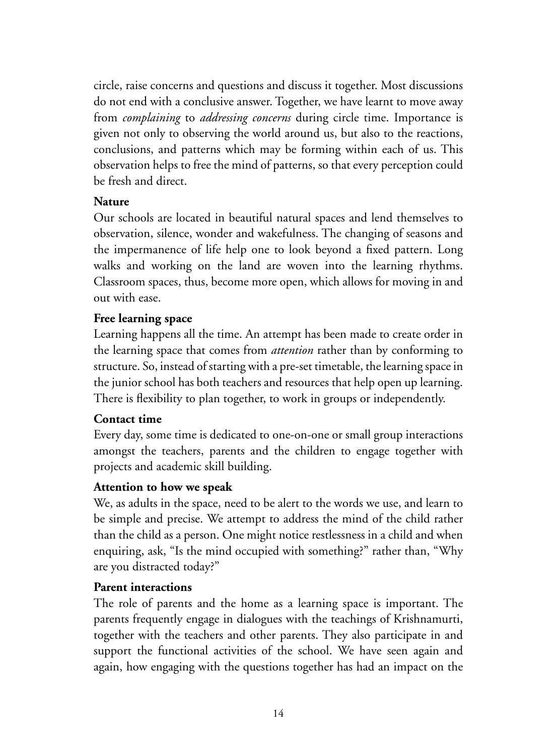circle, raise concerns and questions and discuss it together. Most discussions do not end with a conclusive answer. Together, we have learnt to move away from *complaining* to *addressing concerns* during circle time. Importance is given not only to observing the world around us, but also to the reactions, conclusions, and patterns which may be forming within each of us. This observation helps to free the mind of patterns, so that every perception could be fresh and direct.

**Nature**

Our schools are located in beautiful natural spaces and lend themselves to observation, silence, wonder and wakefulness. The changing of seasons and the impermanence of life help one to look beyond a fixed pattern. Long walks and working on the land are woven into the learning rhythms. Classroom spaces, thus, become more open, which allows for moving in and out with ease.

**Free learning space**

Learning happens all the time. An attempt has been made to create order in the learning space that comes from *attention* rather than by conforming to structure. So, instead of starting with a pre-set timetable, the learning space in the junior school has both teachers and resources that help open up learning. There is flexibility to plan together, to work in groups or independently.

**Contact time**

Every day, some time is dedicated to one-on-one or small group interactions amongst the teachers, parents and the children to engage together with projects and academic skill building.

**Attention to how we speak**

We, as adults in the space, need to be alert to the words we use, and learn to be simple and precise. We attempt to address the mind of the child rather than the child as a person. One might notice restlessness in a child and when enquiring, ask, "Is the mind occupied with something?" rather than, "Why are you distracted today?"

**Parent interactions**

The role of parents and the home as a learning space is important. The parents frequently engage in dialogues with the teachings of Krishnamurti, together with the teachers and other parents. They also participate in and support the functional activities of the school. We have seen again and again, how engaging with the questions together has had an impact on the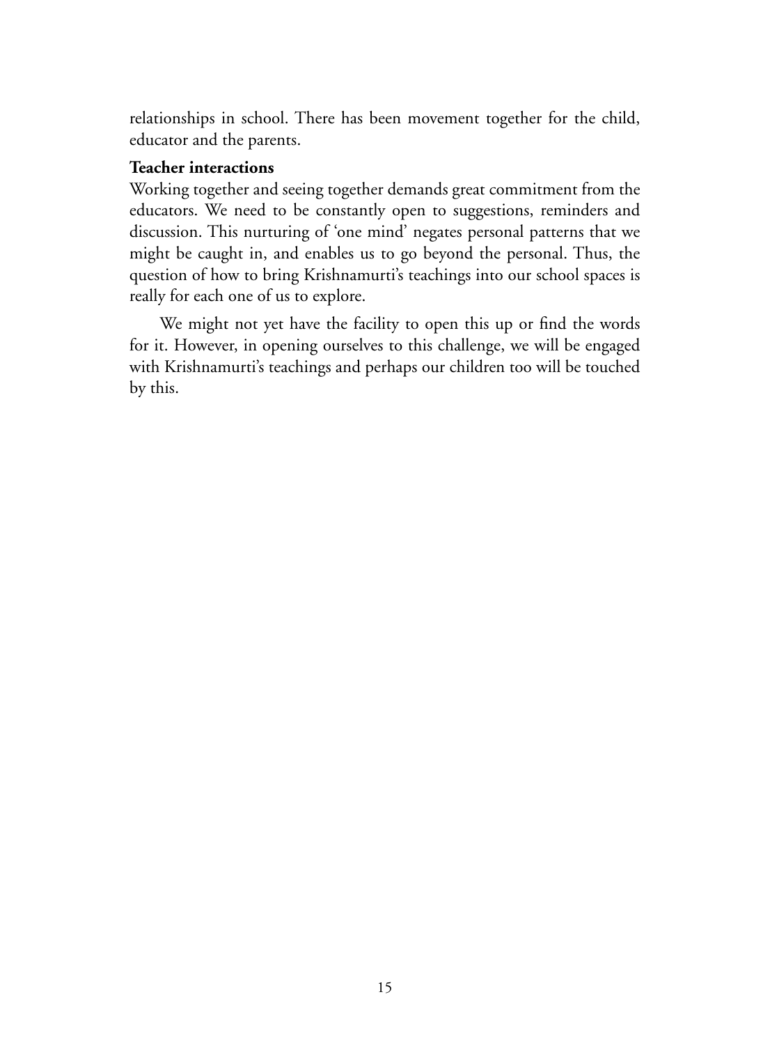relationships in school. There has been movement together for the child, educator and the parents.

**Teacher interactions**

Working together and seeing together demands great commitment from the educators. We need to be constantly open to suggestions, reminders and discussion. This nurturing of 'one mind' negates personal patterns that we might be caught in, and enables us to go beyond the personal. Thus, the question of how to bring Krishnamurti's teachings into our school spaces is really for each one of us to explore.

We might not yet have the facility to open this up or find the words for it. However, in opening ourselves to this challenge, we will be engaged with Krishnamurti's teachings and perhaps our children too will be touched by this.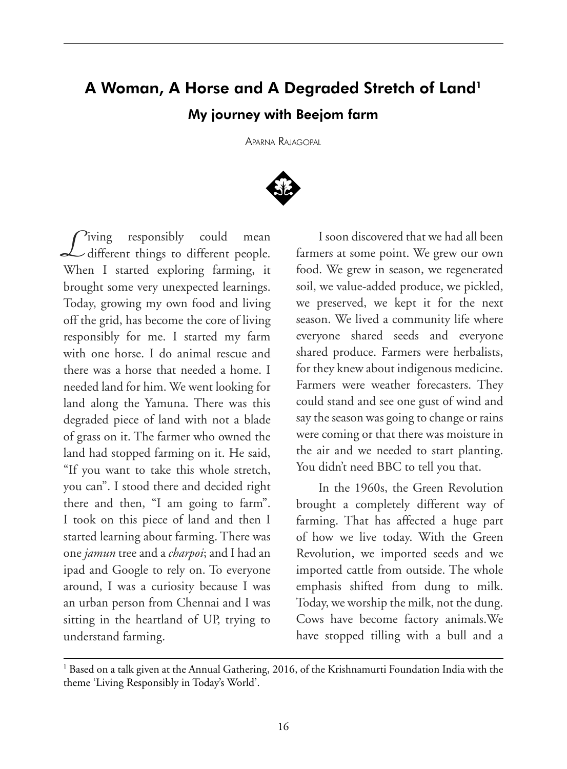# A Woman, A Horse and A Degraded Stretch of Land[1]

## My journey with Beejom farm

Aparna Rajagopal

Living responsibly could mean different things to different people. When I started exploring farming, it brought some very unexpected learnings. Today, growing my own food and living off the grid, has become the core of living responsibly for me. I started my farm with one horse. I do animal rescue and there was a horse that needed a home. I needed land for him. We went looking for land along the Yamuna. There was this degraded piece of land with not a blade of grass on it. The farmer who owned the land had stopped farming on it. He said, "If you want to take this whole stretch, you can". I stood there and decided right there and then, "I am going to farm". I took on this piece of land and then I started learning about farming. There was one *jamun* tree and a *charpoi*; and I had an ipad and Google to rely on. To everyone around, I was a curiosity because I was an urban person from Chennai and I was sitting in the heartland of UP, trying to understand farming.

I soon discovered that we had all been farmers at some point. We grew our own food. We grew in season, we regenerated soil, we value-added produce, we pickled, we preserved, we kept it for the next season. We lived a community life where everyone shared seeds and everyone shared produce. Farmers were herbalists, for they knew about indigenous medicine. Farmers were weather forecasters. They could stand and see one gust of wind and say the season was going to change or rains were coming or that there was moisture in the air and we needed to start planting. You didn't need BBC to tell you that.

In the 1960s, the Green Revolution brought a completely different way of farming. That has affected a huge part of how we live today. With the Green Revolution, we imported seeds and we imported cattle from outside. The whole emphasis shifted from dung to milk. Today, we worship the milk, not the dung. Cows have become factory animals.We have stopped tilling with a bull and a

[1] Based on a talk given at the Annual Gathering, 2016, of the Krishnamurti Foundation India with the theme 'Living Responsibly in Today's World'.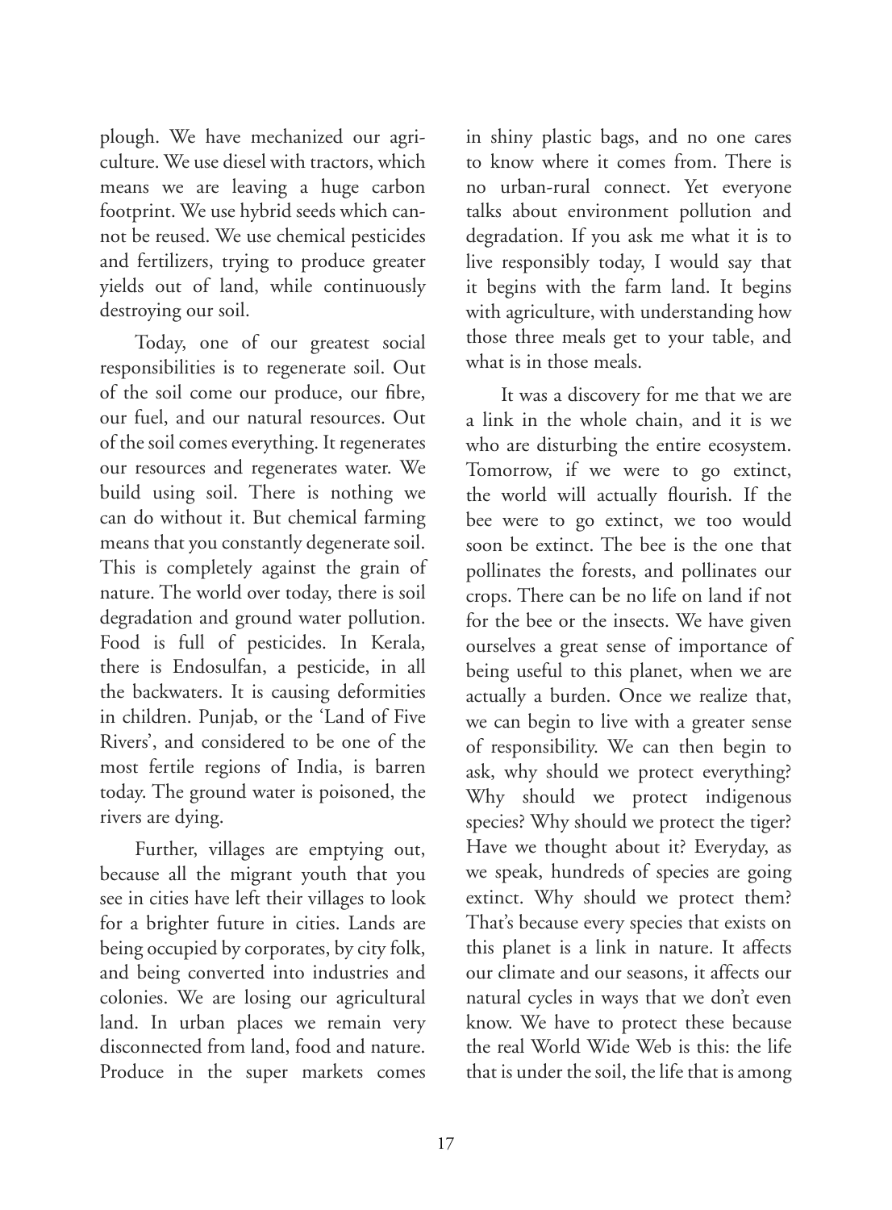plough. We have mechanized our agriculture. We use diesel with tractors, which means we are leaving a huge carbon footprint. We use hybrid seeds which cannot be reused. We use chemical pesticides and fertilizers, trying to produce greater yields out of land, while continuously destroying our soil.

Today, one of our greatest social responsibilities is to regenerate soil. Out of the soil come our produce, our fibre, our fuel, and our natural resources. Out of the soil comes everything. It regenerates our resources and regenerates water. We build using soil. There is nothing we can do without it. But chemical farming means that you constantly degenerate soil. This is completely against the grain of nature. The world over today, there is soil degradation and ground water pollution. Food is full of pesticides. In Kerala, there is Endosulfan, a pesticide, in all the backwaters. It is causing deformities in children. Punjab, or the 'Land of Five Rivers', and considered to be one of the most fertile regions of India, is barren today. The ground water is poisoned, the rivers are dying.

Further, villages are emptying out, because all the migrant youth that you see in cities have left their villages to look for a brighter future in cities. Lands are being occupied by corporates, by city folk, and being converted into industries and colonies. We are losing our agricultural land. In urban places we remain very disconnected from land, food and nature. Produce in the super markets comes in shiny plastic bags, and no one cares to know where it comes from. There is no urban-rural connect. Yet everyone talks about environment pollution and degradation. If you ask me what it is to live responsibly today, I would say that it begins with the farm land. It begins with agriculture, with understanding how those three meals get to your table, and what is in those meals.

It was a discovery for me that we are a link in the whole chain, and it is we who are disturbing the entire ecosystem. Tomorrow, if we were to go extinct, the world will actually flourish. If the bee were to go extinct, we too would soon be extinct. The bee is the one that pollinates the forests, and pollinates our crops. There can be no life on land if not for the bee or the insects. We have given ourselves a great sense of importance of being useful to this planet, when we are actually a burden. Once we realize that, we can begin to live with a greater sense of responsibility. We can then begin to ask, why should we protect everything? Why should we protect indigenous species? Why should we protect the tiger? Have we thought about it? Everyday, as we speak, hundreds of species are going extinct. Why should we protect them? That's because every species that exists on this planet is a link in nature. It affects our climate and our seasons, it affects our natural cycles in ways that we don't even know. We have to protect these because the real World Wide Web is this: the life that is under the soil, the life that is among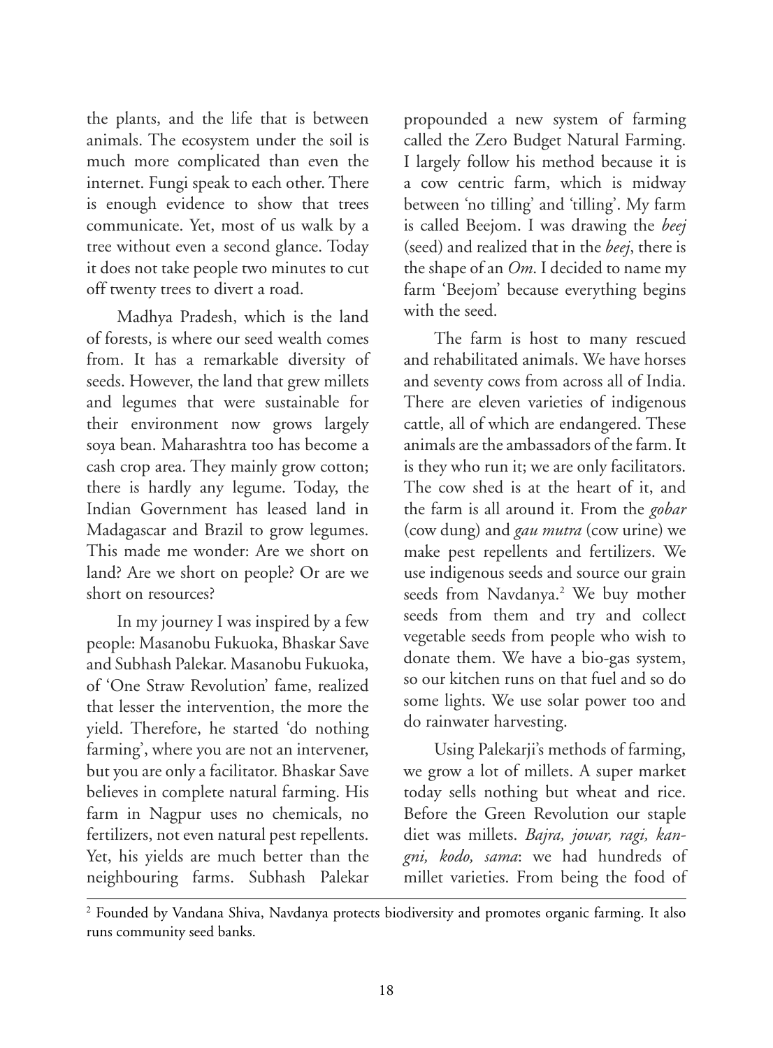the plants, and the life that is between animals. The ecosystem under the soil is much more complicated than even the internet. Fungi speak to each other. There is enough evidence to show that trees communicate. Yet, most of us walk by a tree without even a second glance. Today it does not take people two minutes to cut off twenty trees to divert a road.

Madhya Pradesh, which is the land of forests, is where our seed wealth comes from. It has a remarkable diversity of seeds. However, the land that grew millets and legumes that were sustainable for their environment now grows largely soya bean. Maharashtra too has become a cash crop area. They mainly grow cotton; there is hardly any legume. Today, the Indian Government has leased land in Madagascar and Brazil to grow legumes. This made me wonder: Are we short on land? Are we short on people? Or are we short on resources?

In my journey I was inspired by a few people: Masanobu Fukuoka, Bhaskar Save and Subhash Palekar. Masanobu Fukuoka, of 'One Straw Revolution' fame, realized that lesser the intervention, the more the yield. Therefore, he started 'do nothing farming', where you are not an intervener, but you are only a facilitator. Bhaskar Save believes in complete natural farming. His farm in Nagpur uses no chemicals, no fertilizers, not even natural pest repellents. Yet, his yields are much better than the neighbouring farms. Subhash Palekar propounded a new system of farming called the Zero Budget Natural Farming. I largely follow his method because it is a cow centric farm, which is midway between 'no tilling' and 'tilling'. My farm is called Beejom. I was drawing the *beej* (seed) and realized that in the *beej*, there is the shape of an *Om*. I decided to name my farm 'Beejom' because everything begins with the seed.

The farm is host to many rescued and rehabilitated animals. We have horses and seventy cows from across all of India. There are eleven varieties of indigenous cattle, all of which are endangered. These animals are the ambassadors of the farm. It is they who run it; we are only facilitators. The cow shed is at the heart of it, and the farm is all around it. From the *gobar* (cow dung) and *gau mutra* (cow urine) we make pest repellents and fertilizers. We use indigenous seeds and source our grain seeds from Navdanya.[2] We buy mother seeds from them and try and collect vegetable seeds from people who wish to donate them. We have a bio-gas system, so our kitchen runs on that fuel and so do some lights. We use solar power too and do rainwater harvesting.

Using Palekarji's methods of farming, we grow a lot of millets. A super market today sells nothing but wheat and rice. Before the Green Revolution our staple diet was millets. *Bajra, jowar, ragi, kangni, kodo, sama*: we had hundreds of millet varieties. From being the food of

---

[2] Founded by Vandana Shiva, Navdanya protects biodiversity and promotes organic farming. It also runs community seed banks.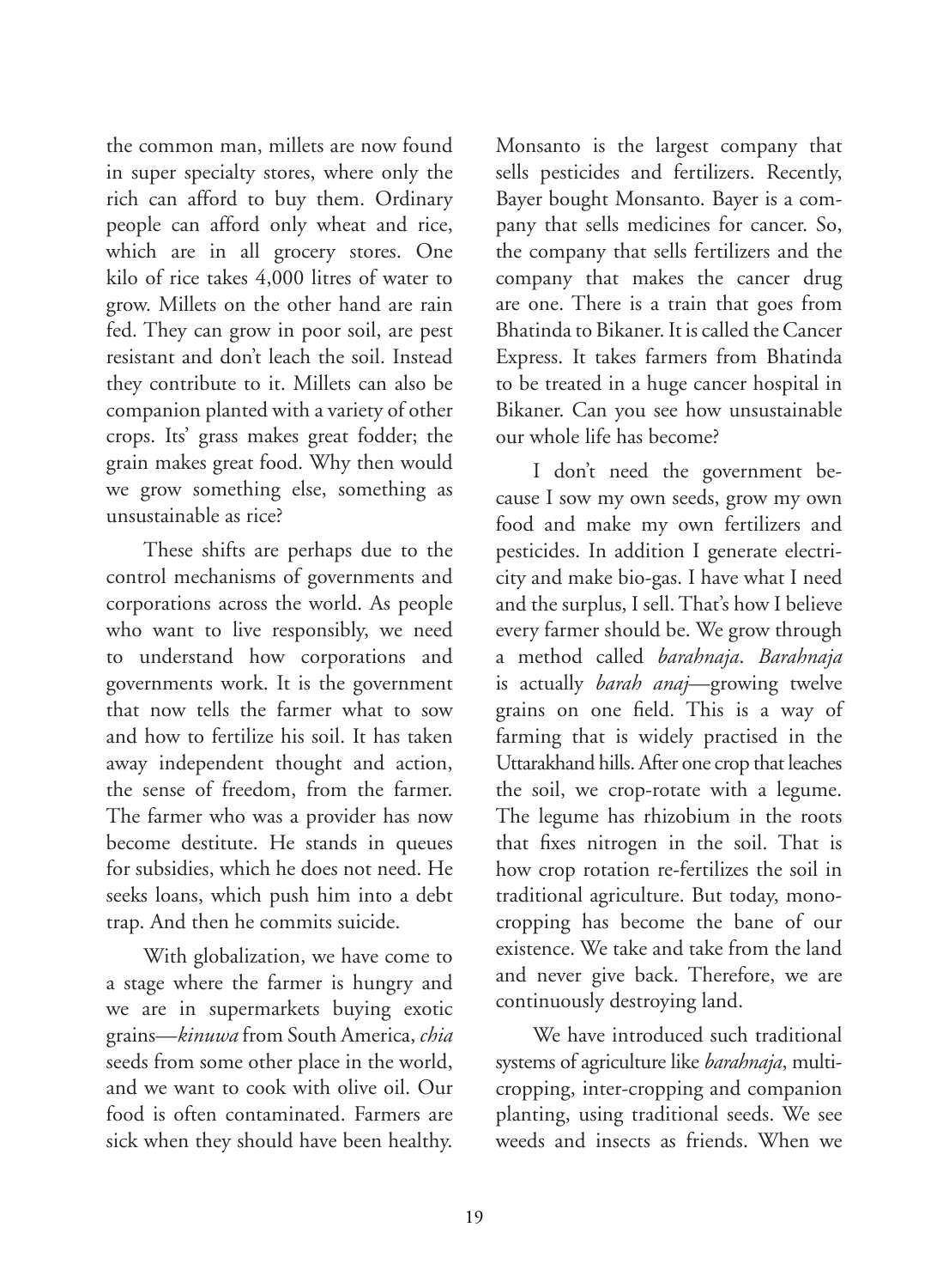the common man, millets are now found in super specialty stores, where only the rich can afford to buy them. Ordinary people can afford only wheat and rice, which are in all grocery stores. One kilo of rice takes 4,000 litres of water to grow. Millets on the other hand are rain fed. They can grow in poor soil, are pest resistant and don't leach the soil. Instead they contribute to it. Millets can also be companion planted with a variety of other crops. Its' grass makes great fodder; the grain makes great food. Why then would we grow something else, something as unsustainable as rice?

These shifts are perhaps due to the control mechanisms of governments and corporations across the world. As people who want to live responsibly, we need to understand how corporations and governments work. It is the government that now tells the farmer what to sow and how to fertilize his soil. It has taken away independent thought and action, the sense of freedom, from the farmer. The farmer who was a provider has now become destitute. He stands in queues for subsidies, which he does not need. He seeks loans, which push him into a debt trap. And then he commits suicide.

With globalization, we have come to a stage where the farmer is hungry and we are in supermarkets buying exotic grains—*kinuwa* from South America, *chia* seeds from some other place in the world, and we want to cook with olive oil. Our food is often contaminated. Farmers are sick when they should have been healthy. Monsanto is the largest company that sells pesticides and fertilizers. Recently, Bayer bought Monsanto. Bayer is a company that sells medicines for cancer. So, the company that sells fertilizers and the company that makes the cancer drug are one. There is a train that goes from Bhatinda to Bikaner. It is called the Cancer Express. It takes farmers from Bhatinda to be treated in a huge cancer hospital in Bikaner. Can you see how unsustainable our whole life has become?

I don't need the government because I sow my own seeds, grow my own food and make my own fertilizers and pesticides. In addition I generate electricity and make bio-gas. I have what I need and the surplus, I sell. That's how I believe every farmer should be. We grow through a method called *barahnaja*. *Barahnaja* is actually *barah anaj*—growing twelve grains on one field. This is a way of farming that is widely practised in the Uttarakhand hills. After one crop that leaches the soil, we crop-rotate with a legume. The legume has rhizobium in the roots that fixes nitrogen in the soil. That is how crop rotation re-fertilizes the soil in traditional agriculture. But today, monocropping has become the bane of our existence. We take and take from the land and never give back. Therefore, we are continuously destroying land.

We have introduced such traditional systems of agriculture like *barahnaja*, multicropping, inter-cropping and companion planting, using traditional seeds. We see weeds and insects as friends. When we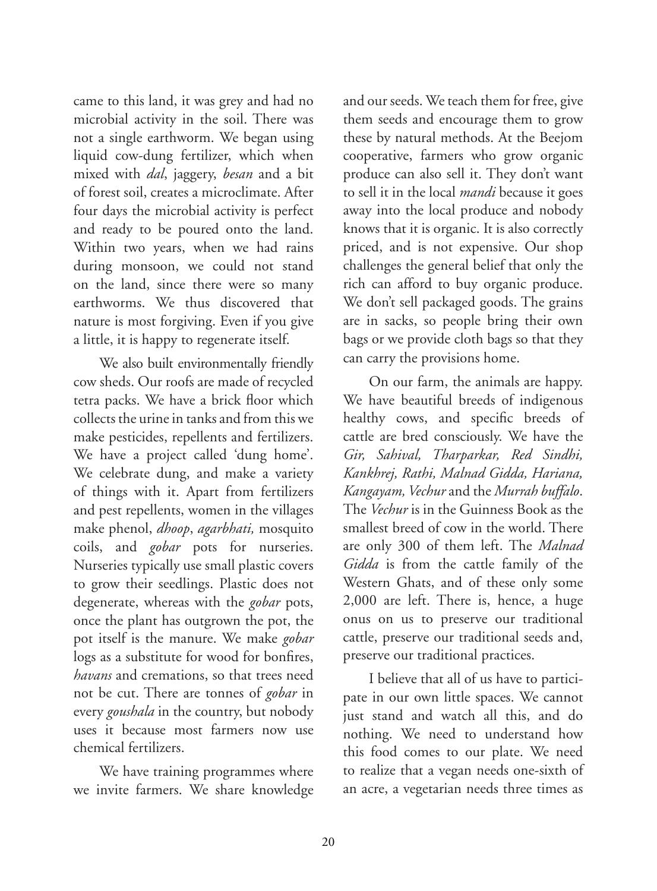came to this land, it was grey and had no microbial activity in the soil. There was not a single earthworm. We began using liquid cow-dung fertilizer, which when mixed with *dal*, jaggery, *besan* and a bit of forest soil, creates a microclimate. After four days the microbial activity is perfect and ready to be poured onto the land. Within two years, when we had rains during monsoon, we could not stand on the land, since there were so many earthworms. We thus discovered that nature is most forgiving. Even if you give a little, it is happy to regenerate itself.

We also built environmentally friendly cow sheds. Our roofs are made of recycled tetra packs. We have a brick floor which collects the urine in tanks and from this we make pesticides, repellents and fertilizers. We have a project called 'dung home'. We celebrate dung, and make a variety of things with it. Apart from fertilizers and pest repellents, women in the villages make phenol, *dhoop*, *agarbhati,* mosquito coils, and *gobar* pots for nurseries. Nurseries typically use small plastic covers to grow their seedlings. Plastic does not degenerate, whereas with the *gobar* pots, once the plant has outgrown the pot, the pot itself is the manure. We make *gobar* logs as a substitute for wood for bonfires, *havans* and cremations, so that trees need not be cut. There are tonnes of *gobar* in every *goushala* in the country, but nobody uses it because most farmers now use chemical fertilizers.

We have training programmes where we invite farmers. We share knowledge and our seeds. We teach them for free, give them seeds and encourage them to grow these by natural methods. At the Beejom cooperative, farmers who grow organic produce can also sell it. They don't want to sell it in the local *mandi* because it goes away into the local produce and nobody knows that it is organic. It is also correctly priced, and is not expensive. Our shop challenges the general belief that only the rich can afford to buy organic produce. We don't sell packaged goods. The grains are in sacks, so people bring their own bags or we provide cloth bags so that they can carry the provisions home.

On our farm, the animals are happy. We have beautiful breeds of indigenous healthy cows, and specific breeds of cattle are bred consciously. We have the *Gir, Sahival, Tharparkar, Red Sindhi, Kankhrej, Rathi, Malnad Gidda, Hariana, Kangayam, Vechur* and the *Murrah buffalo*. The *Vechur* is in the Guinness Book as the smallest breed of cow in the world. There are only 300 of them left. The *Malnad Gidda* is from the cattle family of the Western Ghats, and of these only some 2,000 are left. There is, hence, a huge onus on us to preserve our traditional cattle, preserve our traditional seeds and, preserve our traditional practices.

I believe that all of us have to participate in our own little spaces. We cannot just stand and watch all this, and do nothing. We need to understand how this food comes to our plate. We need to realize that a vegan needs one-sixth of an acre, a vegetarian needs three times as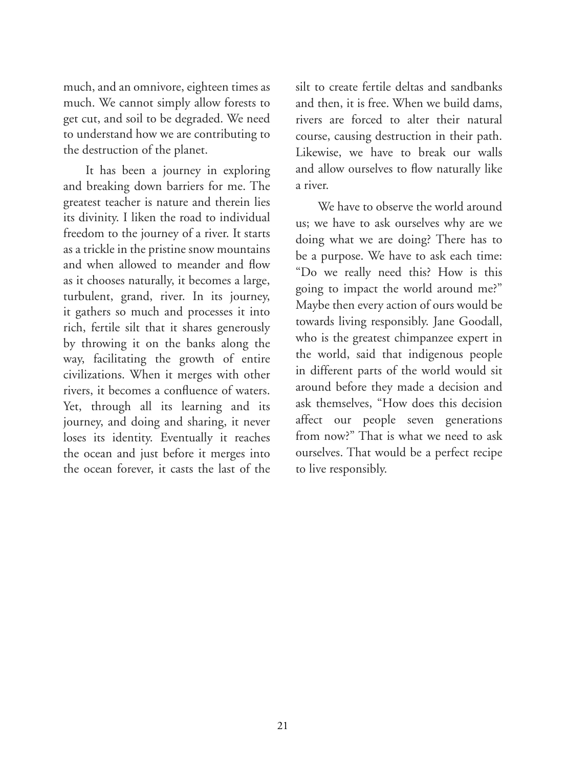much, and an omnivore, eighteen times as much. We cannot simply allow forests to get cut, and soil to be degraded. We need to understand how we are contributing to the destruction of the planet.

It has been a journey in exploring and breaking down barriers for me. The greatest teacher is nature and therein lies its divinity. I liken the road to individual freedom to the journey of a river. It starts as a trickle in the pristine snow mountains and when allowed to meander and flow as it chooses naturally, it becomes a large, turbulent, grand, river. In its journey, it gathers so much and processes it into rich, fertile silt that it shares generously by throwing it on the banks along the way, facilitating the growth of entire civilizations. When it merges with other rivers, it becomes a confluence of waters. Yet, through all its learning and its journey, and doing and sharing, it never loses its identity. Eventually it reaches the ocean and just before it merges into the ocean forever, it casts the last of the silt to create fertile deltas and sandbanks and then, it is free. When we build dams, rivers are forced to alter their natural course, causing destruction in their path. Likewise, we have to break our walls and allow ourselves to flow naturally like a river.

We have to observe the world around us; we have to ask ourselves why are we doing what we are doing? There has to be a purpose. We have to ask each time: "Do we really need this? How is this going to impact the world around me?" Maybe then every action of ours would be towards living responsibly. Jane Goodall, who is the greatest chimpanzee expert in the world, said that indigenous people in different parts of the world would sit around before they made a decision and ask themselves, "How does this decision affect our people seven generations from now?" That is what we need to ask ourselves. That would be a perfect recipe to live responsibly.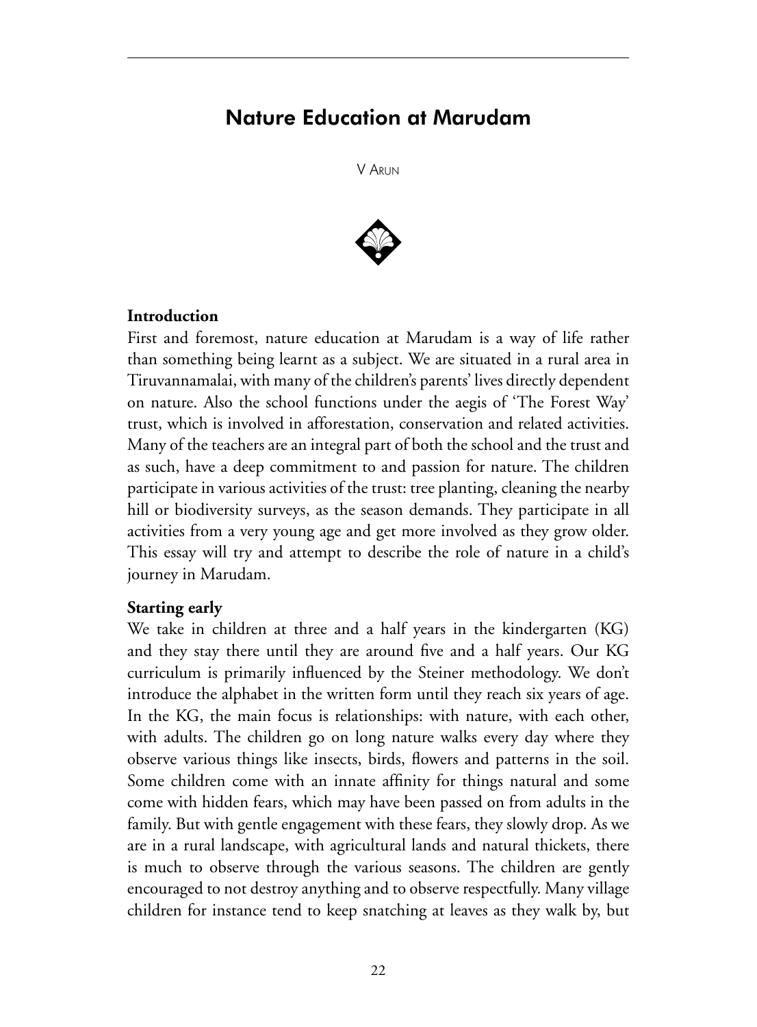# Nature Education at Marudam

V Arun

## Introduction

First and foremost, nature education at Marudam is a way of life rather than something being learnt as a subject. We are situated in a rural area in Tiruvannamalai, with many of the children's parents' lives directly dependent on nature. Also the school functions under the aegis of 'The Forest Way' trust, which is involved in afforestation, conservation and related activities. Many of the teachers are an integral part of both the school and the trust and as such, have a deep commitment to and passion for nature. The children participate in various activities of the trust: tree planting, cleaning the nearby hill or biodiversity surveys, as the season demands. They participate in all activities from a very young age and get more involved as they grow older. This essay will try and attempt to describe the role of nature in a child's journey in Marudam.

## Starting early

We take in children at three and a half years in the kindergarten (KG) and they stay there until they are around five and a half years. Our KG curriculum is primarily influenced by the Steiner methodology. We don't introduce the alphabet in the written form until they reach six years of age. In the KG, the main focus is relationships: with nature, with each other, with adults. The children go on long nature walks every day where they observe various things like insects, birds, flowers and patterns in the soil. Some children come with an innate affinity for things natural and some come with hidden fears, which may have been passed on from adults in the family. But with gentle engagement with these fears, they slowly drop. As we are in a rural landscape, with agricultural lands and natural thickets, there is much to observe through the various seasons. The children are gently encouraged to not destroy anything and to observe respectfully. Many village children for instance tend to keep snatching at leaves as they walk by, but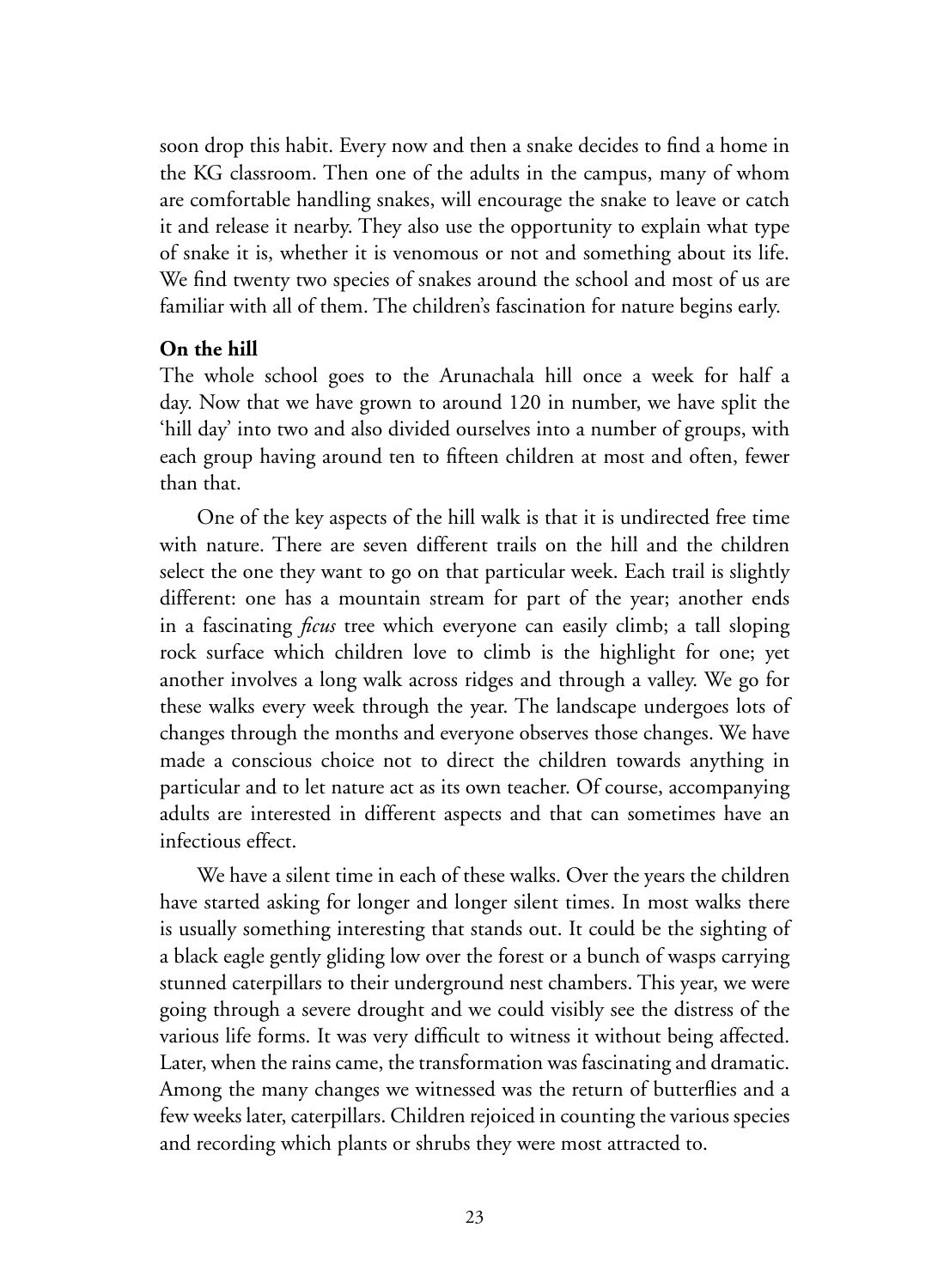soon drop this habit. Every now and then a snake decides to find a home in the KG classroom. Then one of the adults in the campus, many of whom are comfortable handling snakes, will encourage the snake to leave or catch it and release it nearby. They also use the opportunity to explain what type of snake it is, whether it is venomous or not and something about its life. We find twenty two species of snakes around the school and most of us are familiar with all of them. The children's fascination for nature begins early.

**On the hill**

The whole school goes to the Arunachala hill once a week for half a day. Now that we have grown to around 120 in number, we have split the 'hill day' into two and also divided ourselves into a number of groups, with each group having around ten to fifteen children at most and often, fewer than that.

One of the key aspects of the hill walk is that it is undirected free time with nature. There are seven different trails on the hill and the children select the one they want to go on that particular week. Each trail is slightly different: one has a mountain stream for part of the year; another ends in a fascinating *ficus* tree which everyone can easily climb; a tall sloping rock surface which children love to climb is the highlight for one; yet another involves a long walk across ridges and through a valley. We go for these walks every week through the year. The landscape undergoes lots of changes through the months and everyone observes those changes. We have made a conscious choice not to direct the children towards anything in particular and to let nature act as its own teacher. Of course, accompanying adults are interested in different aspects and that can sometimes have an infectious effect.

We have a silent time in each of these walks. Over the years the children have started asking for longer and longer silent times. In most walks there is usually something interesting that stands out. It could be the sighting of a black eagle gently gliding low over the forest or a bunch of wasps carrying stunned caterpillars to their underground nest chambers. This year, we were going through a severe drought and we could visibly see the distress of the various life forms. It was very difficult to witness it without being affected. Later, when the rains came, the transformation was fascinating and dramatic. Among the many changes we witnessed was the return of butterflies and a few weeks later, caterpillars. Children rejoiced in counting the various species and recording which plants or shrubs they were most attracted to.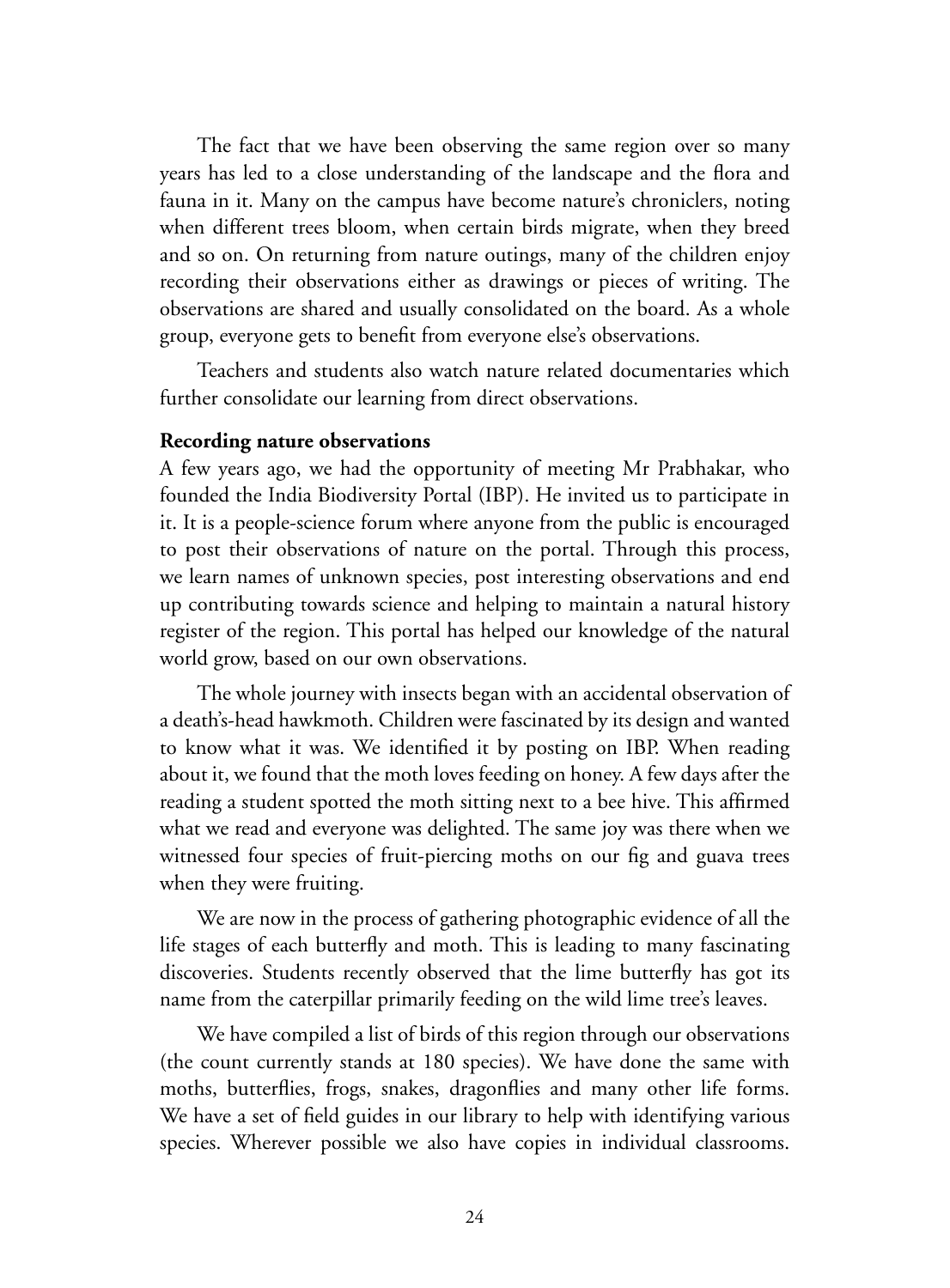The fact that we have been observing the same region over so many years has led to a close understanding of the landscape and the flora and fauna in it. Many on the campus have become nature's chroniclers, noting when different trees bloom, when certain birds migrate, when they breed and so on. On returning from nature outings, many of the children enjoy recording their observations either as drawings or pieces of writing. The observations are shared and usually consolidated on the board. As a whole group, everyone gets to benefit from everyone else's observations.

Teachers and students also watch nature related documentaries which further consolidate our learning from direct observations.

**Recording nature observations**

A few years ago, we had the opportunity of meeting Mr Prabhakar, who founded the India Biodiversity Portal (IBP). He invited us to participate in it. It is a people-science forum where anyone from the public is encouraged to post their observations of nature on the portal. Through this process, we learn names of unknown species, post interesting observations and end up contributing towards science and helping to maintain a natural history register of the region. This portal has helped our knowledge of the natural world grow, based on our own observations.

The whole journey with insects began with an accidental observation of a death's-head hawkmoth. Children were fascinated by its design and wanted to know what it was. We identified it by posting on IBP. When reading about it, we found that the moth loves feeding on honey. A few days after the reading a student spotted the moth sitting next to a bee hive. This affirmed what we read and everyone was delighted. The same joy was there when we witnessed four species of fruit-piercing moths on our fig and guava trees when they were fruiting.

We are now in the process of gathering photographic evidence of all the life stages of each butterfly and moth. This is leading to many fascinating discoveries. Students recently observed that the lime butterfly has got its name from the caterpillar primarily feeding on the wild lime tree's leaves.

We have compiled a list of birds of this region through our observations (the count currently stands at 180 species). We have done the same with moths, butterflies, frogs, snakes, dragonflies and many other life forms. We have a set of field guides in our library to help with identifying various species. Wherever possible we also have copies in individual classrooms.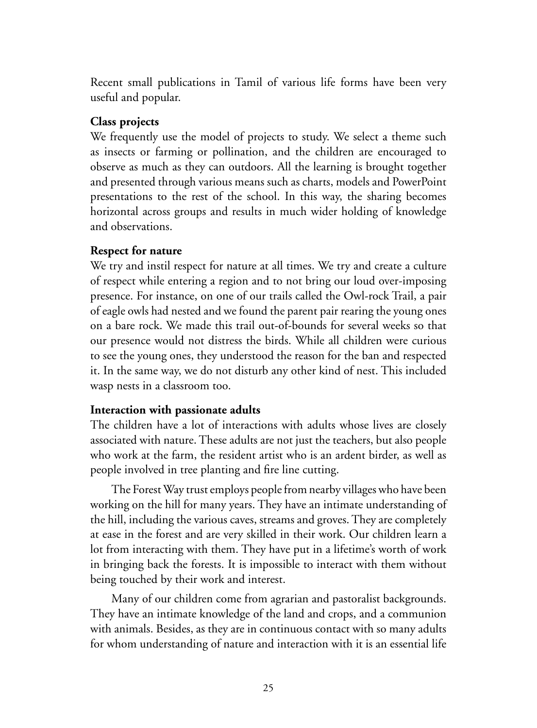Recent small publications in Tamil of various life forms have been very useful and popular.

**Class projects**

We frequently use the model of projects to study. We select a theme such as insects or farming or pollination, and the children are encouraged to observe as much as they can outdoors. All the learning is brought together and presented through various means such as charts, models and PowerPoint presentations to the rest of the school. In this way, the sharing becomes horizontal across groups and results in much wider holding of knowledge and observations.

**Respect for nature**

We try and instil respect for nature at all times. We try and create a culture of respect while entering a region and to not bring our loud over-imposing presence. For instance, on one of our trails called the Owl-rock Trail, a pair of eagle owls had nested and we found the parent pair rearing the young ones on a bare rock. We made this trail out-of-bounds for several weeks so that our presence would not distress the birds. While all children were curious to see the young ones, they understood the reason for the ban and respected it. In the same way, we do not disturb any other kind of nest. This included wasp nests in a classroom too.

**Interaction with passionate adults**

The children have a lot of interactions with adults whose lives are closely associated with nature. These adults are not just the teachers, but also people who work at the farm, the resident artist who is an ardent birder, as well as people involved in tree planting and fire line cutting.

The Forest Way trust employs people from nearby villages who have been working on the hill for many years. They have an intimate understanding of the hill, including the various caves, streams and groves. They are completely at ease in the forest and are very skilled in their work. Our children learn a lot from interacting with them. They have put in a lifetime's worth of work in bringing back the forests. It is impossible to interact with them without being touched by their work and interest.

Many of our children come from agrarian and pastoralist backgrounds. They have an intimate knowledge of the land and crops, and a communion with animals. Besides, as they are in continuous contact with so many adults for whom understanding of nature and interaction with it is an essential life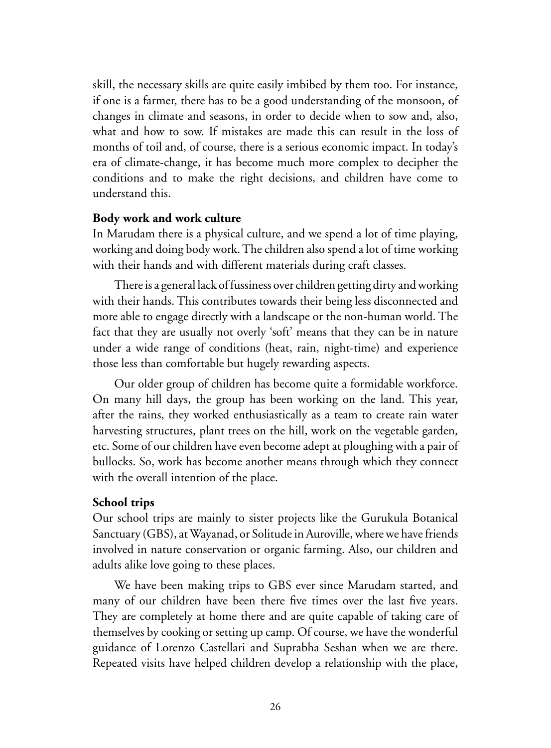skill, the necessary skills are quite easily imbibed by them too. For instance, if one is a farmer, there has to be a good understanding of the monsoon, of changes in climate and seasons, in order to decide when to sow and, also, what and how to sow. If mistakes are made this can result in the loss of months of toil and, of course, there is a serious economic impact. In today's era of climate-change, it has become much more complex to decipher the conditions and to make the right decisions, and children have come to understand this.

**Body work and work culture**

In Marudam there is a physical culture, and we spend a lot of time playing, working and doing body work. The children also spend a lot of time working with their hands and with different materials during craft classes.

There is a general lack of fussiness over children getting dirty and working with their hands. This contributes towards their being less disconnected and more able to engage directly with a landscape or the non-human world. The fact that they are usually not overly 'soft' means that they can be in nature under a wide range of conditions (heat, rain, night-time) and experience those less than comfortable but hugely rewarding aspects.

Our older group of children has become quite a formidable workforce. On many hill days, the group has been working on the land. This year, after the rains, they worked enthusiastically as a team to create rain water harvesting structures, plant trees on the hill, work on the vegetable garden, etc. Some of our children have even become adept at ploughing with a pair of bullocks. So, work has become another means through which they connect with the overall intention of the place.

**School trips**

Our school trips are mainly to sister projects like the Gurukula Botanical Sanctuary (GBS), at Wayanad, or Solitude in Auroville, where we have friends involved in nature conservation or organic farming. Also, our children and adults alike love going to these places.

We have been making trips to GBS ever since Marudam started, and many of our children have been there five times over the last five years. They are completely at home there and are quite capable of taking care of themselves by cooking or setting up camp. Of course, we have the wonderful guidance of Lorenzo Castellari and Suprabha Seshan when we are there. Repeated visits have helped children develop a relationship with the place,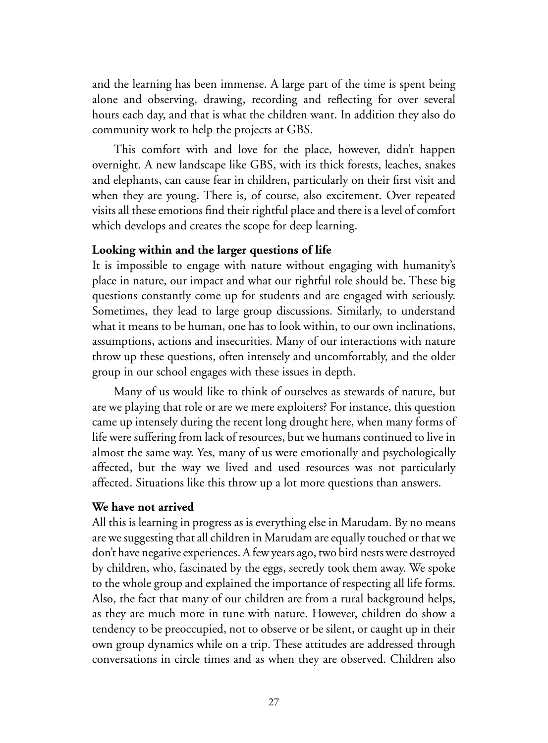and the learning has been immense. A large part of the time is spent being alone and observing, drawing, recording and reflecting for over several hours each day, and that is what the children want. In addition they also do community work to help the projects at GBS.

This comfort with and love for the place, however, didn't happen overnight. A new landscape like GBS, with its thick forests, leaches, snakes and elephants, can cause fear in children, particularly on their first visit and when they are young. There is, of course, also excitement. Over repeated visits all these emotions find their rightful place and there is a level of comfort which develops and creates the scope for deep learning.

**Looking within and the larger questions of life**

It is impossible to engage with nature without engaging with humanity's place in nature, our impact and what our rightful role should be. These big questions constantly come up for students and are engaged with seriously. Sometimes, they lead to large group discussions. Similarly, to understand what it means to be human, one has to look within, to our own inclinations, assumptions, actions and insecurities. Many of our interactions with nature throw up these questions, often intensely and uncomfortably, and the older group in our school engages with these issues in depth.

Many of us would like to think of ourselves as stewards of nature, but are we playing that role or are we mere exploiters? For instance, this question came up intensely during the recent long drought here, when many forms of life were suffering from lack of resources, but we humans continued to live in almost the same way. Yes, many of us were emotionally and psychologically affected, but the way we lived and used resources was not particularly affected. Situations like this throw up a lot more questions than answers.

**We have not arrived**

All this is learning in progress as is everything else in Marudam. By no means are we suggesting that all children in Marudam are equally touched or that we don't have negative experiences. A few years ago, two bird nests were destroyed by children, who, fascinated by the eggs, secretly took them away. We spoke to the whole group and explained the importance of respecting all life forms. Also, the fact that many of our children are from a rural background helps, as they are much more in tune with nature. However, children do show a tendency to be preoccupied, not to observe or be silent, or caught up in their own group dynamics while on a trip. These attitudes are addressed through conversations in circle times and as when they are observed. Children also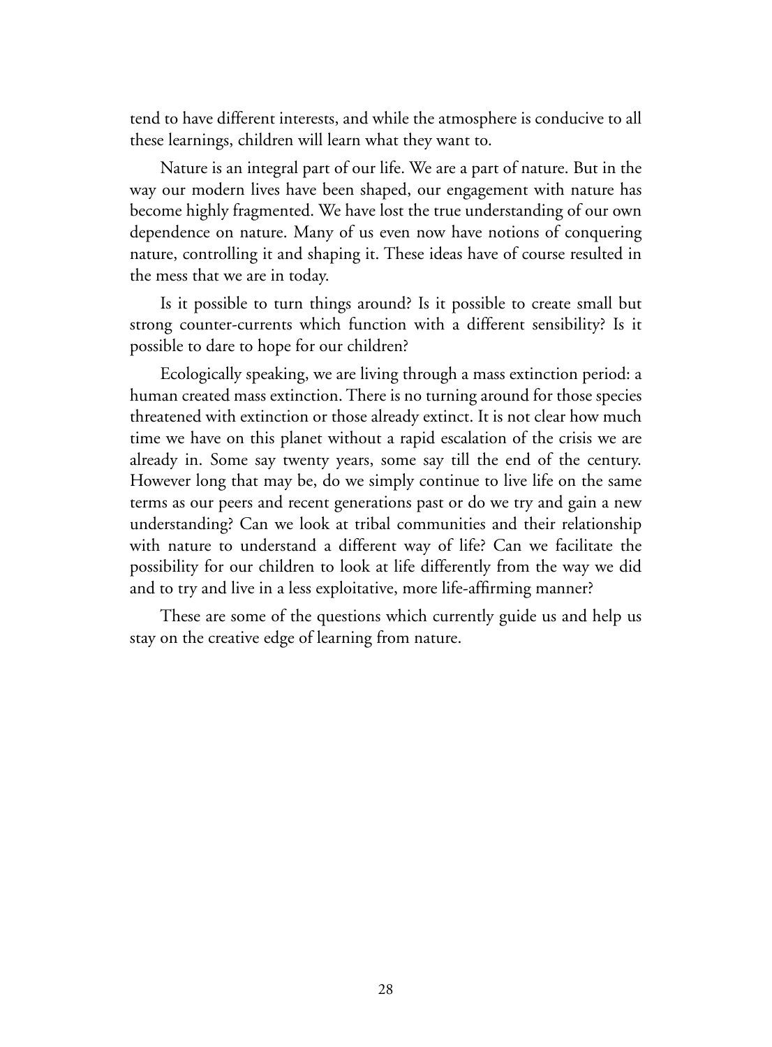tend to have different interests, and while the atmosphere is conducive to all these learnings, children will learn what they want to.

Nature is an integral part of our life. We are a part of nature. But in the way our modern lives have been shaped, our engagement with nature has become highly fragmented. We have lost the true understanding of our own dependence on nature. Many of us even now have notions of conquering nature, controlling it and shaping it. These ideas have of course resulted in the mess that we are in today.

Is it possible to turn things around? Is it possible to create small but strong counter-currents which function with a different sensibility? Is it possible to dare to hope for our children?

Ecologically speaking, we are living through a mass extinction period: a human created mass extinction. There is no turning around for those species threatened with extinction or those already extinct. It is not clear how much time we have on this planet without a rapid escalation of the crisis we are already in. Some say twenty years, some say till the end of the century. However long that may be, do we simply continue to live life on the same terms as our peers and recent generations past or do we try and gain a new understanding? Can we look at tribal communities and their relationship with nature to understand a different way of life? Can we facilitate the possibility for our children to look at life differently from the way we did and to try and live in a less exploitative, more life-affirming manner?

These are some of the questions which currently guide us and help us stay on the creative edge of learning from nature.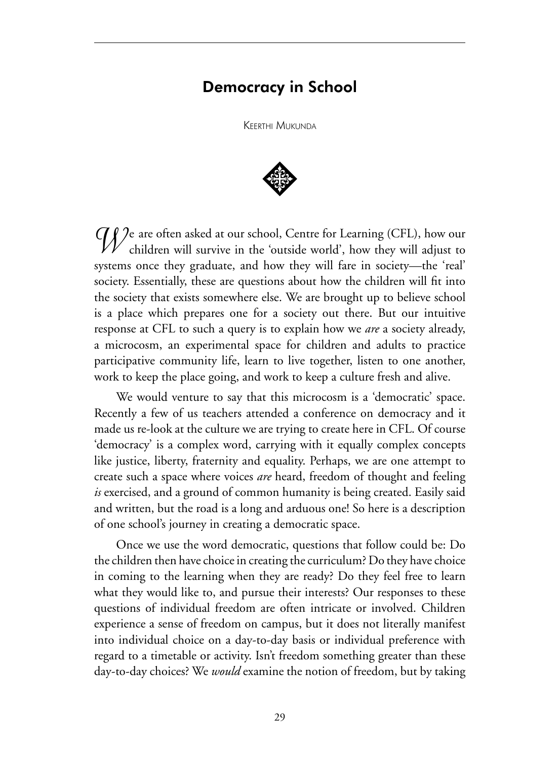# Democracy in School

Keerthi Mukunda

We are often asked at our school, Centre for Learning (CFL), how our children will survive in the 'outside world', how they will adjust to systems once they graduate, and how they will fare in society—the 'real' society. Essentially, these are questions about how the children will fit into the society that exists somewhere else. We are brought up to believe school is a place which prepares one for a society out there. But our intuitive response at CFL to such a query is to explain how we *are* a society already, a microcosm, an experimental space for children and adults to practice participative community life, learn to live together, listen to one another, work to keep the place going, and work to keep a culture fresh and alive.

We would venture to say that this microcosm is a 'democratic' space. Recently a few of us teachers attended a conference on democracy and it made us re-look at the culture we are trying to create here in CFL. Of course 'democracy' is a complex word, carrying with it equally complex concepts like justice, liberty, fraternity and equality. Perhaps, we are one attempt to create such a space where voices *are* heard, freedom of thought and feeling *is* exercised, and a ground of common humanity is being created. Easily said and written, but the road is a long and arduous one! So here is a description of one school's journey in creating a democratic space.

Once we use the word democratic, questions that follow could be: Do the children then have choice in creating the curriculum? Do they have choice in coming to the learning when they are ready? Do they feel free to learn what they would like to, and pursue their interests? Our responses to these questions of individual freedom are often intricate or involved. Children experience a sense of freedom on campus, but it does not literally manifest into individual choice on a day-to-day basis or individual preference with regard to a timetable or activity. Isn't freedom something greater than these day-to-day choices? We *would* examine the notion of freedom, but by taking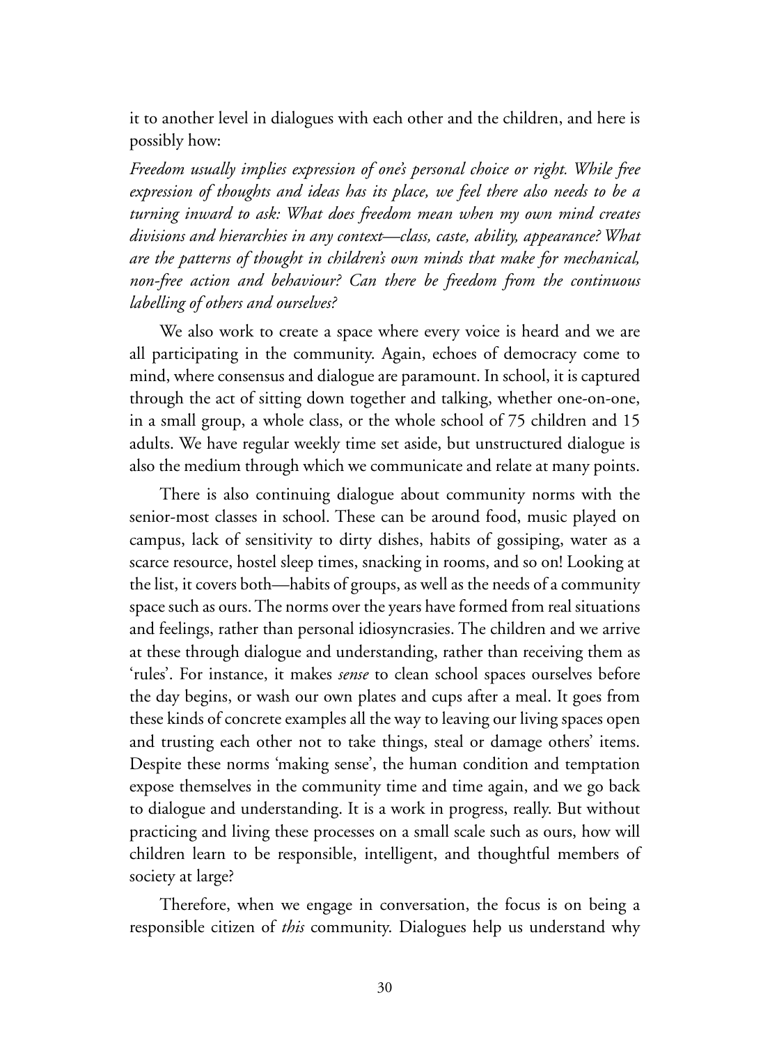it to another level in dialogues with each other and the children, and here is possibly how:

*Freedom usually implies expression of one's personal choice or right. While free expression of thoughts and ideas has its place, we feel there also needs to be a turning inward to ask: What does freedom mean when my own mind creates divisions and hierarchies in any context—class, caste, ability, appearance? What are the patterns of thought in children's own minds that make for mechanical, non-free action and behaviour? Can there be freedom from the continuous labelling of others and ourselves?*

We also work to create a space where every voice is heard and we are all participating in the community. Again, echoes of democracy come to mind, where consensus and dialogue are paramount. In school, it is captured through the act of sitting down together and talking, whether one-on-one, in a small group, a whole class, or the whole school of 75 children and 15 adults. We have regular weekly time set aside, but unstructured dialogue is also the medium through which we communicate and relate at many points.

There is also continuing dialogue about community norms with the senior-most classes in school. These can be around food, music played on campus, lack of sensitivity to dirty dishes, habits of gossiping, water as a scarce resource, hostel sleep times, snacking in rooms, and so on! Looking at the list, it covers both—habits of groups, as well as the needs of a community space such as ours. The norms over the years have formed from real situations and feelings, rather than personal idiosyncrasies. The children and we arrive at these through dialogue and understanding, rather than receiving them as 'rules'. For instance, it makes *sense* to clean school spaces ourselves before the day begins, or wash our own plates and cups after a meal. It goes from these kinds of concrete examples all the way to leaving our living spaces open and trusting each other not to take things, steal or damage others' items. Despite these norms 'making sense', the human condition and temptation expose themselves in the community time and time again, and we go back to dialogue and understanding. It is a work in progress, really. But without practicing and living these processes on a small scale such as ours, how will children learn to be responsible, intelligent, and thoughtful members of society at large?

Therefore, when we engage in conversation, the focus is on being a responsible citizen of *this* community. Dialogues help us understand why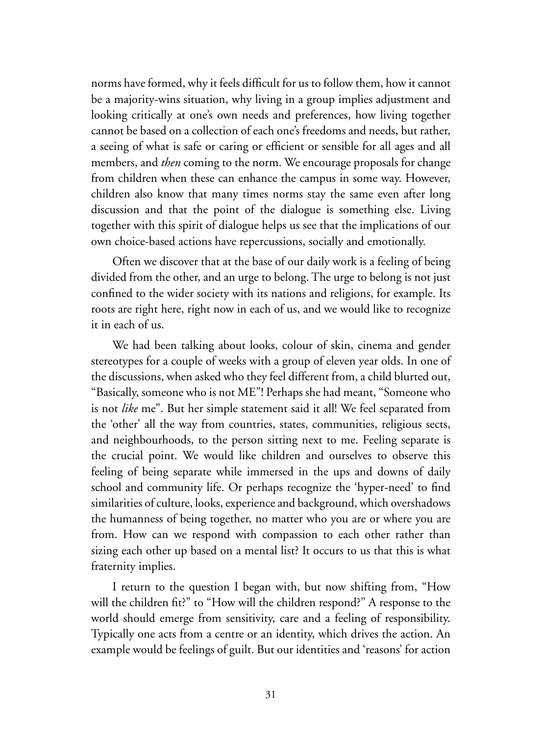norms have formed, why it feels difficult for us to follow them, how it cannot be a majority-wins situation, why living in a group implies adjustment and looking critically at one's own needs and preferences, how living together cannot be based on a collection of each one's freedoms and needs, but rather, a seeing of what is safe or caring or efficient or sensible for all ages and all members, and *then* coming to the norm. We encourage proposals for change from children when these can enhance the campus in some way. However, children also know that many times norms stay the same even after long discussion and that the point of the dialogue is something else. Living together with this spirit of dialogue helps us see that the implications of our own choice-based actions have repercussions, socially and emotionally.

Often we discover that at the base of our daily work is a feeling of being divided from the other, and an urge to belong. The urge to belong is not just confined to the wider society with its nations and religions, for example. Its roots are right here, right now in each of us, and we would like to recognize it in each of us.

We had been talking about looks, colour of skin, cinema and gender stereotypes for a couple of weeks with a group of eleven year olds. In one of the discussions, when asked who they feel different from, a child blurted out, "Basically, someone who is not ME"! Perhaps she had meant, "Someone who is not *like* me". But her simple statement said it all! We feel separated from the 'other' all the way from countries, states, communities, religious sects, and neighbourhoods, to the person sitting next to me. Feeling separate is the crucial point. We would like children and ourselves to observe this feeling of being separate while immersed in the ups and downs of daily school and community life. Or perhaps recognize the 'hyper-need' to find similarities of culture, looks, experience and background, which overshadows the humanness of being together, no matter who you are or where you are from. How can we respond with compassion to each other rather than sizing each other up based on a mental list? It occurs to us that this is what fraternity implies.

I return to the question I began with, but now shifting from, "How will the children fit?" to "How will the children respond?" A response to the world should emerge from sensitivity, care and a feeling of responsibility. Typically one acts from a centre or an identity, which drives the action. An example would be feelings of guilt. But our identities and 'reasons' for action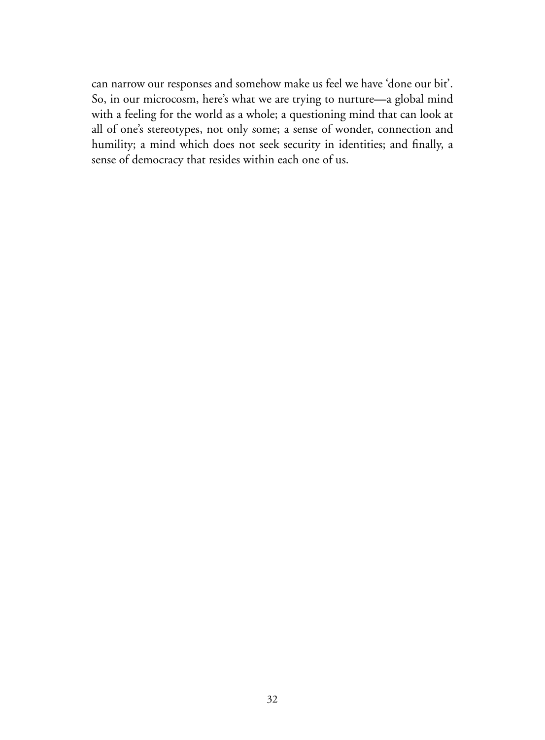can narrow our responses and somehow make us feel we have 'done our bit'. So, in our microcosm, here's what we are trying to nurture—a global mind with a feeling for the world as a whole; a questioning mind that can look at all of one's stereotypes, not only some; a sense of wonder, connection and humility; a mind which does not seek security in identities; and finally, a sense of democracy that resides within each one of us.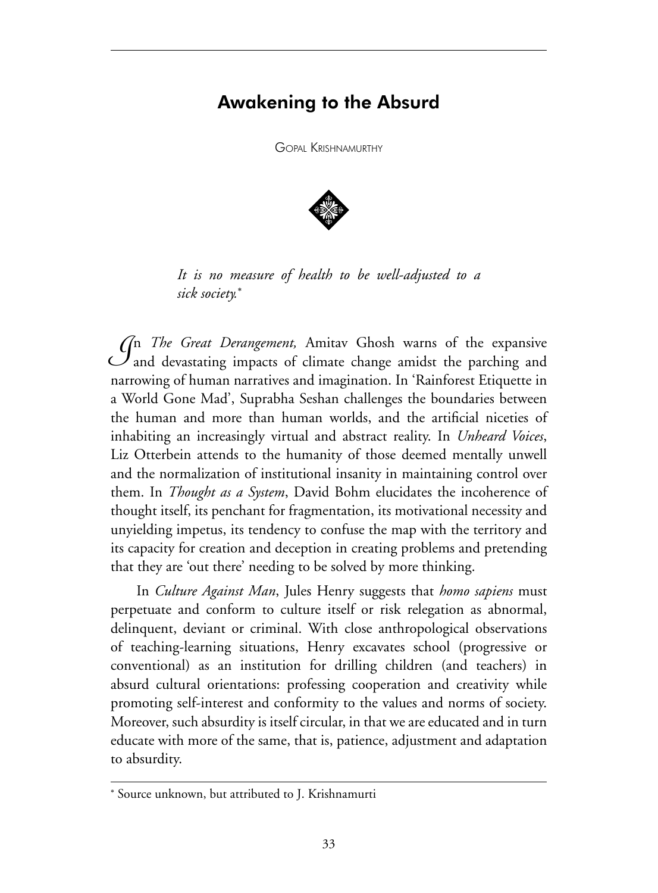# Awakening to the Absurd

Gopal Krishnamurthy

> *It is no measure of health to be well-adjusted to a sick society.**

In *The Great Derangement,* Amitav Ghosh warns of the expansive and devastating impacts of climate change amidst the parching and narrowing of human narratives and imagination. In 'Rainforest Etiquette in a World Gone Mad', Suprabha Seshan challenges the boundaries between the human and more than human worlds, and the artificial niceties of inhabiting an increasingly virtual and abstract reality. In *Unheard Voices*, Liz Otterbein attends to the humanity of those deemed mentally unwell and the normalization of institutional insanity in maintaining control over them. In *Thought as a System*, David Bohm elucidates the incoherence of thought itself, its penchant for fragmentation, its motivational necessity and unyielding impetus, its tendency to confuse the map with the territory and its capacity for creation and deception in creating problems and pretending that they are 'out there' needing to be solved by more thinking.

In *Culture Against Man*, Jules Henry suggests that *homo sapiens* must perpetuate and conform to culture itself or risk relegation as abnormal, delinquent, deviant or criminal. With close anthropological observations of teaching-learning situations, Henry excavates school (progressive or conventional) as an institution for drilling children (and teachers) in absurd cultural orientations: professing cooperation and creativity while promoting self-interest and conformity to the values and norms of society. Moreover, such absurdity is itself circular, in that we are educated and in turn educate with more of the same, that is, patience, adjustment and adaptation to absurdity.

---

* Source unknown, but attributed to J. Krishnamurti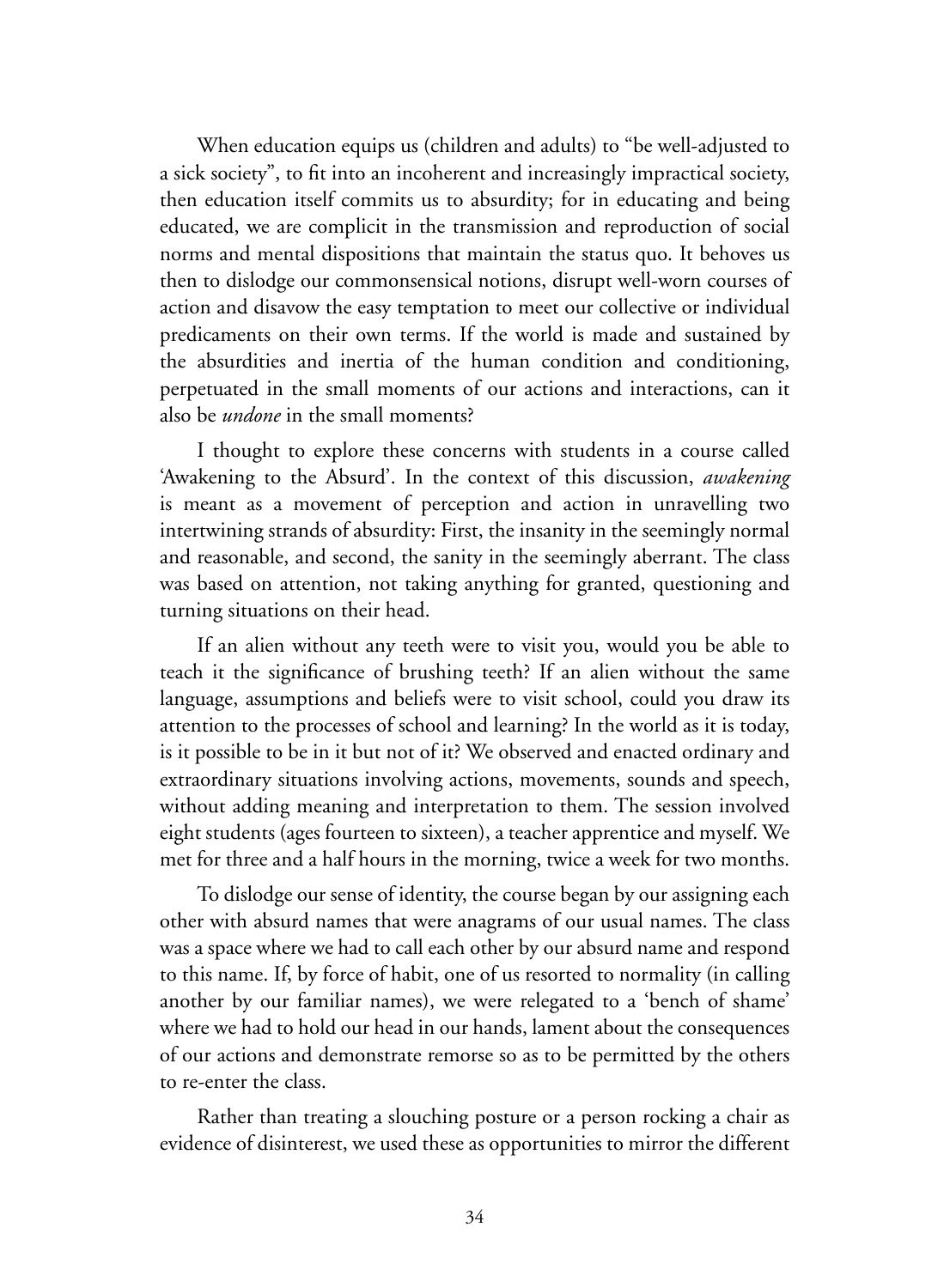When education equips us (children and adults) to "be well-adjusted to a sick society", to fit into an incoherent and increasingly impractical society, then education itself commits us to absurdity; for in educating and being educated, we are complicit in the transmission and reproduction of social norms and mental dispositions that maintain the status quo. It behoves us then to dislodge our commonsensical notions, disrupt well-worn courses of action and disavow the easy temptation to meet our collective or individual predicaments on their own terms. If the world is made and sustained by the absurdities and inertia of the human condition and conditioning, perpetuated in the small moments of our actions and interactions, can it also be *undone* in the small moments?

I thought to explore these concerns with students in a course called 'Awakening to the Absurd'. In the context of this discussion, *awakening* is meant as a movement of perception and action in unravelling two intertwining strands of absurdity: First, the insanity in the seemingly normal and reasonable, and second, the sanity in the seemingly aberrant. The class was based on attention, not taking anything for granted, questioning and turning situations on their head.

If an alien without any teeth were to visit you, would you be able to teach it the significance of brushing teeth? If an alien without the same language, assumptions and beliefs were to visit school, could you draw its attention to the processes of school and learning? In the world as it is today, is it possible to be in it but not of it? We observed and enacted ordinary and extraordinary situations involving actions, movements, sounds and speech, without adding meaning and interpretation to them. The session involved eight students (ages fourteen to sixteen), a teacher apprentice and myself. We met for three and a half hours in the morning, twice a week for two months.

To dislodge our sense of identity, the course began by our assigning each other with absurd names that were anagrams of our usual names. The class was a space where we had to call each other by our absurd name and respond to this name. If, by force of habit, one of us resorted to normality (in calling another by our familiar names), we were relegated to a 'bench of shame' where we had to hold our head in our hands, lament about the consequences of our actions and demonstrate remorse so as to be permitted by the others to re-enter the class.

Rather than treating a slouching posture or a person rocking a chair as evidence of disinterest, we used these as opportunities to mirror the different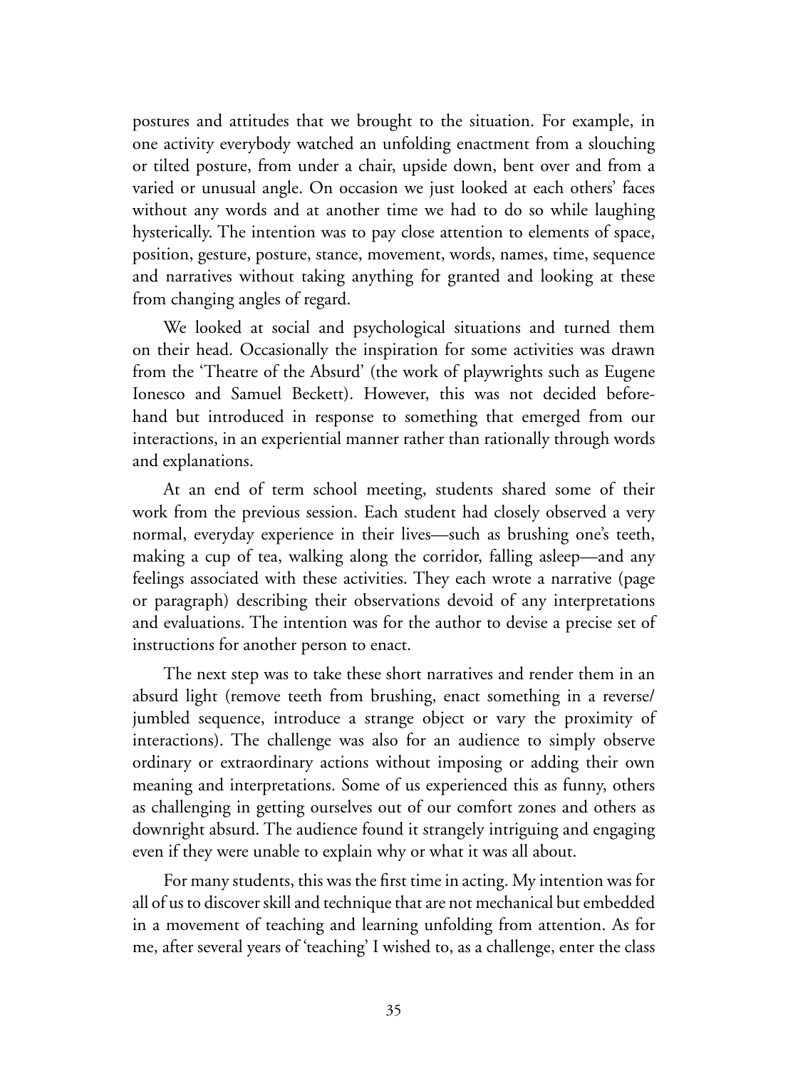postures and attitudes that we brought to the situation. For example, in one activity everybody watched an unfolding enactment from a slouching or tilted posture, from under a chair, upside down, bent over and from a varied or unusual angle. On occasion we just looked at each others' faces without any words and at another time we had to do so while laughing hysterically. The intention was to pay close attention to elements of space, position, gesture, posture, stance, movement, words, names, time, sequence and narratives without taking anything for granted and looking at these from changing angles of regard.

We looked at social and psychological situations and turned them on their head. Occasionally the inspiration for some activities was drawn from the 'Theatre of the Absurd' (the work of playwrights such as Eugene Ionesco and Samuel Beckett). However, this was not decided beforehand but introduced in response to something that emerged from our interactions, in an experiential manner rather than rationally through words and explanations.

At an end of term school meeting, students shared some of their work from the previous session. Each student had closely observed a very normal, everyday experience in their lives—such as brushing one's teeth, making a cup of tea, walking along the corridor, falling asleep—and any feelings associated with these activities. They each wrote a narrative (page or paragraph) describing their observations devoid of any interpretations and evaluations. The intention was for the author to devise a precise set of instructions for another person to enact.

The next step was to take these short narratives and render them in an absurd light (remove teeth from brushing, enact something in a reverse/ jumbled sequence, introduce a strange object or vary the proximity of interactions). The challenge was also for an audience to simply observe ordinary or extraordinary actions without imposing or adding their own meaning and interpretations. Some of us experienced this as funny, others as challenging in getting ourselves out of our comfort zones and others as downright absurd. The audience found it strangely intriguing and engaging even if they were unable to explain why or what it was all about.

For many students, this was the first time in acting. My intention was for all of us to discover skill and technique that are not mechanical but embedded in a movement of teaching and learning unfolding from attention. As for me, after several years of 'teaching' I wished to, as a challenge, enter the class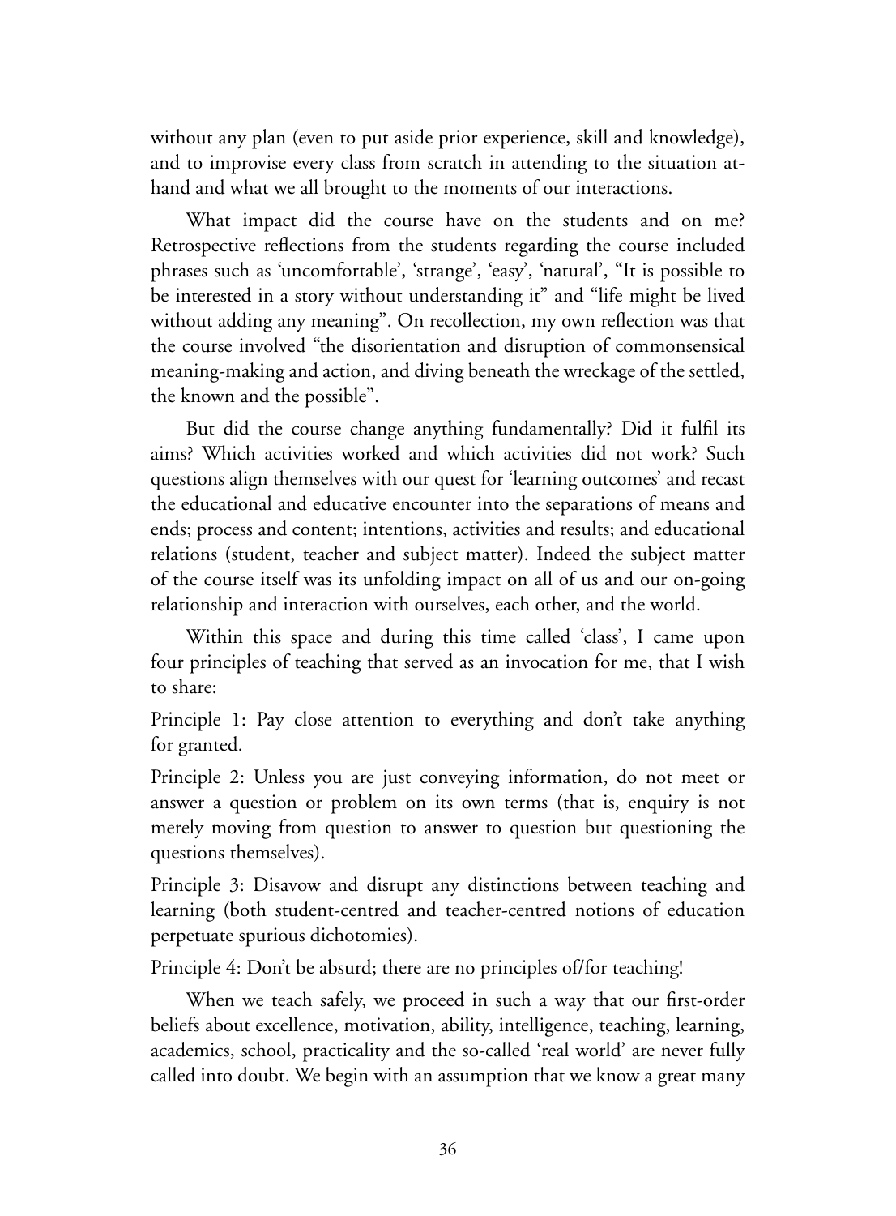without any plan (even to put aside prior experience, skill and knowledge), and to improvise every class from scratch in attending to the situation at-hand and what we all brought to the moments of our interactions.

What impact did the course have on the students and on me? Retrospective reflections from the students regarding the course included phrases such as 'uncomfortable', 'strange', 'easy', 'natural', "It is possible to be interested in a story without understanding it" and "life might be lived without adding any meaning". On recollection, my own reflection was that the course involved "the disorientation and disruption of commonsensical meaning-making and action, and diving beneath the wreckage of the settled, the known and the possible".

But did the course change anything fundamentally? Did it fulfil its aims? Which activities worked and which activities did not work? Such questions align themselves with our quest for 'learning outcomes' and recast the educational and educative encounter into the separations of means and ends; process and content; intentions, activities and results; and educational relations (student, teacher and subject matter). Indeed the subject matter of the course itself was its unfolding impact on all of us and our on-going relationship and interaction with ourselves, each other, and the world.

Within this space and during this time called 'class', I came upon four principles of teaching that served as an invocation for me, that I wish to share:

Principle 1: Pay close attention to everything and don't take anything for granted.

Principle 2: Unless you are just conveying information, do not meet or answer a question or problem on its own terms (that is, enquiry is not merely moving from question to answer to question but questioning the questions themselves).

Principle 3: Disavow and disrupt any distinctions between teaching and learning (both student-centred and teacher-centred notions of education perpetuate spurious dichotomies).

Principle 4: Don't be absurd; there are no principles of/for teaching!

When we teach safely, we proceed in such a way that our first-order beliefs about excellence, motivation, ability, intelligence, teaching, learning, academics, school, practicality and the so-called 'real world' are never fully called into doubt. We begin with an assumption that we know a great many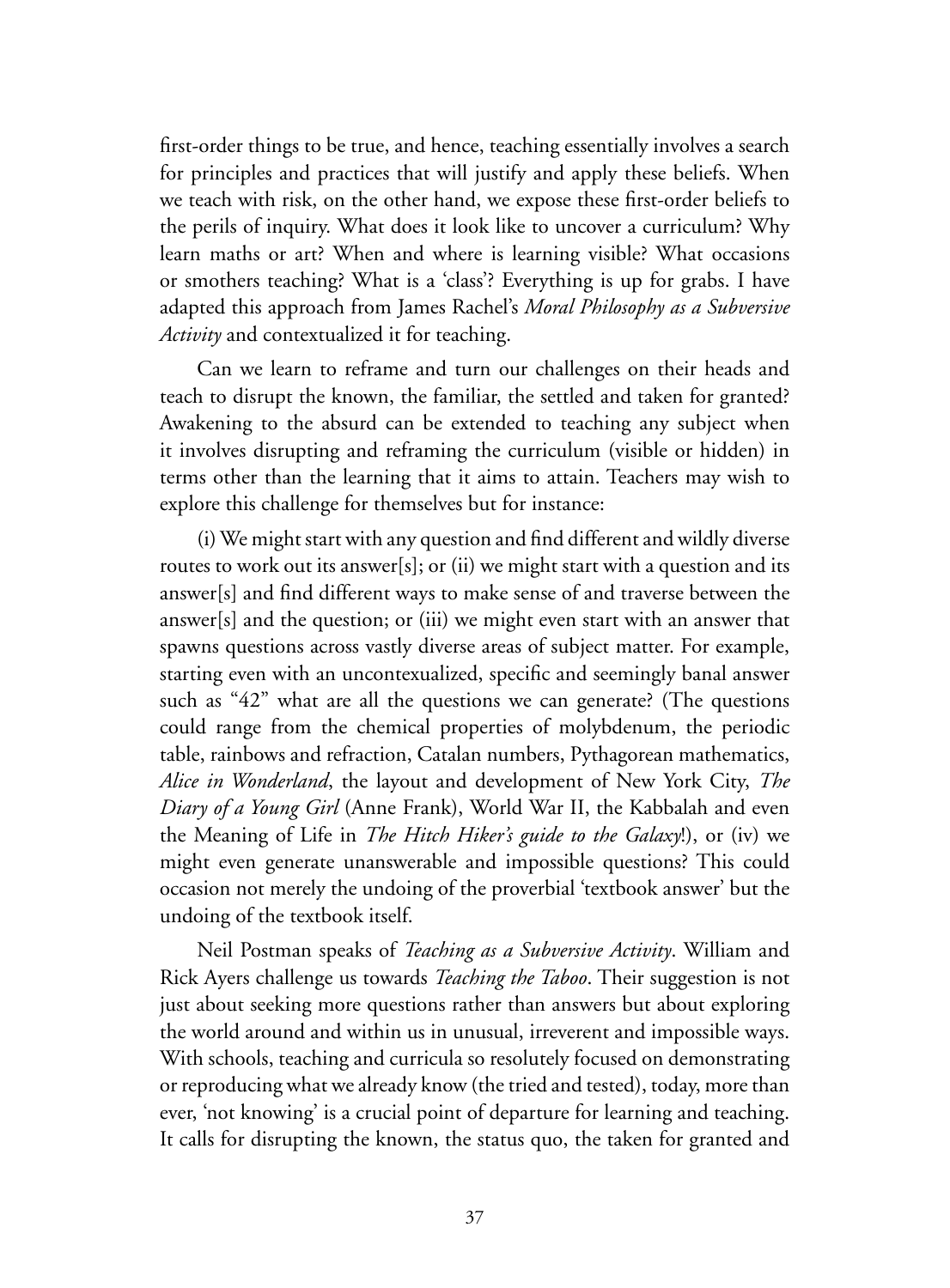first-order things to be true, and hence, teaching essentially involves a search for principles and practices that will justify and apply these beliefs. When we teach with risk, on the other hand, we expose these first-order beliefs to the perils of inquiry. What does it look like to uncover a curriculum? Why learn maths or art? When and where is learning visible? What occasions or smothers teaching? What is a 'class'? Everything is up for grabs. I have adapted this approach from James Rachel's *Moral Philosophy as a Subversive Activity* and contextualized it for teaching.

Can we learn to reframe and turn our challenges on their heads and teach to disrupt the known, the familiar, the settled and taken for granted? Awakening to the absurd can be extended to teaching any subject when it involves disrupting and reframing the curriculum (visible or hidden) in terms other than the learning that it aims to attain. Teachers may wish to explore this challenge for themselves but for instance:

(i) We might start with any question and find different and wildly diverse routes to work out its answer[s]; or (ii) we might start with a question and its answer[s] and find different ways to make sense of and traverse between the answer[s] and the question; or (iii) we might even start with an answer that spawns questions across vastly diverse areas of subject matter. For example, starting even with an uncontexualized, specific and seemingly banal answer such as "42" what are all the questions we can generate? (The questions could range from the chemical properties of molybdenum, the periodic table, rainbows and refraction, Catalan numbers, Pythagorean mathematics, *Alice in Wonderland*, the layout and development of New York City, *The Diary of a Young Girl* (Anne Frank), World War II, the Kabbalah and even the Meaning of Life in *The Hitch Hiker's guide to the Galaxy*!), or (iv) we might even generate unanswerable and impossible questions? This could occasion not merely the undoing of the proverbial 'textbook answer' but the undoing of the textbook itself.

Neil Postman speaks of *Teaching as a Subversive Activity*. William and Rick Ayers challenge us towards *Teaching the Taboo*. Their suggestion is not just about seeking more questions rather than answers but about exploring the world around and within us in unusual, irreverent and impossible ways. With schools, teaching and curricula so resolutely focused on demonstrating or reproducing what we already know (the tried and tested), today, more than ever, 'not knowing' is a crucial point of departure for learning and teaching. It calls for disrupting the known, the status quo, the taken for granted and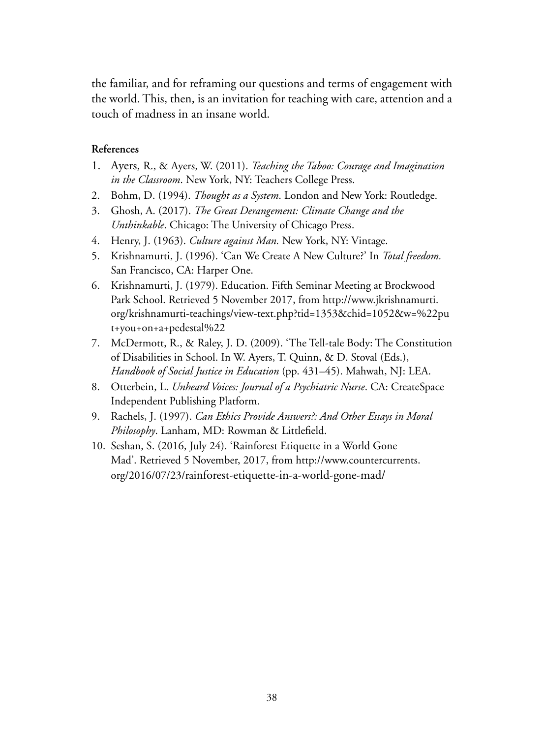the familiar, and for reframing our questions and terms of engagement with the world. This, then, is an invitation for teaching with care, attention and a touch of madness in an insane world.

**References**

1. Ayers, R., & Ayers, W. (2011). *Teaching the Taboo: Courage and Imagination in the Classroom*. New York, NY: Teachers College Press.
2. Bohm, D. (1994). *Thought as a System*. London and New York: Routledge.
3. Ghosh, A. (2017). *The Great Derangement: Climate Change and the Unthinkable*. Chicago: The University of Chicago Press.
4. Henry, J. (1963). *Culture against Man.* New York, NY: Vintage.
5. Krishnamurti, J. (1996). 'Can We Create A New Culture?' In *Total freedom.* San Francisco, CA: Harper One.
6. Krishnamurti, J. (1979). Education. Fifth Seminar Meeting at Brockwood Park School. Retrieved 5 November 2017, from http://www.jkrishnamurti.org/krishnamurti-teachings/view-text.php?tid=1353&chid=1052&w=%22put+you+on+a+pedestal%22
7. McDermott, R., & Raley, J. D. (2009). 'The Tell-tale Body: The Constitution of Disabilities in School. In W. Ayers, T. Quinn, & D. Stoval (Eds.), *Handbook of Social Justice in Education* (pp. 431–45). Mahwah, NJ: LEA.
8. Otterbein, L. *Unheard Voices: Journal of a Psychiatric Nurse*. CA: CreateSpace Independent Publishing Platform.
9. Rachels, J. (1997). *Can Ethics Provide Answers?: And Other Essays in Moral Philosophy*. Lanham, MD: Rowman & Littlefield.
10. Seshan, S. (2016, July 24). 'Rainforest Etiquette in a World Gone Mad'. Retrieved 5 November, 2017, from http://www.countercurrents.org/2016/07/23/rainforest-etiquette-in-a-world-gone-mad/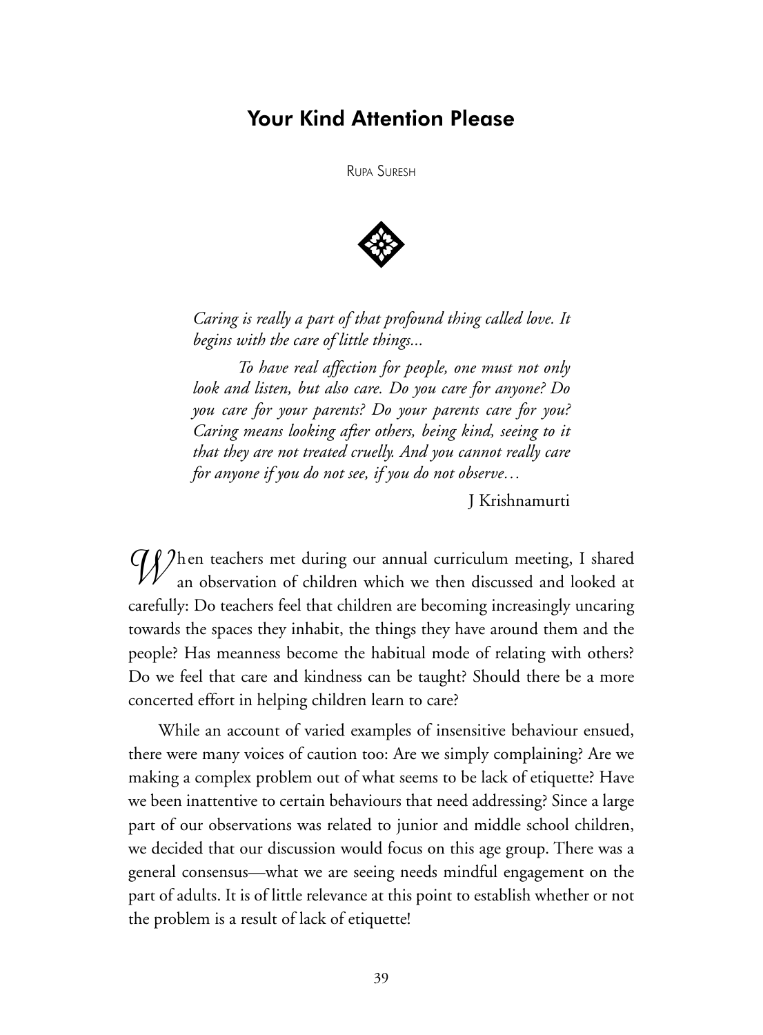# Your Kind Attention Please

Rupa Suresh

> *Caring is really a part of that profound thing called love. It begins with the care of little things...*
>
> *To have real affection for people, one must not only look and listen, but also care. Do you care for anyone? Do you care for your parents? Do your parents care for you? Caring means looking after others, being kind, seeing to it that they are not treated cruelly. And you cannot really care for anyone if you do not see, if you do not observe…*
>
> J Krishnamurti

When teachers met during our annual curriculum meeting, I shared an observation of children which we then discussed and looked at carefully: Do teachers feel that children are becoming increasingly uncaring towards the spaces they inhabit, the things they have around them and the people? Has meanness become the habitual mode of relating with others? Do we feel that care and kindness can be taught? Should there be a more concerted effort in helping children learn to care?

While an account of varied examples of insensitive behaviour ensued, there were many voices of caution too: Are we simply complaining? Are we making a complex problem out of what seems to be lack of etiquette? Have we been inattentive to certain behaviours that need addressing? Since a large part of our observations was related to junior and middle school children, we decided that our discussion would focus on this age group. There was a general consensus—what we are seeing needs mindful engagement on the part of adults. It is of little relevance at this point to establish whether or not the problem is a result of lack of etiquette!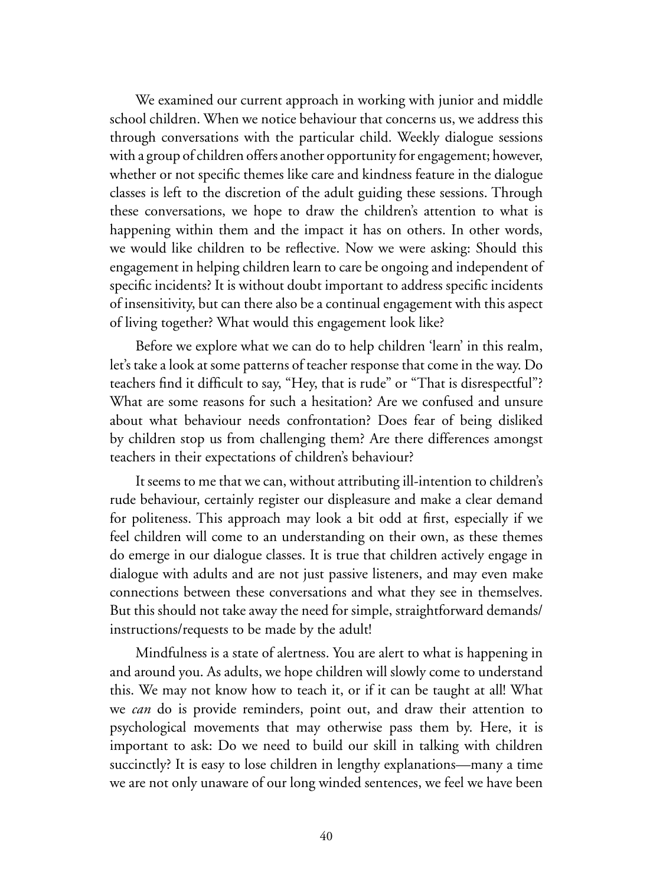We examined our current approach in working with junior and middle school children. When we notice behaviour that concerns us, we address this through conversations with the particular child. Weekly dialogue sessions with a group of children offers another opportunity for engagement; however, whether or not specific themes like care and kindness feature in the dialogue classes is left to the discretion of the adult guiding these sessions. Through these conversations, we hope to draw the children's attention to what is happening within them and the impact it has on others. In other words, we would like children to be reflective. Now we were asking: Should this engagement in helping children learn to care be ongoing and independent of specific incidents? It is without doubt important to address specific incidents of insensitivity, but can there also be a continual engagement with this aspect of living together? What would this engagement look like?

Before we explore what we can do to help children 'learn' in this realm, let's take a look at some patterns of teacher response that come in the way. Do teachers find it difficult to say, "Hey, that is rude" or "That is disrespectful"? What are some reasons for such a hesitation? Are we confused and unsure about what behaviour needs confrontation? Does fear of being disliked by children stop us from challenging them? Are there differences amongst teachers in their expectations of children's behaviour?

It seems to me that we can, without attributing ill-intention to children's rude behaviour, certainly register our displeasure and make a clear demand for politeness. This approach may look a bit odd at first, especially if we feel children will come to an understanding on their own, as these themes do emerge in our dialogue classes. It is true that children actively engage in dialogue with adults and are not just passive listeners, and may even make connections between these conversations and what they see in themselves. But this should not take away the need for simple, straightforward demands/instructions/requests to be made by the adult!

Mindfulness is a state of alertness. You are alert to what is happening in and around you. As adults, we hope children will slowly come to understand this. We may not know how to teach it, or if it can be taught at all! What we *can* do is provide reminders, point out, and draw their attention to psychological movements that may otherwise pass them by. Here, it is important to ask: Do we need to build our skill in talking with children succinctly? It is easy to lose children in lengthy explanations—many a time we are not only unaware of our long winded sentences, we feel we have been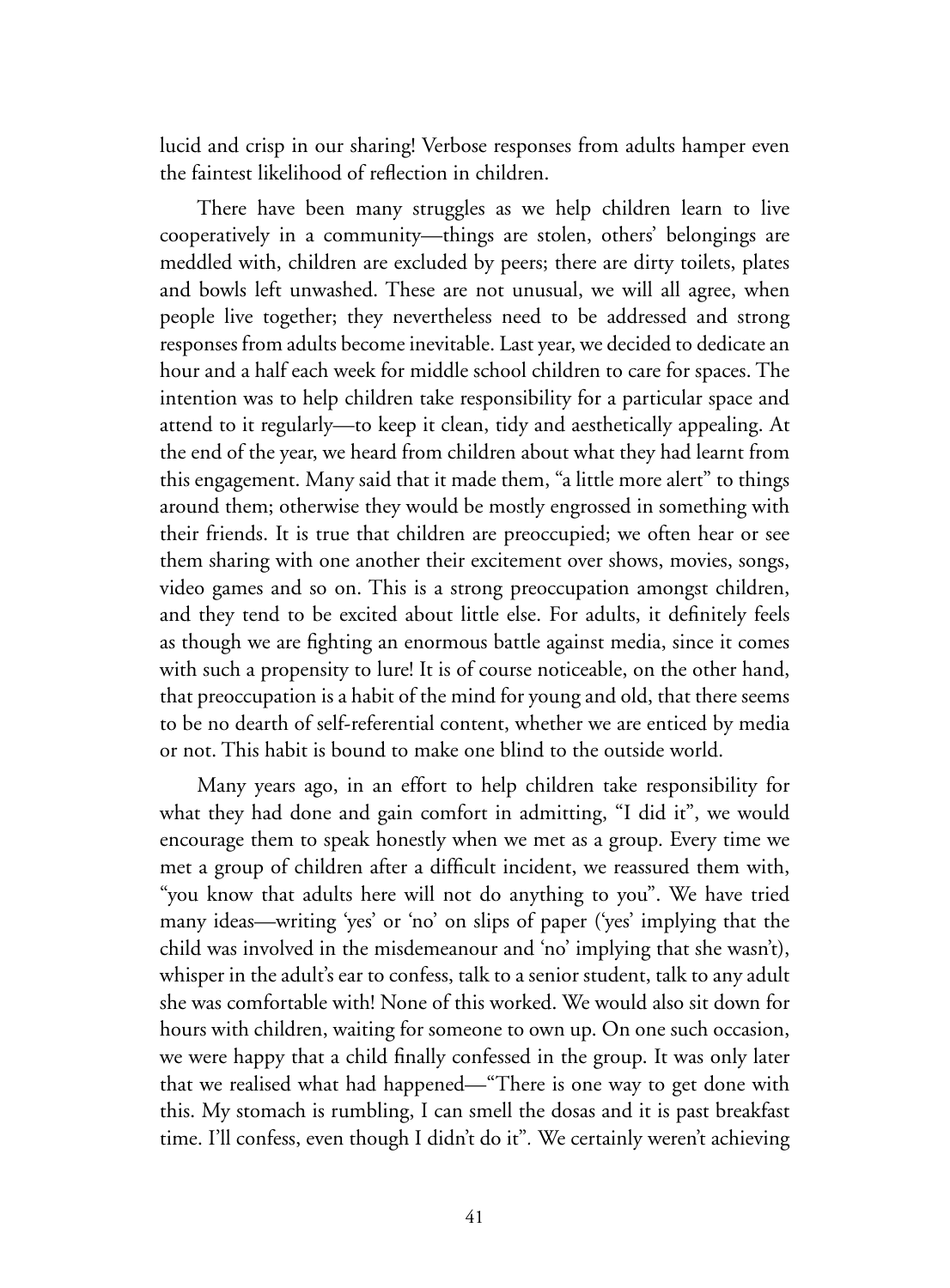lucid and crisp in our sharing! Verbose responses from adults hamper even the faintest likelihood of reflection in children.

There have been many struggles as we help children learn to live cooperatively in a community—things are stolen, others' belongings are meddled with, children are excluded by peers; there are dirty toilets, plates and bowls left unwashed. These are not unusual, we will all agree, when people live together; they nevertheless need to be addressed and strong responses from adults become inevitable. Last year, we decided to dedicate an hour and a half each week for middle school children to care for spaces. The intention was to help children take responsibility for a particular space and attend to it regularly—to keep it clean, tidy and aesthetically appealing. At the end of the year, we heard from children about what they had learnt from this engagement. Many said that it made them, "a little more alert" to things around them; otherwise they would be mostly engrossed in something with their friends. It is true that children are preoccupied; we often hear or see them sharing with one another their excitement over shows, movies, songs, video games and so on. This is a strong preoccupation amongst children, and they tend to be excited about little else. For adults, it definitely feels as though we are fighting an enormous battle against media, since it comes with such a propensity to lure! It is of course noticeable, on the other hand, that preoccupation is a habit of the mind for young and old, that there seems to be no dearth of self-referential content, whether we are enticed by media or not. This habit is bound to make one blind to the outside world.

Many years ago, in an effort to help children take responsibility for what they had done and gain comfort in admitting, "I did it", we would encourage them to speak honestly when we met as a group. Every time we met a group of children after a difficult incident, we reassured them with, "you know that adults here will not do anything to you". We have tried many ideas—writing 'yes' or 'no' on slips of paper ('yes' implying that the child was involved in the misdemeanour and 'no' implying that she wasn't), whisper in the adult's ear to confess, talk to a senior student, talk to any adult she was comfortable with! None of this worked. We would also sit down for hours with children, waiting for someone to own up. On one such occasion, we were happy that a child finally confessed in the group. It was only later that we realised what had happened—"There is one way to get done with this. My stomach is rumbling, I can smell the dosas and it is past breakfast time. I'll confess, even though I didn't do it". We certainly weren't achieving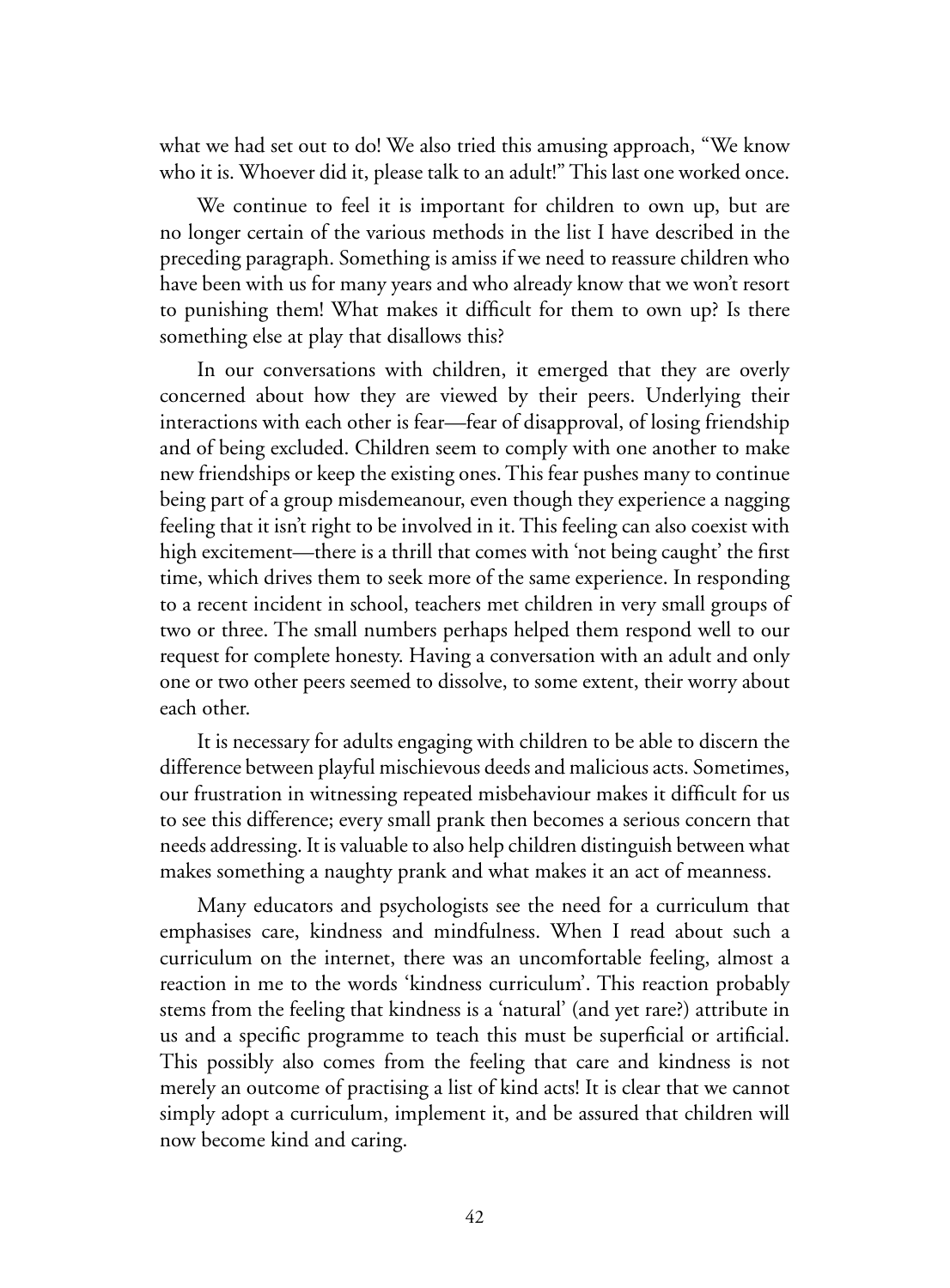what we had set out to do! We also tried this amusing approach, "We know who it is. Whoever did it, please talk to an adult!" This last one worked once.

We continue to feel it is important for children to own up, but are no longer certain of the various methods in the list I have described in the preceding paragraph. Something is amiss if we need to reassure children who have been with us for many years and who already know that we won't resort to punishing them! What makes it difficult for them to own up? Is there something else at play that disallows this?

In our conversations with children, it emerged that they are overly concerned about how they are viewed by their peers. Underlying their interactions with each other is fear—fear of disapproval, of losing friendship and of being excluded. Children seem to comply with one another to make new friendships or keep the existing ones. This fear pushes many to continue being part of a group misdemeanour, even though they experience a nagging feeling that it isn't right to be involved in it. This feeling can also coexist with high excitement—there is a thrill that comes with 'not being caught' the first time, which drives them to seek more of the same experience. In responding to a recent incident in school, teachers met children in very small groups of two or three. The small numbers perhaps helped them respond well to our request for complete honesty. Having a conversation with an adult and only one or two other peers seemed to dissolve, to some extent, their worry about each other.

It is necessary for adults engaging with children to be able to discern the difference between playful mischievous deeds and malicious acts. Sometimes, our frustration in witnessing repeated misbehaviour makes it difficult for us to see this difference; every small prank then becomes a serious concern that needs addressing. It is valuable to also help children distinguish between what makes something a naughty prank and what makes it an act of meanness.

Many educators and psychologists see the need for a curriculum that emphasises care, kindness and mindfulness. When I read about such a curriculum on the internet, there was an uncomfortable feeling, almost a reaction in me to the words 'kindness curriculum'. This reaction probably stems from the feeling that kindness is a 'natural' (and yet rare?) attribute in us and a specific programme to teach this must be superficial or artificial. This possibly also comes from the feeling that care and kindness is not merely an outcome of practising a list of kind acts! It is clear that we cannot simply adopt a curriculum, implement it, and be assured that children will now become kind and caring.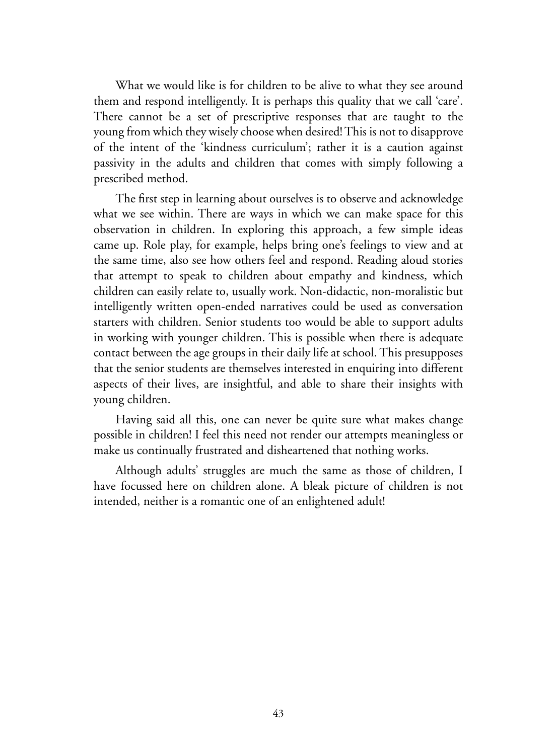What we would like is for children to be alive to what they see around them and respond intelligently. It is perhaps this quality that we call 'care'. There cannot be a set of prescriptive responses that are taught to the young from which they wisely choose when desired! This is not to disapprove of the intent of the 'kindness curriculum'; rather it is a caution against passivity in the adults and children that comes with simply following a prescribed method.

The first step in learning about ourselves is to observe and acknowledge what we see within. There are ways in which we can make space for this observation in children. In exploring this approach, a few simple ideas came up. Role play, for example, helps bring one's feelings to view and at the same time, also see how others feel and respond. Reading aloud stories that attempt to speak to children about empathy and kindness, which children can easily relate to, usually work. Non-didactic, non-moralistic but intelligently written open-ended narratives could be used as conversation starters with children. Senior students too would be able to support adults in working with younger children. This is possible when there is adequate contact between the age groups in their daily life at school. This presupposes that the senior students are themselves interested in enquiring into different aspects of their lives, are insightful, and able to share their insights with young children.

Having said all this, one can never be quite sure what makes change possible in children! I feel this need not render our attempts meaningless or make us continually frustrated and disheartened that nothing works.

Although adults' struggles are much the same as those of children, I have focussed here on children alone. A bleak picture of children is not intended, neither is a romantic one of an enlightened adult!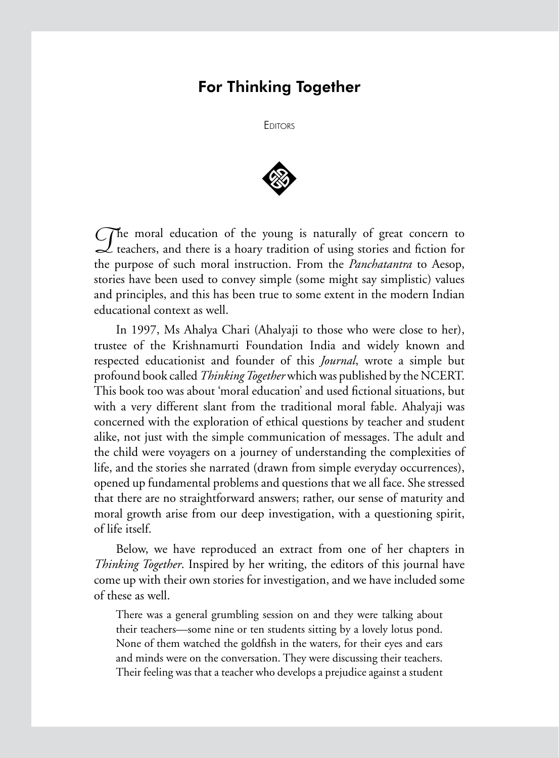# For Thinking Together

Editors

The moral education of the young is naturally of great concern to teachers, and there is a hoary tradition of using stories and fiction for the purpose of such moral instruction. From the *Panchatantra* to Aesop, stories have been used to convey simple (some might say simplistic) values and principles, and this has been true to some extent in the modern Indian educational context as well.

In 1997, Ms Ahalya Chari (Ahalyaji to those who were close to her), trustee of the Krishnamurti Foundation India and widely known and respected educationist and founder of this *Journal*, wrote a simple but profound book called *Thinking Together* which was published by the NCERT. This book too was about 'moral education' and used fictional situations, but with a very different slant from the traditional moral fable. Ahalyaji was concerned with the exploration of ethical questions by teacher and student alike, not just with the simple communication of messages. The adult and the child were voyagers on a journey of understanding the complexities of life, and the stories she narrated (drawn from simple everyday occurrences), opened up fundamental problems and questions that we all face. She stressed that there are no straightforward answers; rather, our sense of maturity and moral growth arise from our deep investigation, with a questioning spirit, of life itself.

Below, we have reproduced an extract from one of her chapters in *Thinking Together*. Inspired by her writing, the editors of this journal have come up with their own stories for investigation, and we have included some of these as well.

> There was a general grumbling session on and they were talking about their teachers—some nine or ten students sitting by a lovely lotus pond. None of them watched the goldfish in the waters, for their eyes and ears and minds were on the conversation. They were discussing their teachers. Their feeling was that a teacher who develops a prejudice against a student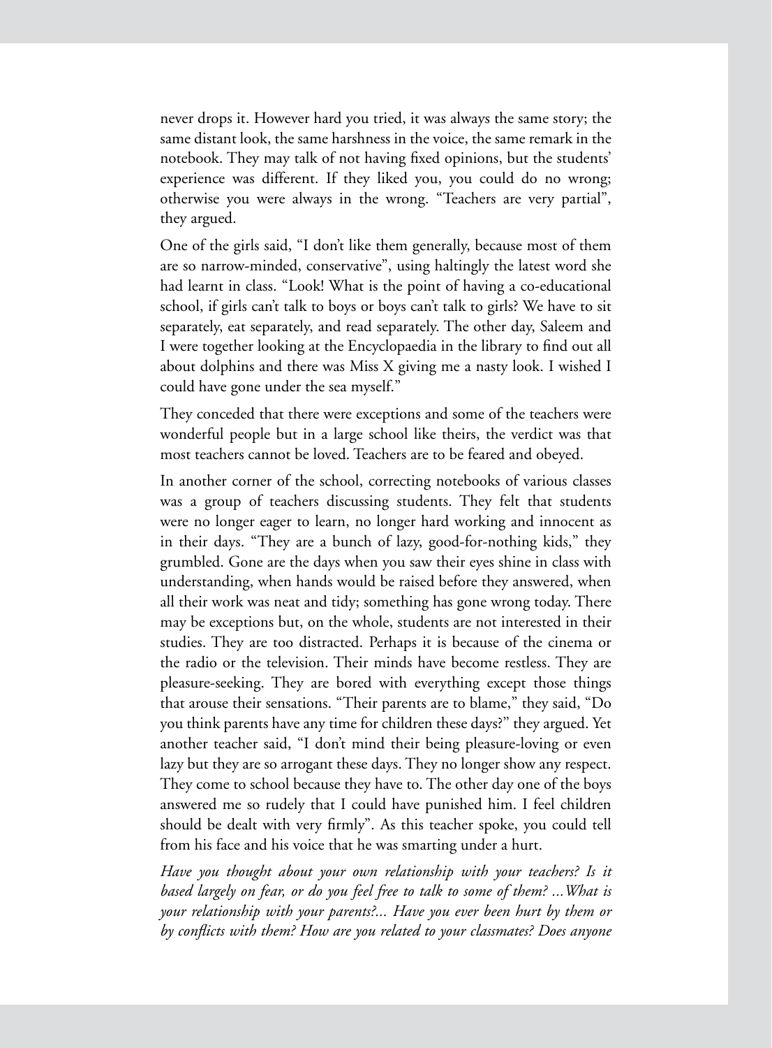never drops it. However hard you tried, it was always the same story; the same distant look, the same harshness in the voice, the same remark in the notebook. They may talk of not having fixed opinions, but the students' experience was different. If they liked you, you could do no wrong; otherwise you were always in the wrong. "Teachers are very partial", they argued.

One of the girls said, "I don't like them generally, because most of them are so narrow-minded, conservative", using haltingly the latest word she had learnt in class. "Look! What is the point of having a co-educational school, if girls can't talk to boys or boys can't talk to girls? We have to sit separately, eat separately, and read separately. The other day, Saleem and I were together looking at the Encyclopaedia in the library to find out all about dolphins and there was Miss X giving me a nasty look. I wished I could have gone under the sea myself."

They conceded that there were exceptions and some of the teachers were wonderful people but in a large school like theirs, the verdict was that most teachers cannot be loved. Teachers are to be feared and obeyed.

In another corner of the school, correcting notebooks of various classes was a group of teachers discussing students. They felt that students were no longer eager to learn, no longer hard working and innocent as in their days. "They are a bunch of lazy, good-for-nothing kids," they grumbled. Gone are the days when you saw their eyes shine in class with understanding, when hands would be raised before they answered, when all their work was neat and tidy; something has gone wrong today. There may be exceptions but, on the whole, students are not interested in their studies. They are too distracted. Perhaps it is because of the cinema or the radio or the television. Their minds have become restless. They are pleasure-seeking. They are bored with everything except those things that arouse their sensations. "Their parents are to blame," they said, "Do you think parents have any time for children these days?" they argued. Yet another teacher said, "I don't mind their being pleasure-loving or even lazy but they are so arrogant these days. They no longer show any respect. They come to school because they have to. The other day one of the boys answered me so rudely that I could have punished him. I feel children should be dealt with very firmly". As this teacher spoke, you could tell from his face and his voice that he was smarting under a hurt.

*Have you thought about your own relationship with your teachers? Is it based largely on fear, or do you feel free to talk to some of them? ...What is your relationship with your parents?... Have you ever been hurt by them or by conflicts with them? How are you related to your classmates? Does anyone*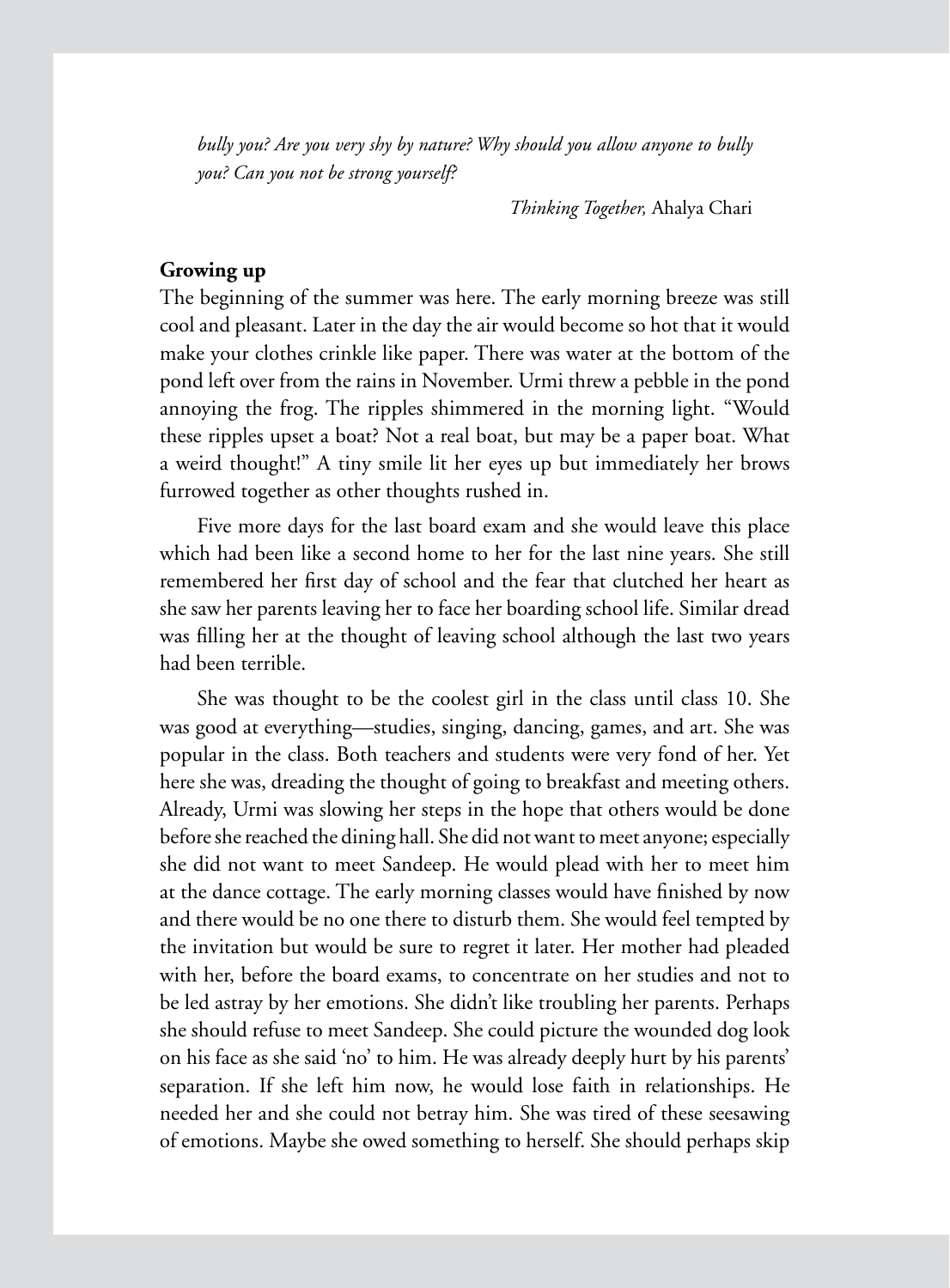*bully you? Are you very shy by nature? Why should you allow anyone to bully you? Can you not be strong yourself?*

*Thinking Together,* Ahalya Chari

**Growing up**

The beginning of the summer was here. The early morning breeze was still cool and pleasant. Later in the day the air would become so hot that it would make your clothes crinkle like paper. There was water at the bottom of the pond left over from the rains in November. Urmi threw a pebble in the pond annoying the frog. The ripples shimmered in the morning light. "Would these ripples upset a boat? Not a real boat, but may be a paper boat. What a weird thought!" A tiny smile lit her eyes up but immediately her brows furrowed together as other thoughts rushed in.

Five more days for the last board exam and she would leave this place which had been like a second home to her for the last nine years. She still remembered her first day of school and the fear that clutched her heart as she saw her parents leaving her to face her boarding school life. Similar dread was filling her at the thought of leaving school although the last two years had been terrible.

She was thought to be the coolest girl in the class until class 10. She was good at everything—studies, singing, dancing, games, and art. She was popular in the class. Both teachers and students were very fond of her. Yet here she was, dreading the thought of going to breakfast and meeting others. Already, Urmi was slowing her steps in the hope that others would be done before she reached the dining hall. She did not want to meet anyone; especially she did not want to meet Sandeep. He would plead with her to meet him at the dance cottage. The early morning classes would have finished by now and there would be no one there to disturb them. She would feel tempted by the invitation but would be sure to regret it later. Her mother had pleaded with her, before the board exams, to concentrate on her studies and not to be led astray by her emotions. She didn't like troubling her parents. Perhaps she should refuse to meet Sandeep. She could picture the wounded dog look on his face as she said 'no' to him. He was already deeply hurt by his parents' separation. If she left him now, he would lose faith in relationships. He needed her and she could not betray him. She was tired of these seesawing of emotions. Maybe she owed something to herself. She should perhaps skip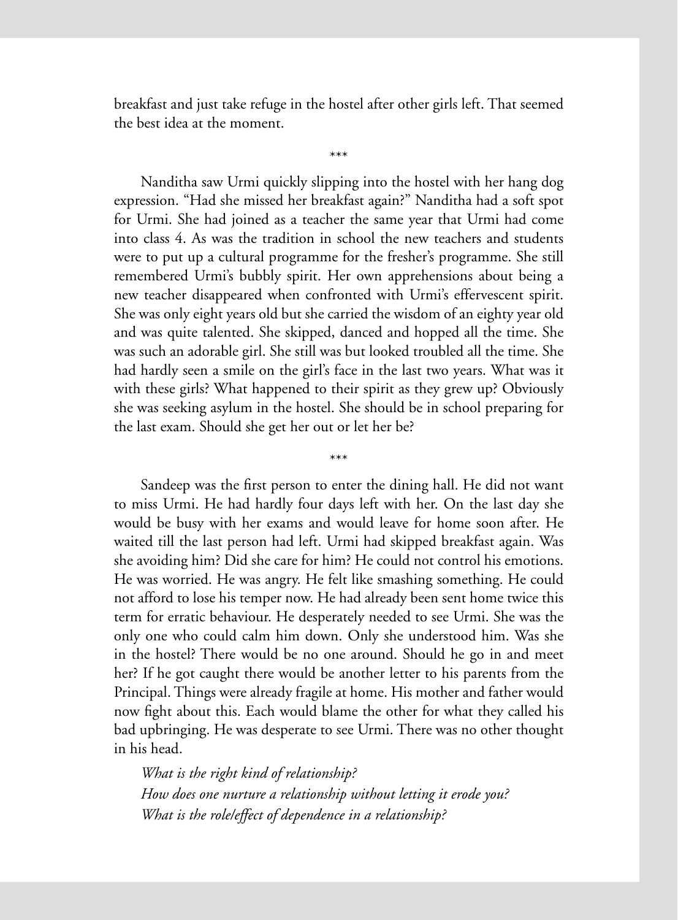breakfast and just take refuge in the hostel after other girls left. That seemed the best idea at the moment.

\*\*\*

Nanditha saw Urmi quickly slipping into the hostel with her hang dog expression. "Had she missed her breakfast again?" Nanditha had a soft spot for Urmi. She had joined as a teacher the same year that Urmi had come into class 4. As was the tradition in school the new teachers and students were to put up a cultural programme for the fresher's programme. She still remembered Urmi's bubbly spirit. Her own apprehensions about being a new teacher disappeared when confronted with Urmi's effervescent spirit. She was only eight years old but she carried the wisdom of an eighty year old and was quite talented. She skipped, danced and hopped all the time. She was such an adorable girl. She still was but looked troubled all the time. She had hardly seen a smile on the girl's face in the last two years. What was it with these girls? What happened to their spirit as they grew up? Obviously she was seeking asylum in the hostel. She should be in school preparing for the last exam. Should she get her out or let her be?

\*\*\*

Sandeep was the first person to enter the dining hall. He did not want to miss Urmi. He had hardly four days left with her. On the last day she would be busy with her exams and would leave for home soon after. He waited till the last person had left. Urmi had skipped breakfast again. Was she avoiding him? Did she care for him? He could not control his emotions. He was worried. He was angry. He felt like smashing something. He could not afford to lose his temper now. He had already been sent home twice this term for erratic behaviour. He desperately needed to see Urmi. She was the only one who could calm him down. Only she understood him. Was she in the hostel? There would be no one around. Should he go in and meet her? If he got caught there would be another letter to his parents from the Principal. Things were already fragile at home. His mother and father would now fight about this. Each would blame the other for what they called his bad upbringing. He was desperate to see Urmi. There was no other thought in his head.

*What is the right kind of relationship?*
*How does one nurture a relationship without letting it erode you?*
*What is the role/effect of dependence in a relationship?*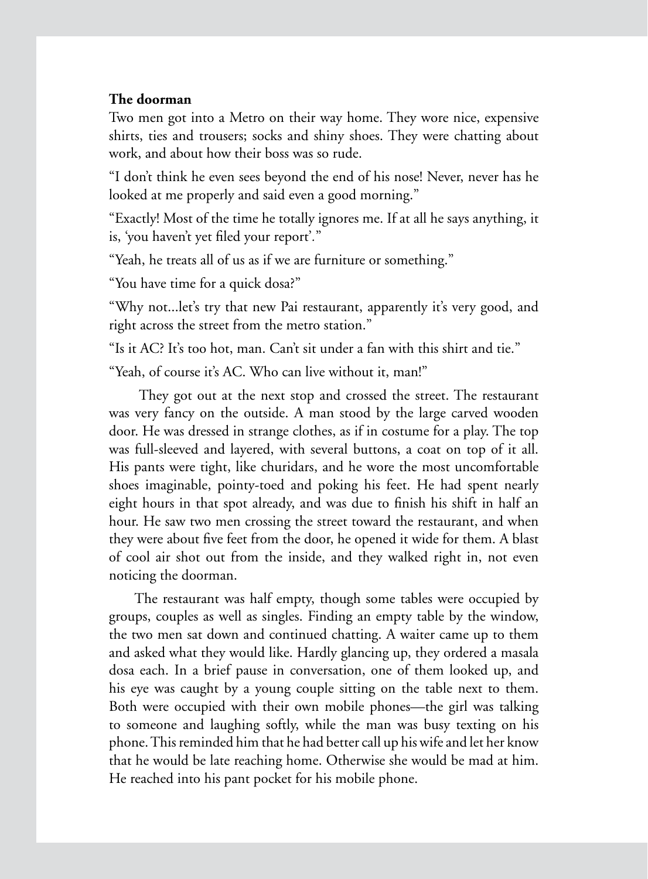**The doorman**

Two men got into a Metro on their way home. They wore nice, expensive shirts, ties and trousers; socks and shiny shoes. They were chatting about work, and about how their boss was so rude.

"I don't think he even sees beyond the end of his nose! Never, never has he looked at me properly and said even a good morning."

"Exactly! Most of the time he totally ignores me. If at all he says anything, it is, 'you haven't yet filed your report'."

"Yeah, he treats all of us as if we are furniture or something."

"You have time for a quick dosa?"

"Why not...let's try that new Pai restaurant, apparently it's very good, and right across the street from the metro station."

"Is it AC? It's too hot, man. Can't sit under a fan with this shirt and tie."

"Yeah, of course it's AC. Who can live without it, man!"

They got out at the next stop and crossed the street. The restaurant was very fancy on the outside. A man stood by the large carved wooden door. He was dressed in strange clothes, as if in costume for a play. The top was full-sleeved and layered, with several buttons, a coat on top of it all. His pants were tight, like churidars, and he wore the most uncomfortable shoes imaginable, pointy-toed and poking his feet. He had spent nearly eight hours in that spot already, and was due to finish his shift in half an hour. He saw two men crossing the street toward the restaurant, and when they were about five feet from the door, he opened it wide for them. A blast of cool air shot out from the inside, and they walked right in, not even noticing the doorman.

The restaurant was half empty, though some tables were occupied by groups, couples as well as singles. Finding an empty table by the window, the two men sat down and continued chatting. A waiter came up to them and asked what they would like. Hardly glancing up, they ordered a masala dosa each. In a brief pause in conversation, one of them looked up, and his eye was caught by a young couple sitting on the table next to them. Both were occupied with their own mobile phones—the girl was talking to someone and laughing softly, while the man was busy texting on his phone. This reminded him that he had better call up his wife and let her know that he would be late reaching home. Otherwise she would be mad at him. He reached into his pant pocket for his mobile phone.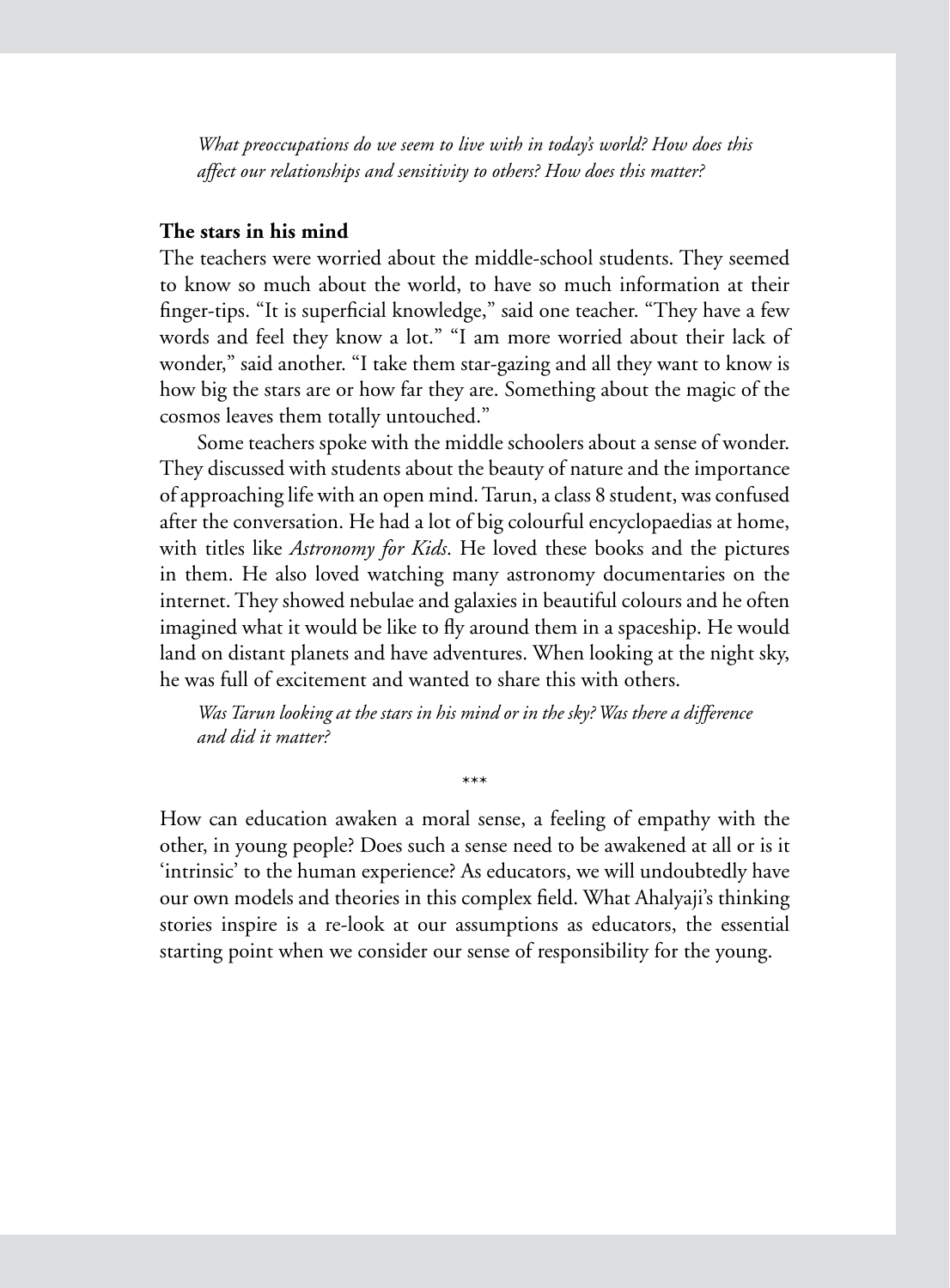*What preoccupations do we seem to live with in today's world? How does this affect our relationships and sensitivity to others? How does this matter?*

### The stars in his mind

The teachers were worried about the middle-school students. They seemed to know so much about the world, to have so much information at their finger-tips. "It is superficial knowledge," said one teacher. "They have a few words and feel they know a lot." "I am more worried about their lack of wonder," said another. "I take them star-gazing and all they want to know is how big the stars are or how far they are. Something about the magic of the cosmos leaves them totally untouched."

Some teachers spoke with the middle schoolers about a sense of wonder. They discussed with students about the beauty of nature and the importance of approaching life with an open mind. Tarun, a class 8 student, was confused after the conversation. He had a lot of big colourful encyclopaedias at home, with titles like *Astronomy for Kids*. He loved these books and the pictures in them. He also loved watching many astronomy documentaries on the internet. They showed nebulae and galaxies in beautiful colours and he often imagined what it would be like to fly around them in a spaceship. He would land on distant planets and have adventures. When looking at the night sky, he was full of excitement and wanted to share this with others.

*Was Tarun looking at the stars in his mind or in the sky? Was there a difference and did it matter?*

\*\*\*

How can education awaken a moral sense, a feeling of empathy with the other, in young people? Does such a sense need to be awakened at all or is it 'intrinsic' to the human experience? As educators, we will undoubtedly have our own models and theories in this complex field. What Ahalyaji's thinking stories inspire is a re-look at our assumptions as educators, the essential starting point when we consider our sense of responsibility for the young.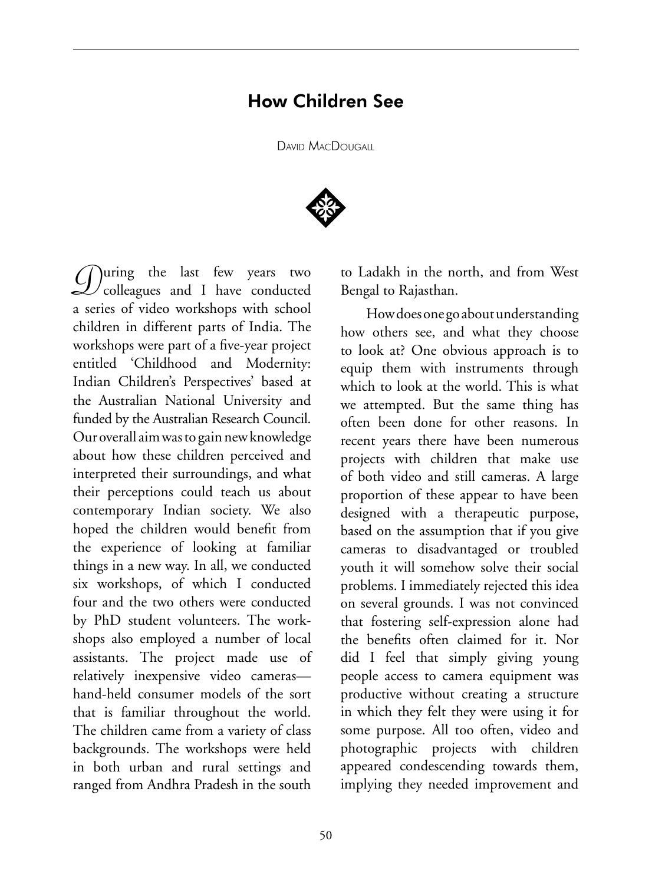# How Children See

David MacDougall

During the last few years two colleagues and I have conducted a series of video workshops with school children in different parts of India. The workshops were part of a five-year project entitled 'Childhood and Modernity: Indian Children's Perspectives' based at the Australian National University and funded by the Australian Research Council. Our overall aim was to gain new knowledge about how these children perceived and interpreted their surroundings, and what their perceptions could teach us about contemporary Indian society. We also hoped the children would benefit from the experience of looking at familiar things in a new way. In all, we conducted six workshops, of which I conducted four and the two others were conducted by PhD student volunteers. The workshops also employed a number of local assistants. The project made use of relatively inexpensive video cameras—hand-held consumer models of the sort that is familiar throughout the world. The children came from a variety of class backgrounds. The workshops were held in both urban and rural settings and ranged from Andhra Pradesh in the south to Ladakh in the north, and from West Bengal to Rajasthan.

How does one go about understanding how others see, and what they choose to look at? One obvious approach is to equip them with instruments through which to look at the world. This is what we attempted. But the same thing has often been done for other reasons. In recent years there have been numerous projects with children that make use of both video and still cameras. A large proportion of these appear to have been designed with a therapeutic purpose, based on the assumption that if you give cameras to disadvantaged or troubled youth it will somehow solve their social problems. I immediately rejected this idea on several grounds. I was not convinced that fostering self-expression alone had the benefits often claimed for it. Nor did I feel that simply giving young people access to camera equipment was productive without creating a structure in which they felt they were using it for some purpose. All too often, video and photographic projects with children appeared condescending towards them, implying they needed improvement and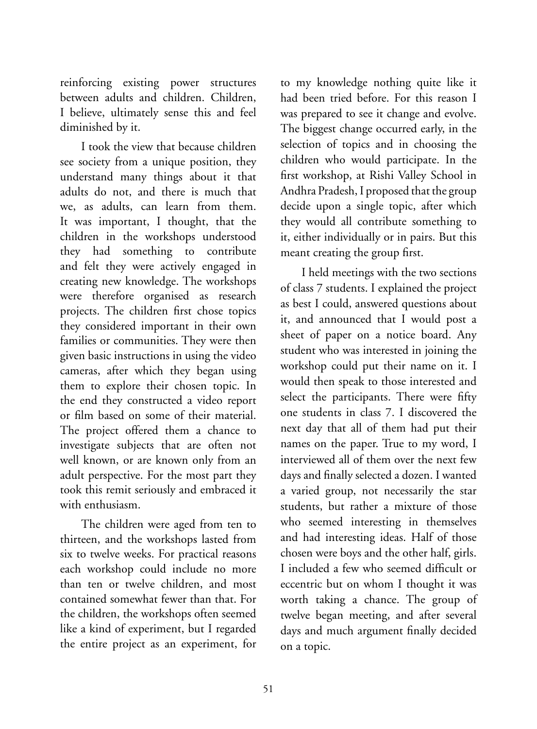reinforcing existing power structures between adults and children. Children, I believe, ultimately sense this and feel diminished by it.

I took the view that because children see society from a unique position, they understand many things about it that adults do not, and there is much that we, as adults, can learn from them. It was important, I thought, that the children in the workshops understood they had something to contribute and felt they were actively engaged in creating new knowledge. The workshops were therefore organised as research projects. The children first chose topics they considered important in their own families or communities. They were then given basic instructions in using the video cameras, after which they began using them to explore their chosen topic. In the end they constructed a video report or film based on some of their material. The project offered them a chance to investigate subjects that are often not well known, or are known only from an adult perspective. For the most part they took this remit seriously and embraced it with enthusiasm.

The children were aged from ten to thirteen, and the workshops lasted from six to twelve weeks. For practical reasons each workshop could include no more than ten or twelve children, and most contained somewhat fewer than that. For the children, the workshops often seemed like a kind of experiment, but I regarded the entire project as an experiment, for to my knowledge nothing quite like it had been tried before. For this reason I was prepared to see it change and evolve. The biggest change occurred early, in the selection of topics and in choosing the children who would participate. In the first workshop, at Rishi Valley School in Andhra Pradesh, I proposed that the group decide upon a single topic, after which they would all contribute something to it, either individually or in pairs. But this meant creating the group first.

I held meetings with the two sections of class 7 students. I explained the project as best I could, answered questions about it, and announced that I would post a sheet of paper on a notice board. Any student who was interested in joining the workshop could put their name on it. I would then speak to those interested and select the participants. There were fifty one students in class 7. I discovered the next day that all of them had put their names on the paper. True to my word, I interviewed all of them over the next few days and finally selected a dozen. I wanted a varied group, not necessarily the star students, but rather a mixture of those who seemed interesting in themselves and had interesting ideas. Half of those chosen were boys and the other half, girls. I included a few who seemed difficult or eccentric but on whom I thought it was worth taking a chance. The group of twelve began meeting, and after several days and much argument finally decided on a topic.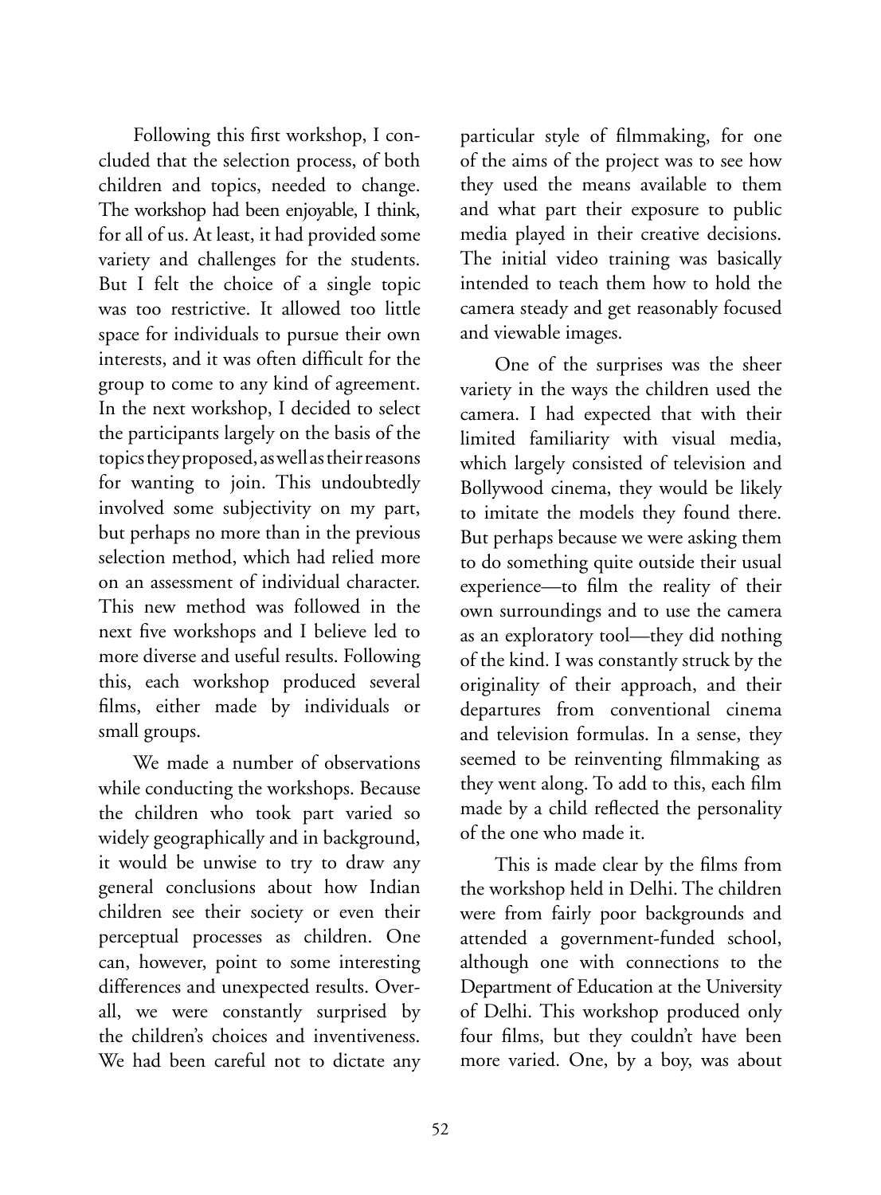Following this first workshop, I concluded that the selection process, of both children and topics, needed to change. The workshop had been enjoyable, I think, for all of us. At least, it had provided some variety and challenges for the students. But I felt the choice of a single topic was too restrictive. It allowed too little space for individuals to pursue their own interests, and it was often difficult for the group to come to any kind of agreement. In the next workshop, I decided to select the participants largely on the basis of the topics they proposed, as well as their reasons for wanting to join. This undoubtedly involved some subjectivity on my part, but perhaps no more than in the previous selection method, which had relied more on an assessment of individual character. This new method was followed in the next five workshops and I believe led to more diverse and useful results. Following this, each workshop produced several films, either made by individuals or small groups.

We made a number of observations while conducting the workshops. Because the children who took part varied so widely geographically and in background, it would be unwise to try to draw any general conclusions about how Indian children see their society or even their perceptual processes as children. One can, however, point to some interesting differences and unexpected results. Overall, we were constantly surprised by the children's choices and inventiveness. We had been careful not to dictate any particular style of filmmaking, for one of the aims of the project was to see how they used the means available to them and what part their exposure to public media played in their creative decisions. The initial video training was basically intended to teach them how to hold the camera steady and get reasonably focused and viewable images.

One of the surprises was the sheer variety in the ways the children used the camera. I had expected that with their limited familiarity with visual media, which largely consisted of television and Bollywood cinema, they would be likely to imitate the models they found there. But perhaps because we were asking them to do something quite outside their usual experience—to film the reality of their own surroundings and to use the camera as an exploratory tool—they did nothing of the kind. I was constantly struck by the originality of their approach, and their departures from conventional cinema and television formulas. In a sense, they seemed to be reinventing filmmaking as they went along. To add to this, each film made by a child reflected the personality of the one who made it.

This is made clear by the films from the workshop held in Delhi. The children were from fairly poor backgrounds and attended a government-funded school, although one with connections to the Department of Education at the University of Delhi. This workshop produced only four films, but they couldn't have been more varied. One, by a boy, was about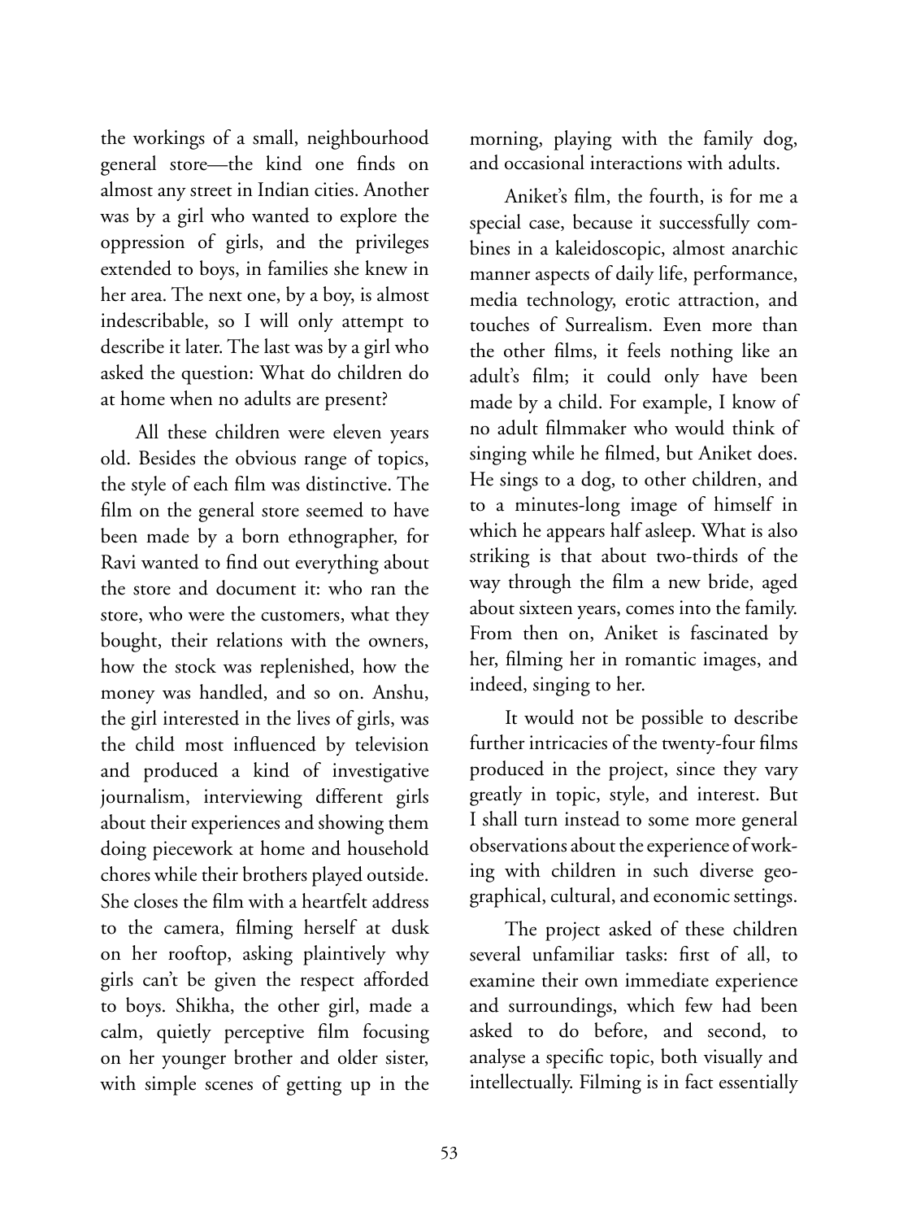the workings of a small, neighbourhood general store—the kind one finds on almost any street in Indian cities. Another was by a girl who wanted to explore the oppression of girls, and the privileges extended to boys, in families she knew in her area. The next one, by a boy, is almost indescribable, so I will only attempt to describe it later. The last was by a girl who asked the question: What do children do at home when no adults are present?

All these children were eleven years old. Besides the obvious range of topics, the style of each film was distinctive. The film on the general store seemed to have been made by a born ethnographer, for Ravi wanted to find out everything about the store and document it: who ran the store, who were the customers, what they bought, their relations with the owners, how the stock was replenished, how the money was handled, and so on. Anshu, the girl interested in the lives of girls, was the child most influenced by television and produced a kind of investigative journalism, interviewing different girls about their experiences and showing them doing piecework at home and household chores while their brothers played outside. She closes the film with a heartfelt address to the camera, filming herself at dusk on her rooftop, asking plaintively why girls can't be given the respect afforded to boys. Shikha, the other girl, made a calm, quietly perceptive film focusing on her younger brother and older sister, with simple scenes of getting up in the morning, playing with the family dog, and occasional interactions with adults.

Aniket's film, the fourth, is for me a special case, because it successfully combines in a kaleidoscopic, almost anarchic manner aspects of daily life, performance, media technology, erotic attraction, and touches of Surrealism. Even more than the other films, it feels nothing like an adult's film; it could only have been made by a child. For example, I know of no adult filmmaker who would think of singing while he filmed, but Aniket does. He sings to a dog, to other children, and to a minutes-long image of himself in which he appears half asleep. What is also striking is that about two-thirds of the way through the film a new bride, aged about sixteen years, comes into the family. From then on, Aniket is fascinated by her, filming her in romantic images, and indeed, singing to her.

It would not be possible to describe further intricacies of the twenty-four films produced in the project, since they vary greatly in topic, style, and interest. But I shall turn instead to some more general observations about the experience of working with children in such diverse geographical, cultural, and economic settings.

The project asked of these children several unfamiliar tasks: first of all, to examine their own immediate experience and surroundings, which few had been asked to do before, and second, to analyse a specific topic, both visually and intellectually. Filming is in fact essentially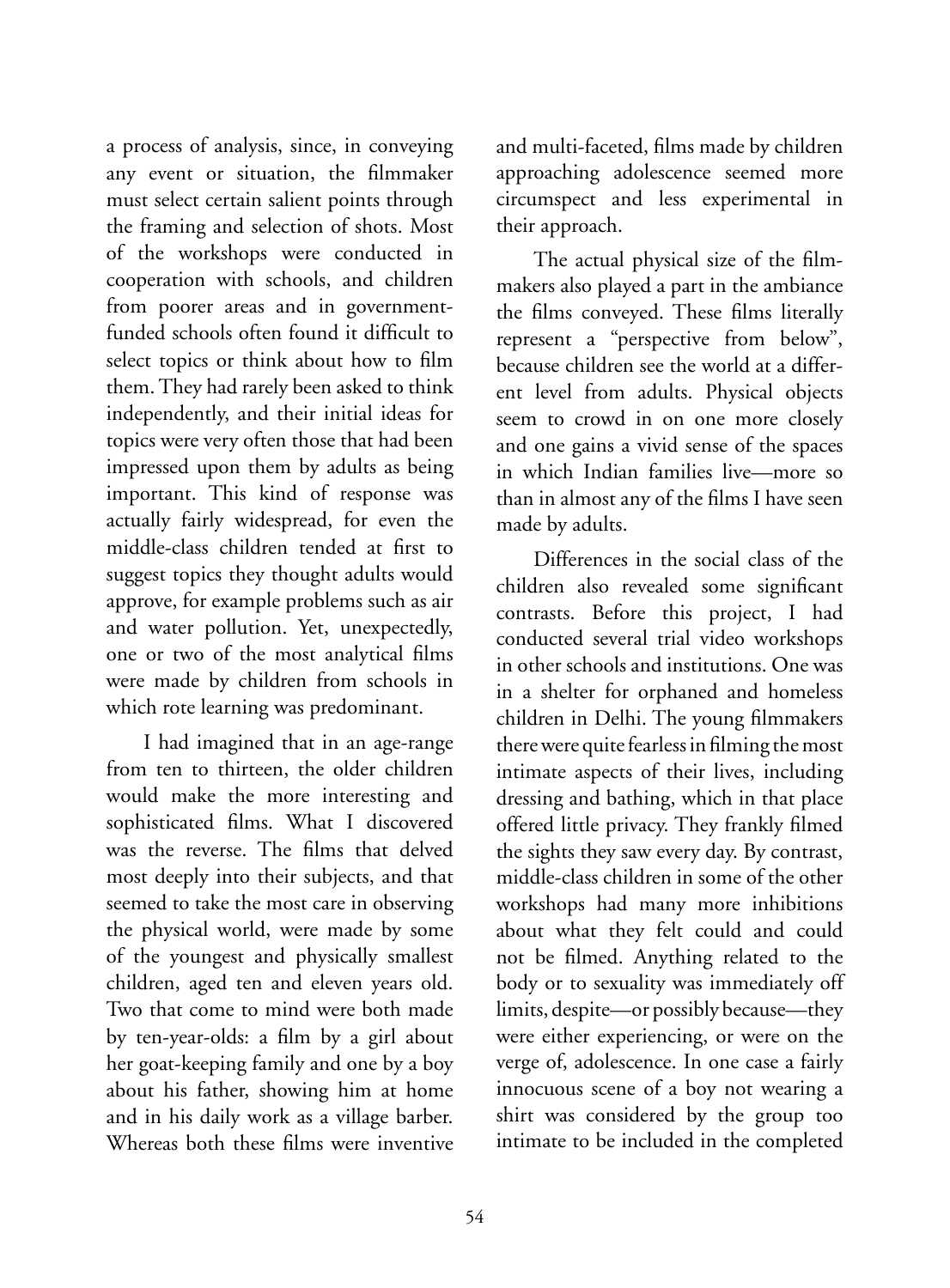a process of analysis, since, in conveying any event or situation, the filmmaker must select certain salient points through the framing and selection of shots. Most of the workshops were conducted in cooperation with schools, and children from poorer areas and in government-funded schools often found it difficult to select topics or think about how to film them. They had rarely been asked to think independently, and their initial ideas for topics were very often those that had been impressed upon them by adults as being important. This kind of response was actually fairly widespread, for even the middle-class children tended at first to suggest topics they thought adults would approve, for example problems such as air and water pollution. Yet, unexpectedly, one or two of the most analytical films were made by children from schools in which rote learning was predominant.

I had imagined that in an age-range from ten to thirteen, the older children would make the more interesting and sophisticated films. What I discovered was the reverse. The films that delved most deeply into their subjects, and that seemed to take the most care in observing the physical world, were made by some of the youngest and physically smallest children, aged ten and eleven years old. Two that come to mind were both made by ten-year-olds: a film by a girl about her goat-keeping family and one by a boy about his father, showing him at home and in his daily work as a village barber. Whereas both these films were inventive and multi-faceted, films made by children approaching adolescence seemed more circumspect and less experimental in their approach.

The actual physical size of the filmmakers also played a part in the ambiance the films conveyed. These films literally represent a "perspective from below", because children see the world at a different level from adults. Physical objects seem to crowd in on one more closely and one gains a vivid sense of the spaces in which Indian families live—more so than in almost any of the films I have seen made by adults.

Differences in the social class of the children also revealed some significant contrasts. Before this project, I had conducted several trial video workshops in other schools and institutions. One was in a shelter for orphaned and homeless children in Delhi. The young filmmakers there were quite fearless in filming the most intimate aspects of their lives, including dressing and bathing, which in that place offered little privacy. They frankly filmed the sights they saw every day. By contrast, middle-class children in some of the other workshops had many more inhibitions about what they felt could and could not be filmed. Anything related to the body or to sexuality was immediately off limits, despite—or possibly because—they were either experiencing, or were on the verge of, adolescence. In one case a fairly innocuous scene of a boy not wearing a shirt was considered by the group too intimate to be included in the completed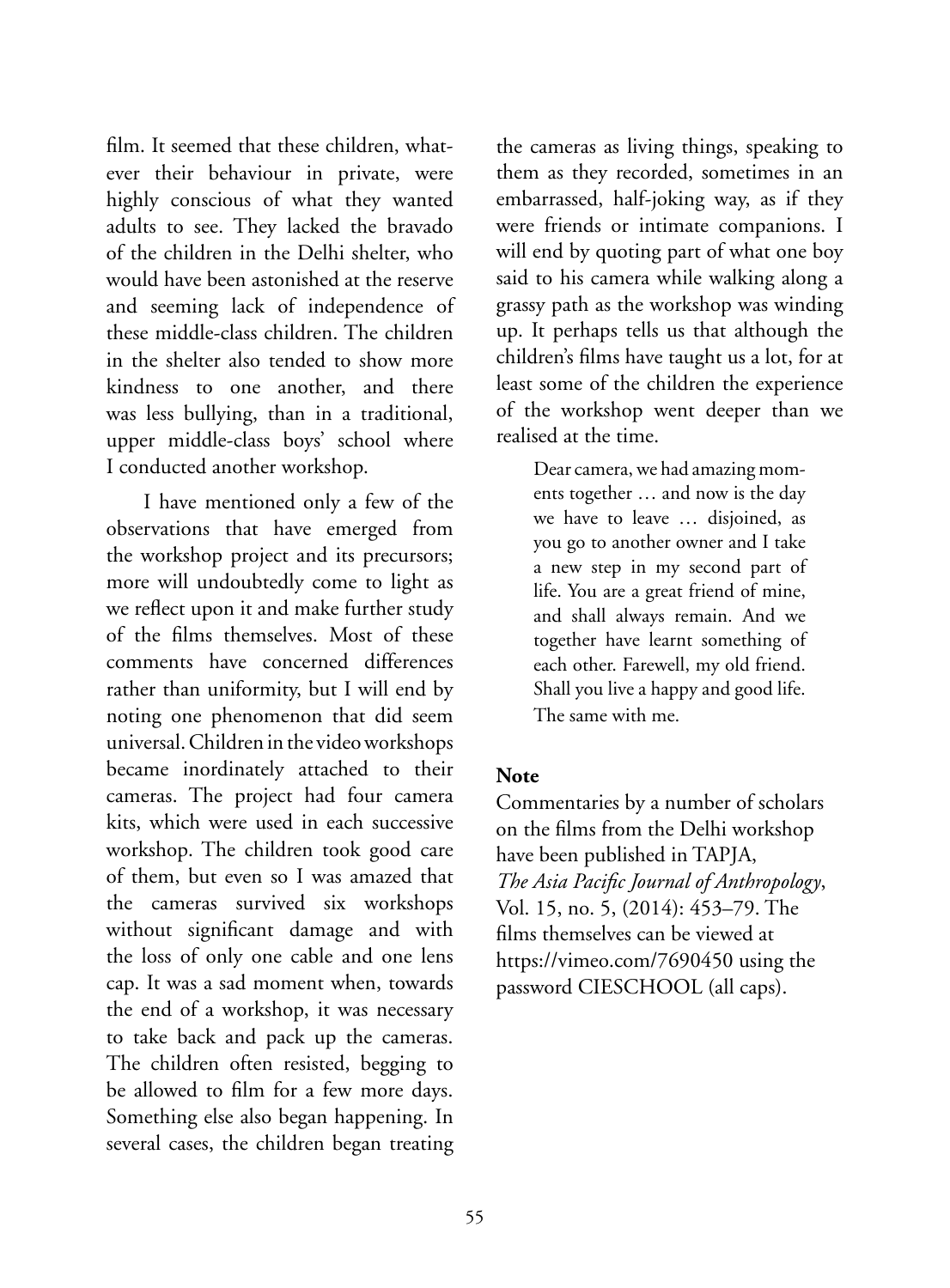film. It seemed that these children, whatever their behaviour in private, were highly conscious of what they wanted adults to see. They lacked the bravado of the children in the Delhi shelter, who would have been astonished at the reserve and seeming lack of independence of these middle-class children. The children in the shelter also tended to show more kindness to one another, and there was less bullying, than in a traditional, upper middle-class boys' school where I conducted another workshop.

I have mentioned only a few of the observations that have emerged from the workshop project and its precursors; more will undoubtedly come to light as we reflect upon it and make further study of the films themselves. Most of these comments have concerned differences rather than uniformity, but I will end by noting one phenomenon that did seem universal. Children in the video workshops became inordinately attached to their cameras. The project had four camera kits, which were used in each successive workshop. The children took good care of them, but even so I was amazed that the cameras survived six workshops without significant damage and with the loss of only one cable and one lens cap. It was a sad moment when, towards the end of a workshop, it was necessary to take back and pack up the cameras. The children often resisted, begging to be allowed to film for a few more days. Something else also began happening. In several cases, the children began treating the cameras as living things, speaking to them as they recorded, sometimes in an embarrassed, half-joking way, as if they were friends or intimate companions. I will end by quoting part of what one boy said to his camera while walking along a grassy path as the workshop was winding up. It perhaps tells us that although the children's films have taught us a lot, for at least some of the children the experience of the workshop went deeper than we realised at the time.

> Dear camera, we had amazing moments together … and now is the day we have to leave … disjoined, as you go to another owner and I take a new step in my second part of life. You are a great friend of mine, and shall always remain. And we together have learnt something of each other. Farewell, my old friend. Shall you live a happy and good life. The same with me.

### Note

Commentaries by a number of scholars on the films from the Delhi workshop have been published in TAPJA, *The Asia Pacific Journal of Anthropology*, Vol. 15, no. 5, (2014): 453–79. The films themselves can be viewed at https://vimeo.com/7690450 using the password CIESCHOOL (all caps).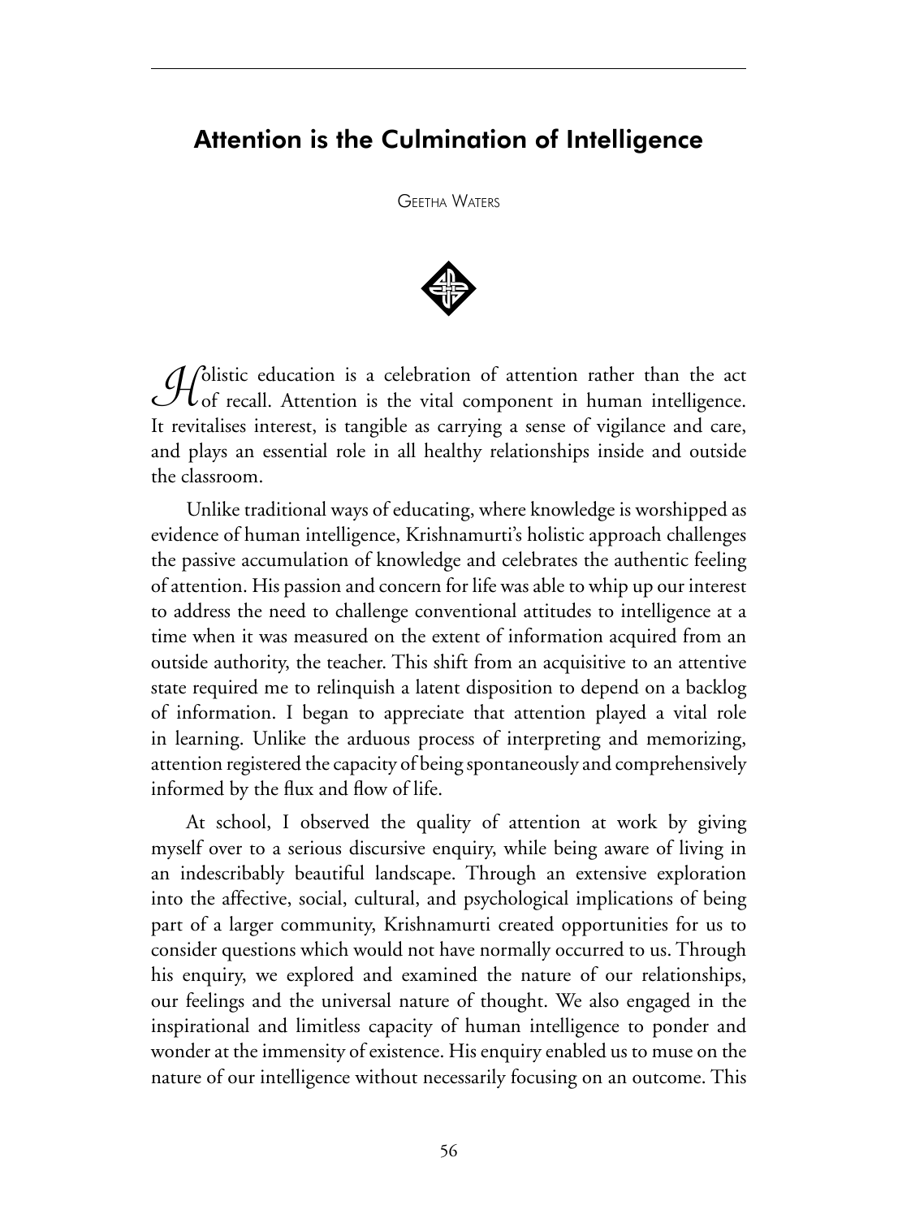# Attention is the Culmination of Intelligence

Geetha Waters

Holistic education is a celebration of attention rather than the act of recall. Attention is the vital component in human intelligence. It revitalises interest, is tangible as carrying a sense of vigilance and care, and plays an essential role in all healthy relationships inside and outside the classroom.

Unlike traditional ways of educating, where knowledge is worshipped as evidence of human intelligence, Krishnamurti's holistic approach challenges the passive accumulation of knowledge and celebrates the authentic feeling of attention. His passion and concern for life was able to whip up our interest to address the need to challenge conventional attitudes to intelligence at a time when it was measured on the extent of information acquired from an outside authority, the teacher. This shift from an acquisitive to an attentive state required me to relinquish a latent disposition to depend on a backlog of information. I began to appreciate that attention played a vital role in learning. Unlike the arduous process of interpreting and memorizing, attention registered the capacity of being spontaneously and comprehensively informed by the flux and flow of life.

At school, I observed the quality of attention at work by giving myself over to a serious discursive enquiry, while being aware of living in an indescribably beautiful landscape. Through an extensive exploration into the affective, social, cultural, and psychological implications of being part of a larger community, Krishnamurti created opportunities for us to consider questions which would not have normally occurred to us. Through his enquiry, we explored and examined the nature of our relationships, our feelings and the universal nature of thought. We also engaged in the inspirational and limitless capacity of human intelligence to ponder and wonder at the immensity of existence. His enquiry enabled us to muse on the nature of our intelligence without necessarily focusing on an outcome. This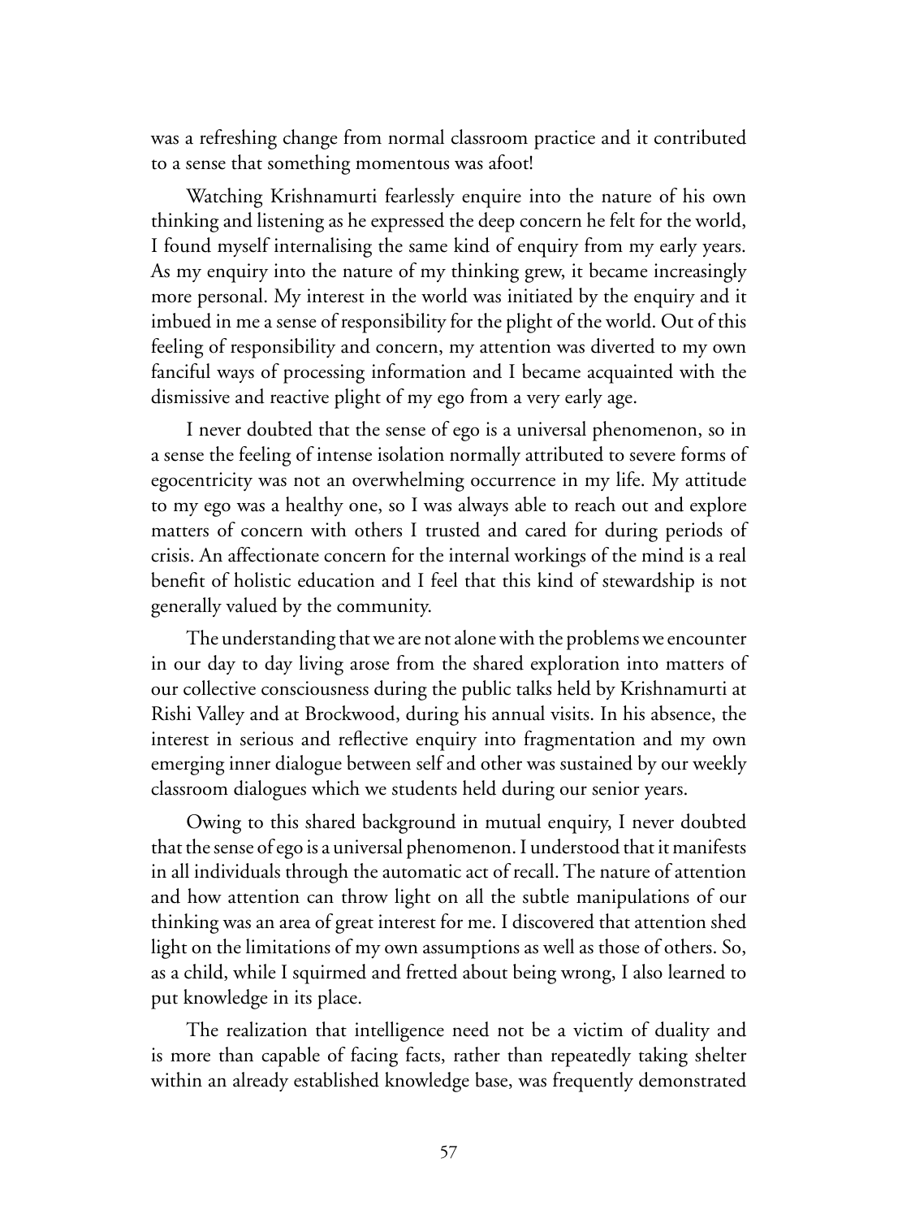was a refreshing change from normal classroom practice and it contributed to a sense that something momentous was afoot!

Watching Krishnamurti fearlessly enquire into the nature of his own thinking and listening as he expressed the deep concern he felt for the world, I found myself internalising the same kind of enquiry from my early years. As my enquiry into the nature of my thinking grew, it became increasingly more personal. My interest in the world was initiated by the enquiry and it imbued in me a sense of responsibility for the plight of the world. Out of this feeling of responsibility and concern, my attention was diverted to my own fanciful ways of processing information and I became acquainted with the dismissive and reactive plight of my ego from a very early age.

I never doubted that the sense of ego is a universal phenomenon, so in a sense the feeling of intense isolation normally attributed to severe forms of egocentricity was not an overwhelming occurrence in my life. My attitude to my ego was a healthy one, so I was always able to reach out and explore matters of concern with others I trusted and cared for during periods of crisis. An affectionate concern for the internal workings of the mind is a real benefit of holistic education and I feel that this kind of stewardship is not generally valued by the community.

The understanding that we are not alone with the problems we encounter in our day to day living arose from the shared exploration into matters of our collective consciousness during the public talks held by Krishnamurti at Rishi Valley and at Brockwood, during his annual visits. In his absence, the interest in serious and reflective enquiry into fragmentation and my own emerging inner dialogue between self and other was sustained by our weekly classroom dialogues which we students held during our senior years.

Owing to this shared background in mutual enquiry, I never doubted that the sense of ego is a universal phenomenon. I understood that it manifests in all individuals through the automatic act of recall. The nature of attention and how attention can throw light on all the subtle manipulations of our thinking was an area of great interest for me. I discovered that attention shed light on the limitations of my own assumptions as well as those of others. So, as a child, while I squirmed and fretted about being wrong, I also learned to put knowledge in its place.

The realization that intelligence need not be a victim of duality and is more than capable of facing facts, rather than repeatedly taking shelter within an already established knowledge base, was frequently demonstrated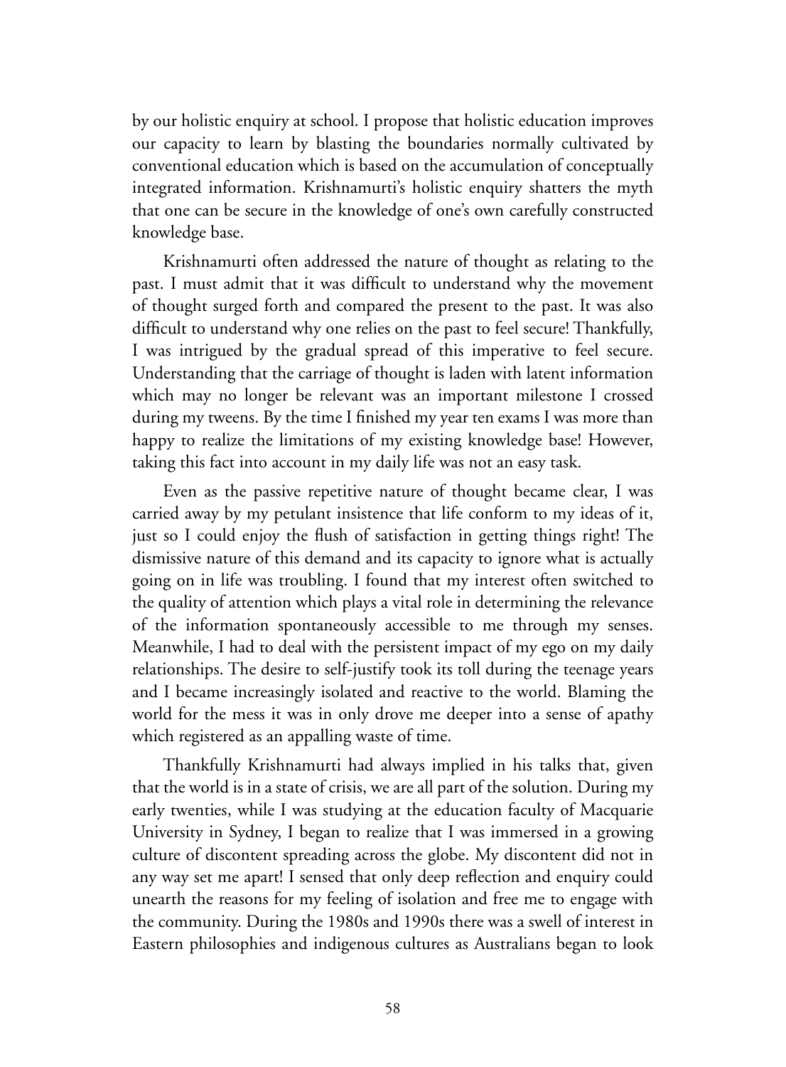by our holistic enquiry at school. I propose that holistic education improves our capacity to learn by blasting the boundaries normally cultivated by conventional education which is based on the accumulation of conceptually integrated information. Krishnamurti's holistic enquiry shatters the myth that one can be secure in the knowledge of one's own carefully constructed knowledge base.

Krishnamurti often addressed the nature of thought as relating to the past. I must admit that it was difficult to understand why the movement of thought surged forth and compared the present to the past. It was also difficult to understand why one relies on the past to feel secure! Thankfully, I was intrigued by the gradual spread of this imperative to feel secure. Understanding that the carriage of thought is laden with latent information which may no longer be relevant was an important milestone I crossed during my tweens. By the time I finished my year ten exams I was more than happy to realize the limitations of my existing knowledge base! However, taking this fact into account in my daily life was not an easy task.

Even as the passive repetitive nature of thought became clear, I was carried away by my petulant insistence that life conform to my ideas of it, just so I could enjoy the flush of satisfaction in getting things right! The dismissive nature of this demand and its capacity to ignore what is actually going on in life was troubling. I found that my interest often switched to the quality of attention which plays a vital role in determining the relevance of the information spontaneously accessible to me through my senses. Meanwhile, I had to deal with the persistent impact of my ego on my daily relationships. The desire to self-justify took its toll during the teenage years and I became increasingly isolated and reactive to the world. Blaming the world for the mess it was in only drove me deeper into a sense of apathy which registered as an appalling waste of time.

Thankfully Krishnamurti had always implied in his talks that, given that the world is in a state of crisis, we are all part of the solution. During my early twenties, while I was studying at the education faculty of Macquarie University in Sydney, I began to realize that I was immersed in a growing culture of discontent spreading across the globe. My discontent did not in any way set me apart! I sensed that only deep reflection and enquiry could unearth the reasons for my feeling of isolation and free me to engage with the community. During the 1980s and 1990s there was a swell of interest in Eastern philosophies and indigenous cultures as Australians began to look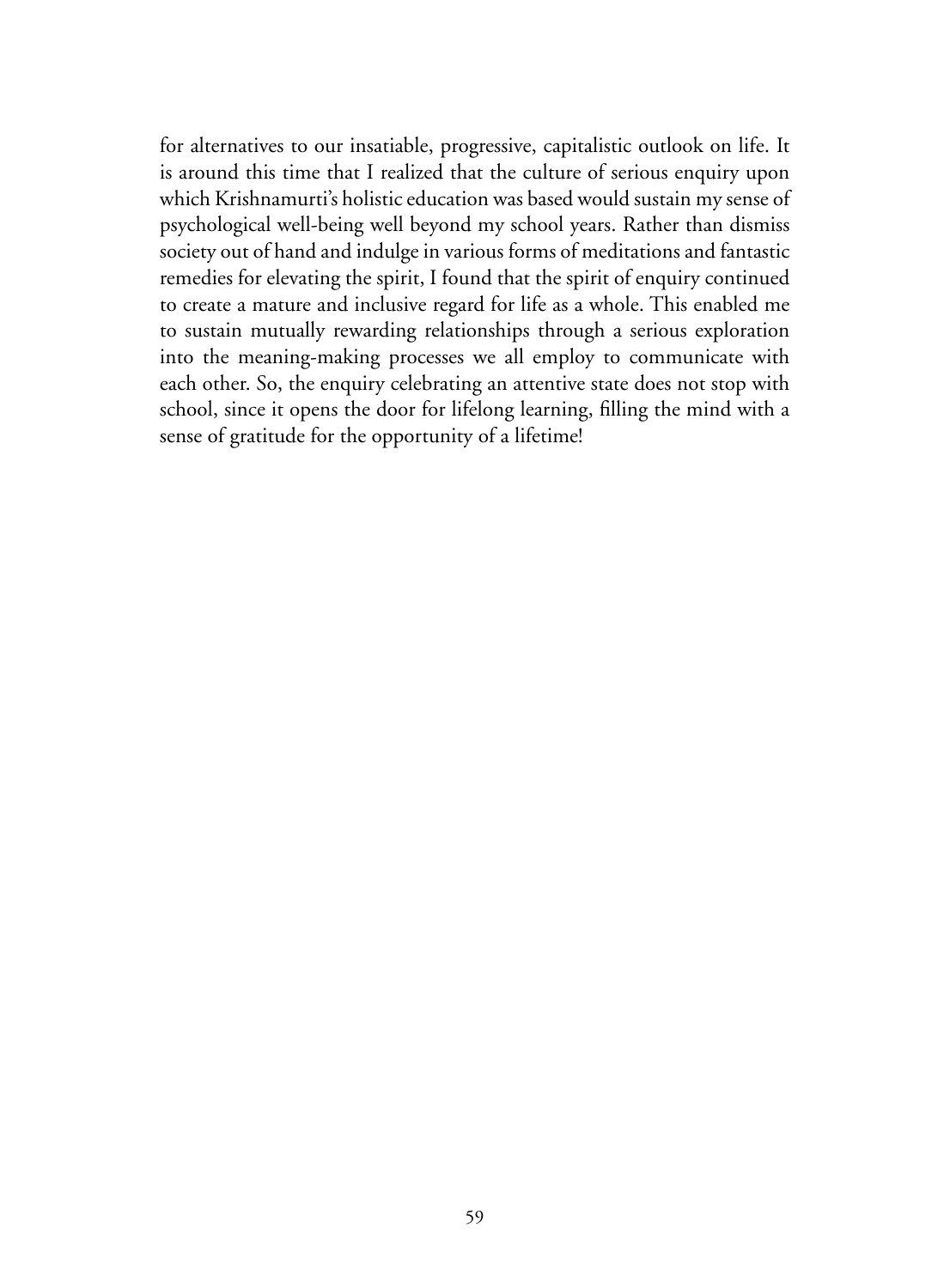for alternatives to our insatiable, progressive, capitalistic outlook on life. It is around this time that I realized that the culture of serious enquiry upon which Krishnamurti's holistic education was based would sustain my sense of psychological well-being well beyond my school years. Rather than dismiss society out of hand and indulge in various forms of meditations and fantastic remedies for elevating the spirit, I found that the spirit of enquiry continued to create a mature and inclusive regard for life as a whole. This enabled me to sustain mutually rewarding relationships through a serious exploration into the meaning-making processes we all employ to communicate with each other. So, the enquiry celebrating an attentive state does not stop with school, since it opens the door for lifelong learning, filling the mind with a sense of gratitude for the opportunity of a lifetime!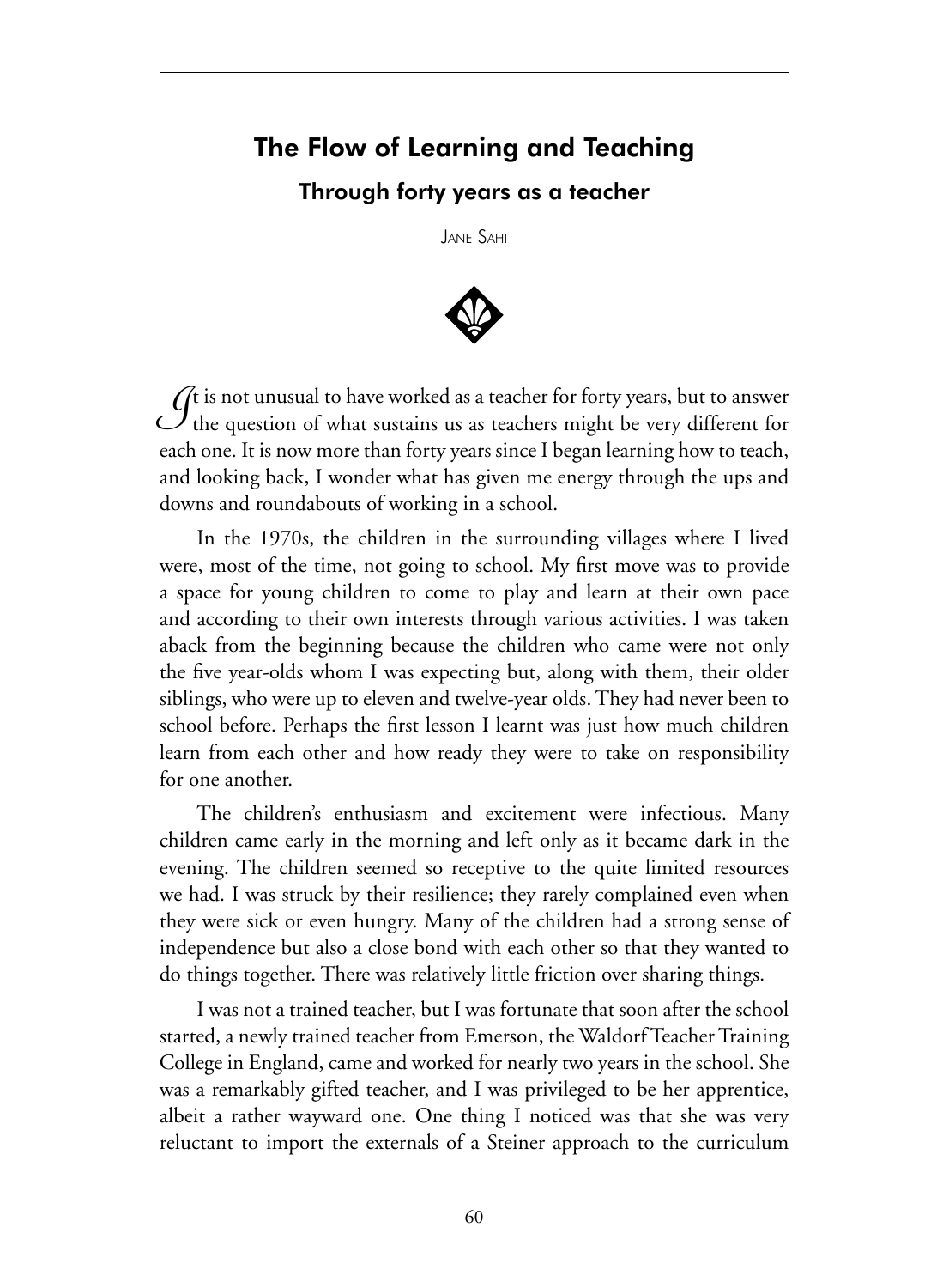# The Flow of Learning and Teaching

## Through forty years as a teacher

Jane Sahi

It is not unusual to have worked as a teacher for forty years, but to answer the question of what sustains us as teachers might be very different for each one. It is now more than forty years since I began learning how to teach, and looking back, I wonder what has given me energy through the ups and downs and roundabouts of working in a school.

In the 1970s, the children in the surrounding villages where I lived were, most of the time, not going to school. My first move was to provide a space for young children to come to play and learn at their own pace and according to their own interests through various activities. I was taken aback from the beginning because the children who came were not only the five year-olds whom I was expecting but, along with them, their older siblings, who were up to eleven and twelve-year olds. They had never been to school before. Perhaps the first lesson I learnt was just how much children learn from each other and how ready they were to take on responsibility for one another.

The children's enthusiasm and excitement were infectious. Many children came early in the morning and left only as it became dark in the evening. The children seemed so receptive to the quite limited resources we had. I was struck by their resilience; they rarely complained even when they were sick or even hungry. Many of the children had a strong sense of independence but also a close bond with each other so that they wanted to do things together. There was relatively little friction over sharing things.

I was not a trained teacher, but I was fortunate that soon after the school started, a newly trained teacher from Emerson, the Waldorf Teacher Training College in England, came and worked for nearly two years in the school. She was a remarkably gifted teacher, and I was privileged to be her apprentice, albeit a rather wayward one. One thing I noticed was that she was very reluctant to import the externals of a Steiner approach to the curriculum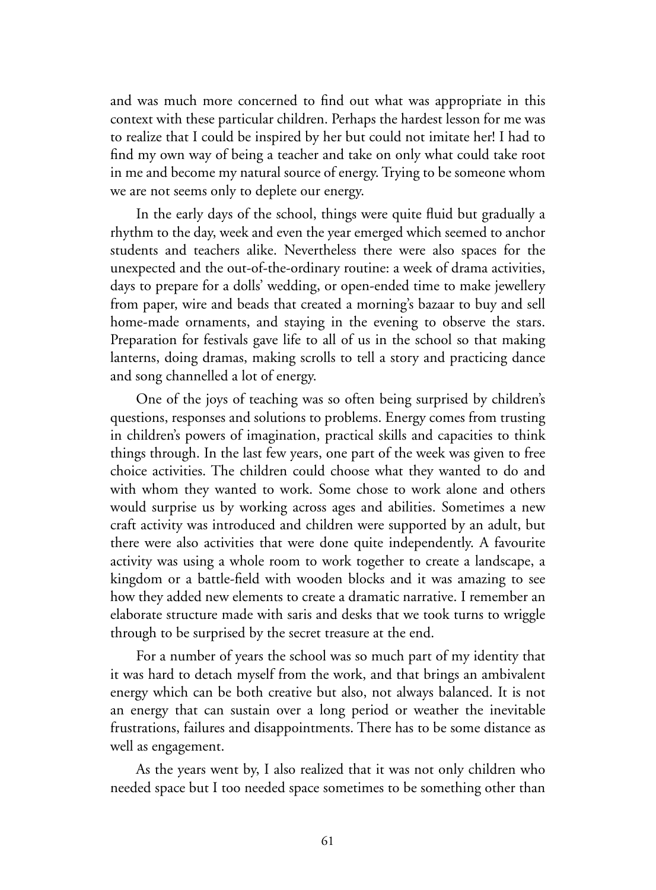and was much more concerned to find out what was appropriate in this context with these particular children. Perhaps the hardest lesson for me was to realize that I could be inspired by her but could not imitate her! I had to find my own way of being a teacher and take on only what could take root in me and become my natural source of energy. Trying to be someone whom we are not seems only to deplete our energy.

In the early days of the school, things were quite fluid but gradually a rhythm to the day, week and even the year emerged which seemed to anchor students and teachers alike. Nevertheless there were also spaces for the unexpected and the out-of-the-ordinary routine: a week of drama activities, days to prepare for a dolls' wedding, or open-ended time to make jewellery from paper, wire and beads that created a morning's bazaar to buy and sell home-made ornaments, and staying in the evening to observe the stars. Preparation for festivals gave life to all of us in the school so that making lanterns, doing dramas, making scrolls to tell a story and practicing dance and song channelled a lot of energy.

One of the joys of teaching was so often being surprised by children's questions, responses and solutions to problems. Energy comes from trusting in children's powers of imagination, practical skills and capacities to think things through. In the last few years, one part of the week was given to free choice activities. The children could choose what they wanted to do and with whom they wanted to work. Some chose to work alone and others would surprise us by working across ages and abilities. Sometimes a new craft activity was introduced and children were supported by an adult, but there were also activities that were done quite independently. A favourite activity was using a whole room to work together to create a landscape, a kingdom or a battle-field with wooden blocks and it was amazing to see how they added new elements to create a dramatic narrative. I remember an elaborate structure made with saris and desks that we took turns to wriggle through to be surprised by the secret treasure at the end.

For a number of years the school was so much part of my identity that it was hard to detach myself from the work, and that brings an ambivalent energy which can be both creative but also, not always balanced. It is not an energy that can sustain over a long period or weather the inevitable frustrations, failures and disappointments. There has to be some distance as well as engagement.

As the years went by, I also realized that it was not only children who needed space but I too needed space sometimes to be something other than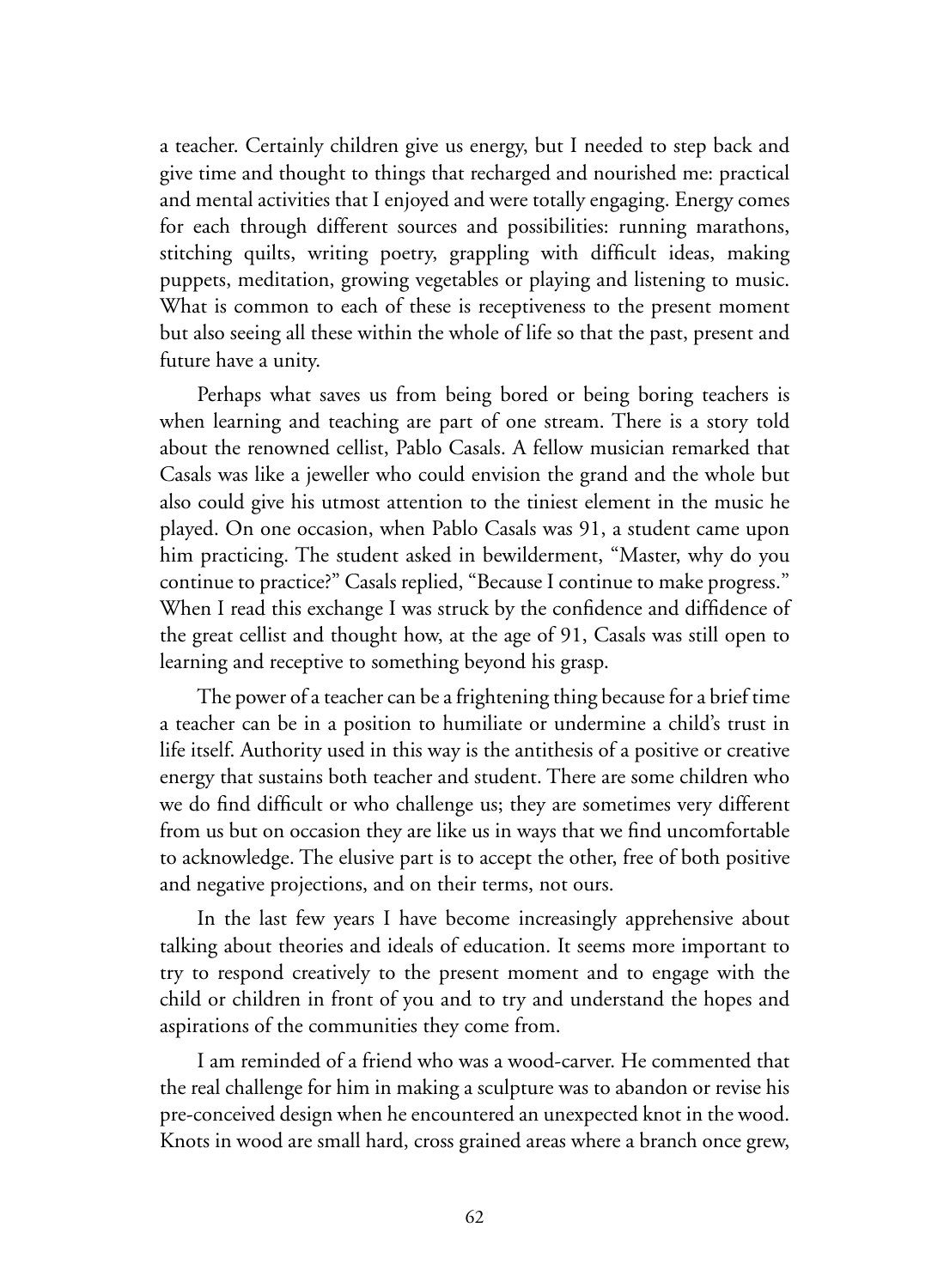a teacher. Certainly children give us energy, but I needed to step back and give time and thought to things that recharged and nourished me: practical and mental activities that I enjoyed and were totally engaging. Energy comes for each through different sources and possibilities: running marathons, stitching quilts, writing poetry, grappling with difficult ideas, making puppets, meditation, growing vegetables or playing and listening to music. What is common to each of these is receptiveness to the present moment but also seeing all these within the whole of life so that the past, present and future have a unity.

Perhaps what saves us from being bored or being boring teachers is when learning and teaching are part of one stream. There is a story told about the renowned cellist, Pablo Casals. A fellow musician remarked that Casals was like a jeweller who could envision the grand and the whole but also could give his utmost attention to the tiniest element in the music he played. On one occasion, when Pablo Casals was 91, a student came upon him practicing. The student asked in bewilderment, "Master, why do you continue to practice?" Casals replied, "Because I continue to make progress." When I read this exchange I was struck by the confidence and diffidence of the great cellist and thought how, at the age of 91, Casals was still open to learning and receptive to something beyond his grasp.

The power of a teacher can be a frightening thing because for a brief time a teacher can be in a position to humiliate or undermine a child's trust in life itself. Authority used in this way is the antithesis of a positive or creative energy that sustains both teacher and student. There are some children who we do find difficult or who challenge us; they are sometimes very different from us but on occasion they are like us in ways that we find uncomfortable to acknowledge. The elusive part is to accept the other, free of both positive and negative projections, and on their terms, not ours.

In the last few years I have become increasingly apprehensive about talking about theories and ideals of education. It seems more important to try to respond creatively to the present moment and to engage with the child or children in front of you and to try and understand the hopes and aspirations of the communities they come from.

I am reminded of a friend who was a wood-carver. He commented that the real challenge for him in making a sculpture was to abandon or revise his pre-conceived design when he encountered an unexpected knot in the wood. Knots in wood are small hard, cross grained areas where a branch once grew,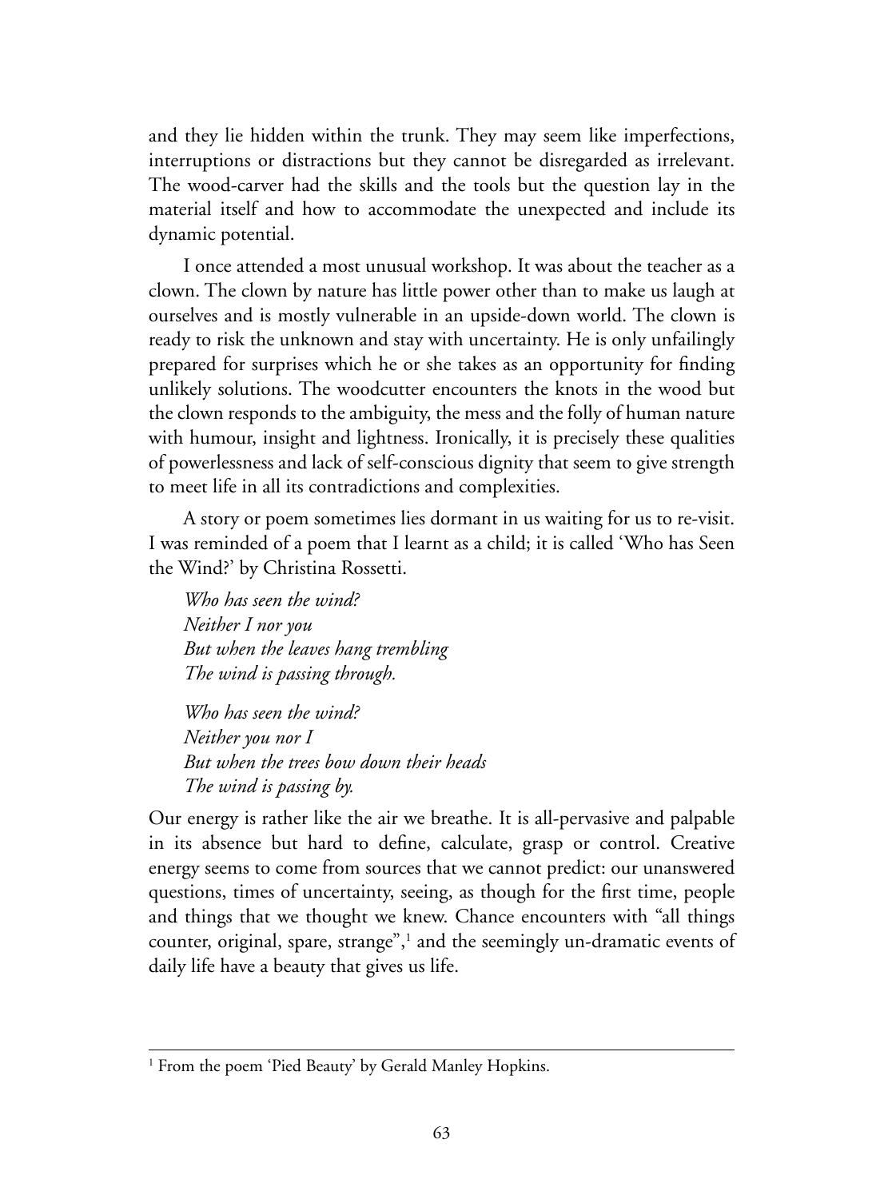and they lie hidden within the trunk. They may seem like imperfections, interruptions or distractions but they cannot be disregarded as irrelevant. The wood-carver had the skills and the tools but the question lay in the material itself and how to accommodate the unexpected and include its dynamic potential.

I once attended a most unusual workshop. It was about the teacher as a clown. The clown by nature has little power other than to make us laugh at ourselves and is mostly vulnerable in an upside-down world. The clown is ready to risk the unknown and stay with uncertainty. He is only unfailingly prepared for surprises which he or she takes as an opportunity for finding unlikely solutions. The woodcutter encounters the knots in the wood but the clown responds to the ambiguity, the mess and the folly of human nature with humour, insight and lightness. Ironically, it is precisely these qualities of powerlessness and lack of self-conscious dignity that seem to give strength to meet life in all its contradictions and complexities.

A story or poem sometimes lies dormant in us waiting for us to re-visit. I was reminded of a poem that I learnt as a child; it is called 'Who has Seen the Wind?' by Christina Rossetti.

*Who has seen the wind?*
*Neither I nor you*
*But when the leaves hang trembling*
*The wind is passing through.*

*Who has seen the wind?*
*Neither you nor I*
*But when the trees bow down their heads*
*The wind is passing by.*

Our energy is rather like the air we breathe. It is all-pervasive and palpable in its absence but hard to define, calculate, grasp or control. Creative energy seems to come from sources that we cannot predict: our unanswered questions, times of uncertainty, seeing, as though for the first time, people and things that we thought we knew. Chance encounters with "all things counter, original, spare, strange",[1] and the seemingly un-dramatic events of daily life have a beauty that gives us life.

---

[1] From the poem 'Pied Beauty' by Gerald Manley Hopkins.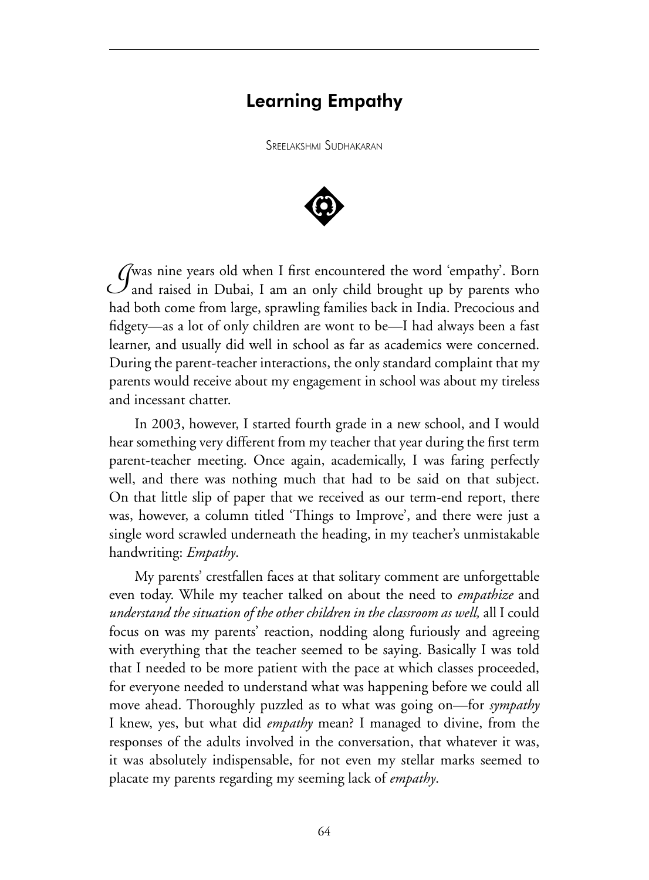# Learning Empathy

Sreelakshmi Sudhakaran

I was nine years old when I first encountered the word 'empathy'. Born and raised in Dubai, I am an only child brought up by parents who had both come from large, sprawling families back in India. Precocious and fidgety—as a lot of only children are wont to be—I had always been a fast learner, and usually did well in school as far as academics were concerned. During the parent-teacher interactions, the only standard complaint that my parents would receive about my engagement in school was about my tireless and incessant chatter.

In 2003, however, I started fourth grade in a new school, and I would hear something very different from my teacher that year during the first term parent-teacher meeting. Once again, academically, I was faring perfectly well, and there was nothing much that had to be said on that subject. On that little slip of paper that we received as our term-end report, there was, however, a column titled 'Things to Improve', and there were just a single word scrawled underneath the heading, in my teacher's unmistakable handwriting: *Empathy*.

My parents' crestfallen faces at that solitary comment are unforgettable even today. While my teacher talked on about the need to *empathize* and *understand the situation of the other children in the classroom as well,* all I could focus on was my parents' reaction, nodding along furiously and agreeing with everything that the teacher seemed to be saying. Basically I was told that I needed to be more patient with the pace at which classes proceeded, for everyone needed to understand what was happening before we could all move ahead. Thoroughly puzzled as to what was going on—for *sympathy* I knew, yes, but what did *empathy* mean? I managed to divine, from the responses of the adults involved in the conversation, that whatever it was, it was absolutely indispensable, for not even my stellar marks seemed to placate my parents regarding my seeming lack of *empathy*.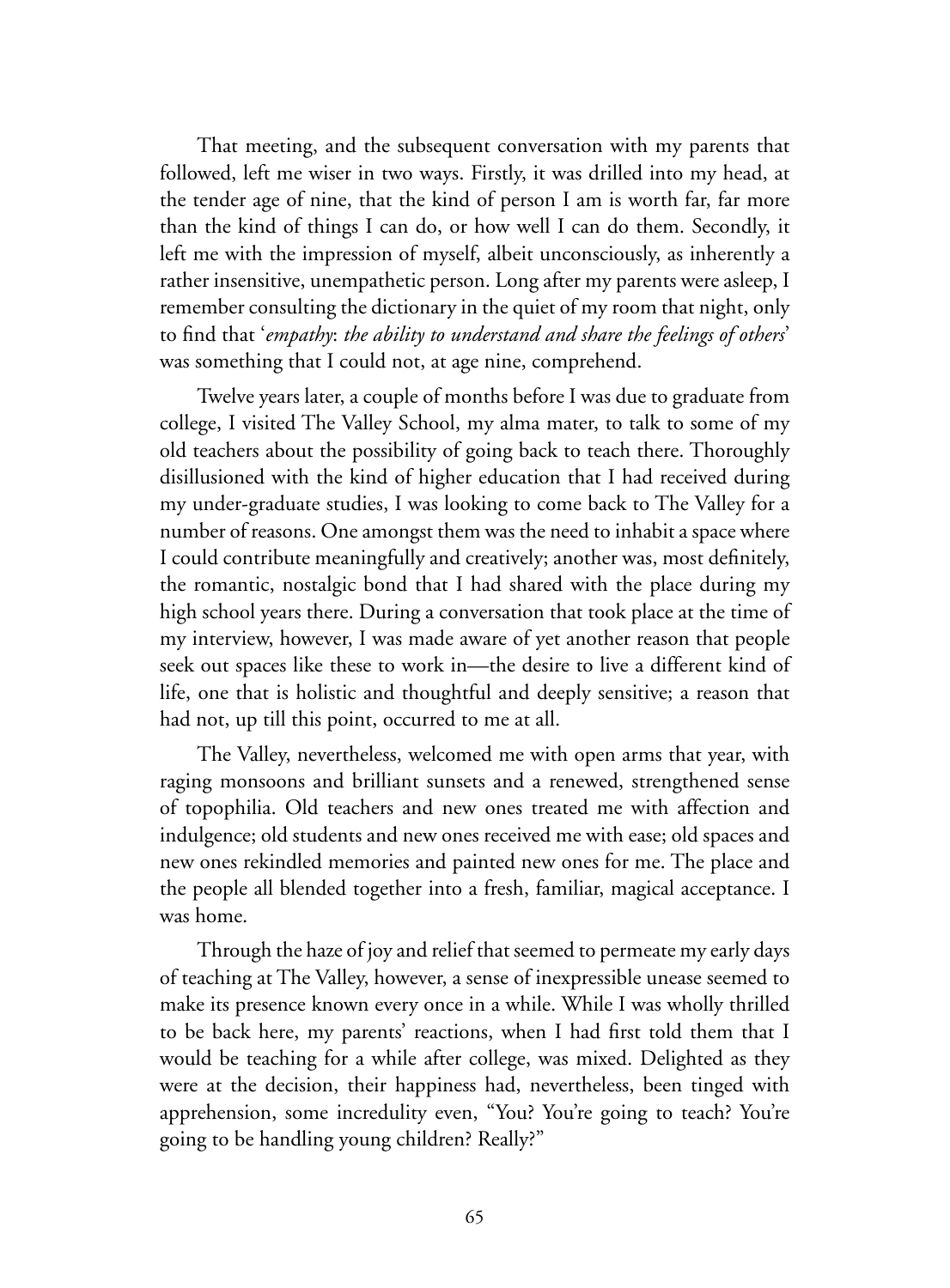That meeting, and the subsequent conversation with my parents that followed, left me wiser in two ways. Firstly, it was drilled into my head, at the tender age of nine, that the kind of person I am is worth far, far more than the kind of things I can do, or how well I can do them. Secondly, it left me with the impression of myself, albeit unconsciously, as inherently a rather insensitive, unempathetic person. Long after my parents were asleep, I remember consulting the dictionary in the quiet of my room that night, only to find that '*empathy*: *the ability to understand and share the feelings of others*' was something that I could not, at age nine, comprehend.

Twelve years later, a couple of months before I was due to graduate from college, I visited The Valley School, my alma mater, to talk to some of my old teachers about the possibility of going back to teach there. Thoroughly disillusioned with the kind of higher education that I had received during my under-graduate studies, I was looking to come back to The Valley for a number of reasons. One amongst them was the need to inhabit a space where I could contribute meaningfully and creatively; another was, most definitely, the romantic, nostalgic bond that I had shared with the place during my high school years there. During a conversation that took place at the time of my interview, however, I was made aware of yet another reason that people seek out spaces like these to work in—the desire to live a different kind of life, one that is holistic and thoughtful and deeply sensitive; a reason that had not, up till this point, occurred to me at all.

The Valley, nevertheless, welcomed me with open arms that year, with raging monsoons and brilliant sunsets and a renewed, strengthened sense of topophilia. Old teachers and new ones treated me with affection and indulgence; old students and new ones received me with ease; old spaces and new ones rekindled memories and painted new ones for me. The place and the people all blended together into a fresh, familiar, magical acceptance. I was home.

Through the haze of joy and relief that seemed to permeate my early days of teaching at The Valley, however, a sense of inexpressible unease seemed to make its presence known every once in a while. While I was wholly thrilled to be back here, my parents' reactions, when I had first told them that I would be teaching for a while after college, was mixed. Delighted as they were at the decision, their happiness had, nevertheless, been tinged with apprehension, some incredulity even, "You? You're going to teach? You're going to be handling young children? Really?"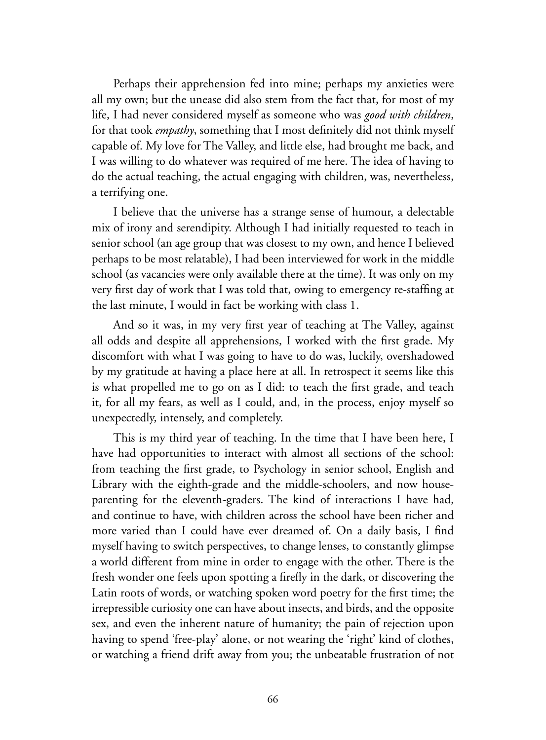Perhaps their apprehension fed into mine; perhaps my anxieties were all my own; but the unease did also stem from the fact that, for most of my life, I had never considered myself as someone who was *good with children*, for that took *empathy*, something that I most definitely did not think myself capable of. My love for The Valley, and little else, had brought me back, and I was willing to do whatever was required of me here. The idea of having to do the actual teaching, the actual engaging with children, was, nevertheless, a terrifying one.

I believe that the universe has a strange sense of humour, a delectable mix of irony and serendipity. Although I had initially requested to teach in senior school (an age group that was closest to my own, and hence I believed perhaps to be most relatable), I had been interviewed for work in the middle school (as vacancies were only available there at the time). It was only on my very first day of work that I was told that, owing to emergency re-staffing at the last minute, I would in fact be working with class 1.

And so it was, in my very first year of teaching at The Valley, against all odds and despite all apprehensions, I worked with the first grade. My discomfort with what I was going to have to do was, luckily, overshadowed by my gratitude at having a place here at all. In retrospect it seems like this is what propelled me to go on as I did: to teach the first grade, and teach it, for all my fears, as well as I could, and, in the process, enjoy myself so unexpectedly, intensely, and completely.

This is my third year of teaching. In the time that I have been here, I have had opportunities to interact with almost all sections of the school: from teaching the first grade, to Psychology in senior school, English and Library with the eighth-grade and the middle-schoolers, and now house-parenting for the eleventh-graders. The kind of interactions I have had, and continue to have, with children across the school have been richer and more varied than I could have ever dreamed of. On a daily basis, I find myself having to switch perspectives, to change lenses, to constantly glimpse a world different from mine in order to engage with the other. There is the fresh wonder one feels upon spotting a firefly in the dark, or discovering the Latin roots of words, or watching spoken word poetry for the first time; the irrepressible curiosity one can have about insects, and birds, and the opposite sex, and even the inherent nature of humanity; the pain of rejection upon having to spend 'free-play' alone, or not wearing the 'right' kind of clothes, or watching a friend drift away from you; the unbeatable frustration of not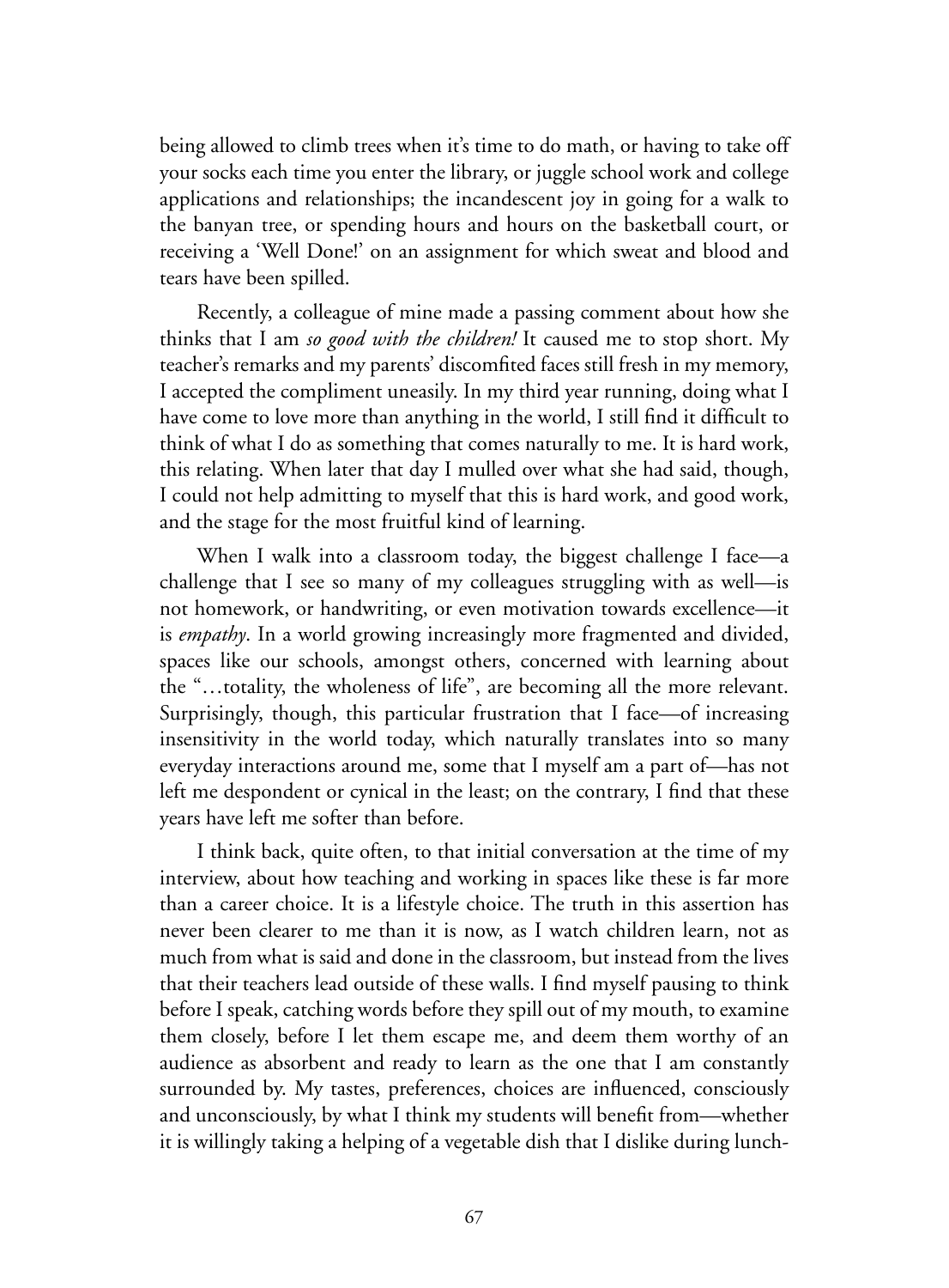being allowed to climb trees when it's time to do math, or having to take off your socks each time you enter the library, or juggle school work and college applications and relationships; the incandescent joy in going for a walk to the banyan tree, or spending hours and hours on the basketball court, or receiving a 'Well Done!' on an assignment for which sweat and blood and tears have been spilled.

Recently, a colleague of mine made a passing comment about how she thinks that I am *so good with the children!* It caused me to stop short. My teacher's remarks and my parents' discomfited faces still fresh in my memory, I accepted the compliment uneasily. In my third year running, doing what I have come to love more than anything in the world, I still find it difficult to think of what I do as something that comes naturally to me. It is hard work, this relating. When later that day I mulled over what she had said, though, I could not help admitting to myself that this is hard work, and good work, and the stage for the most fruitful kind of learning.

When I walk into a classroom today, the biggest challenge I face—a challenge that I see so many of my colleagues struggling with as well—is not homework, or handwriting, or even motivation towards excellence—it is *empathy*. In a world growing increasingly more fragmented and divided, spaces like our schools, amongst others, concerned with learning about the "…totality, the wholeness of life", are becoming all the more relevant. Surprisingly, though, this particular frustration that I face—of increasing insensitivity in the world today, which naturally translates into so many everyday interactions around me, some that I myself am a part of—has not left me despondent or cynical in the least; on the contrary, I find that these years have left me softer than before.

I think back, quite often, to that initial conversation at the time of my interview, about how teaching and working in spaces like these is far more than a career choice. It is a lifestyle choice. The truth in this assertion has never been clearer to me than it is now, as I watch children learn, not as much from what is said and done in the classroom, but instead from the lives that their teachers lead outside of these walls. I find myself pausing to think before I speak, catching words before they spill out of my mouth, to examine them closely, before I let them escape me, and deem them worthy of an audience as absorbent and ready to learn as the one that I am constantly surrounded by. My tastes, preferences, choices are influenced, consciously and unconsciously, by what I think my students will benefit from—whether it is willingly taking a helping of a vegetable dish that I dislike during lunch-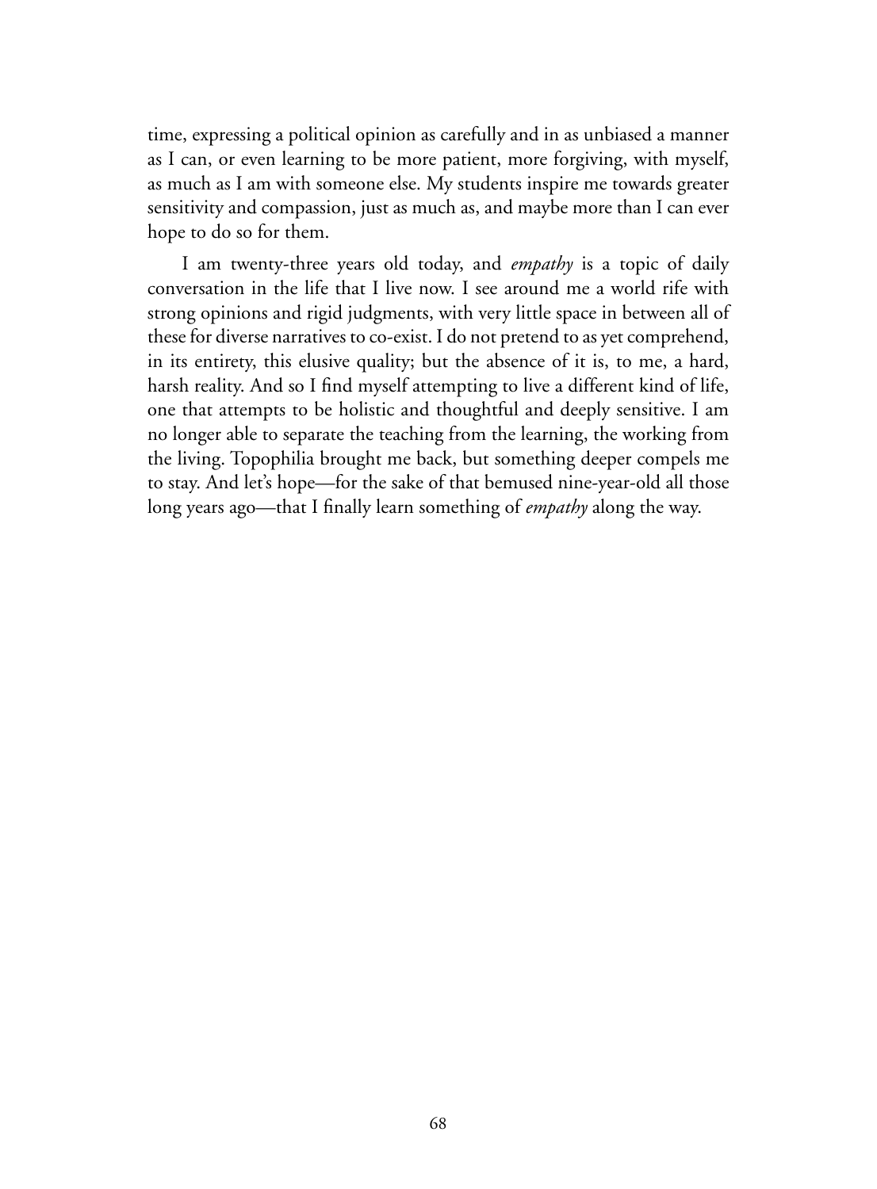time, expressing a political opinion as carefully and in as unbiased a manner as I can, or even learning to be more patient, more forgiving, with myself, as much as I am with someone else. My students inspire me towards greater sensitivity and compassion, just as much as, and maybe more than I can ever hope to do so for them.

I am twenty-three years old today, and *empathy* is a topic of daily conversation in the life that I live now. I see around me a world rife with strong opinions and rigid judgments, with very little space in between all of these for diverse narratives to co-exist. I do not pretend to as yet comprehend, in its entirety, this elusive quality; but the absence of it is, to me, a hard, harsh reality. And so I find myself attempting to live a different kind of life, one that attempts to be holistic and thoughtful and deeply sensitive. I am no longer able to separate the teaching from the learning, the working from the living. Topophilia brought me back, but something deeper compels me to stay. And let's hope—for the sake of that bemused nine-year-old all those long years ago—that I finally learn something of *empathy* along the way.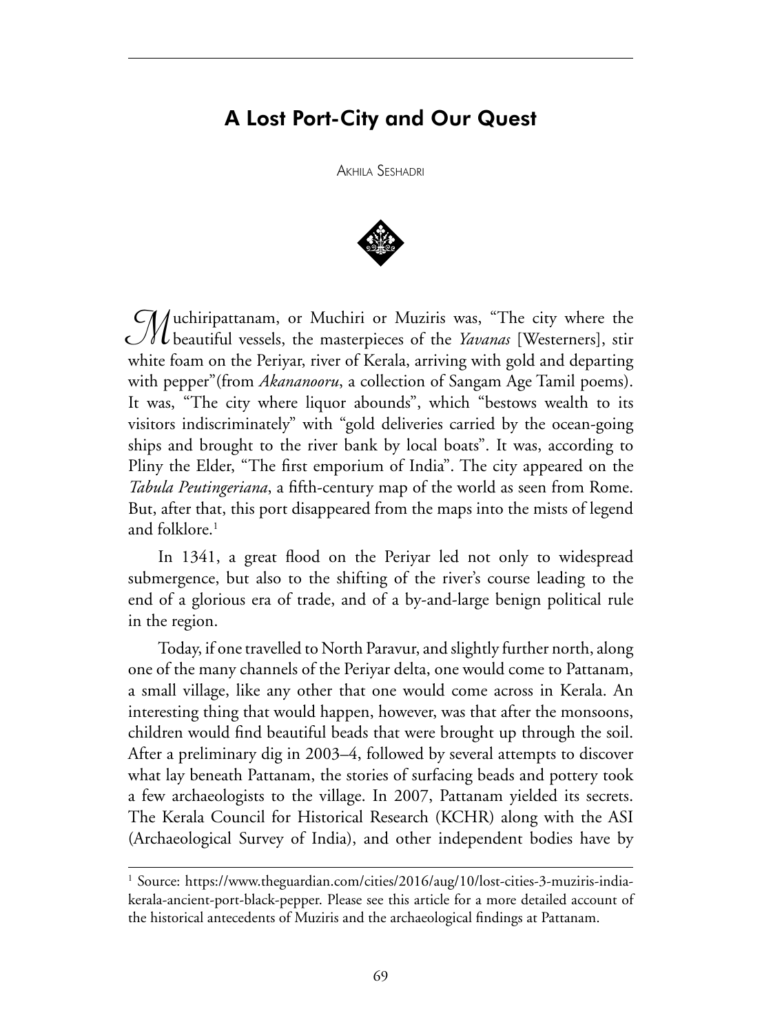# A Lost Port-City and Our Quest

Akhila Seshadri

Muchiripattanam, or Muchiri or Muziris was, "The city where the beautiful vessels, the masterpieces of the *Yavanas* [Westerners], stir white foam on the Periyar, river of Kerala, arriving with gold and departing with pepper"(from *Akananooru*, a collection of Sangam Age Tamil poems). It was, "The city where liquor abounds", which "bestows wealth to its visitors indiscriminately" with "gold deliveries carried by the ocean-going ships and brought to the river bank by local boats". It was, according to Pliny the Elder, "The first emporium of India". The city appeared on the *Tabula Peutingeriana*, a fifth-century map of the world as seen from Rome. But, after that, this port disappeared from the maps into the mists of legend and folklore.[1]

In 1341, a great flood on the Periyar led not only to widespread submergence, but also to the shifting of the river's course leading to the end of a glorious era of trade, and of a by-and-large benign political rule in the region.

Today, if one travelled to North Paravur, and slightly further north, along one of the many channels of the Periyar delta, one would come to Pattanam, a small village, like any other that one would come across in Kerala. An interesting thing that would happen, however, was that after the monsoons, children would find beautiful beads that were brought up through the soil. After a preliminary dig in 2003–4, followed by several attempts to discover what lay beneath Pattanam, the stories of surfacing beads and pottery took a few archaeologists to the village. In 2007, Pattanam yielded its secrets. The Kerala Council for Historical Research (KCHR) along with the ASI (Archaeological Survey of India), and other independent bodies have by

[1] Source: https://www.theguardian.com/cities/2016/aug/10/lost-cities-3-muziris-india-kerala-ancient-port-black-pepper. Please see this article for a more detailed account of the historical antecedents of Muziris and the archaeological findings at Pattanam.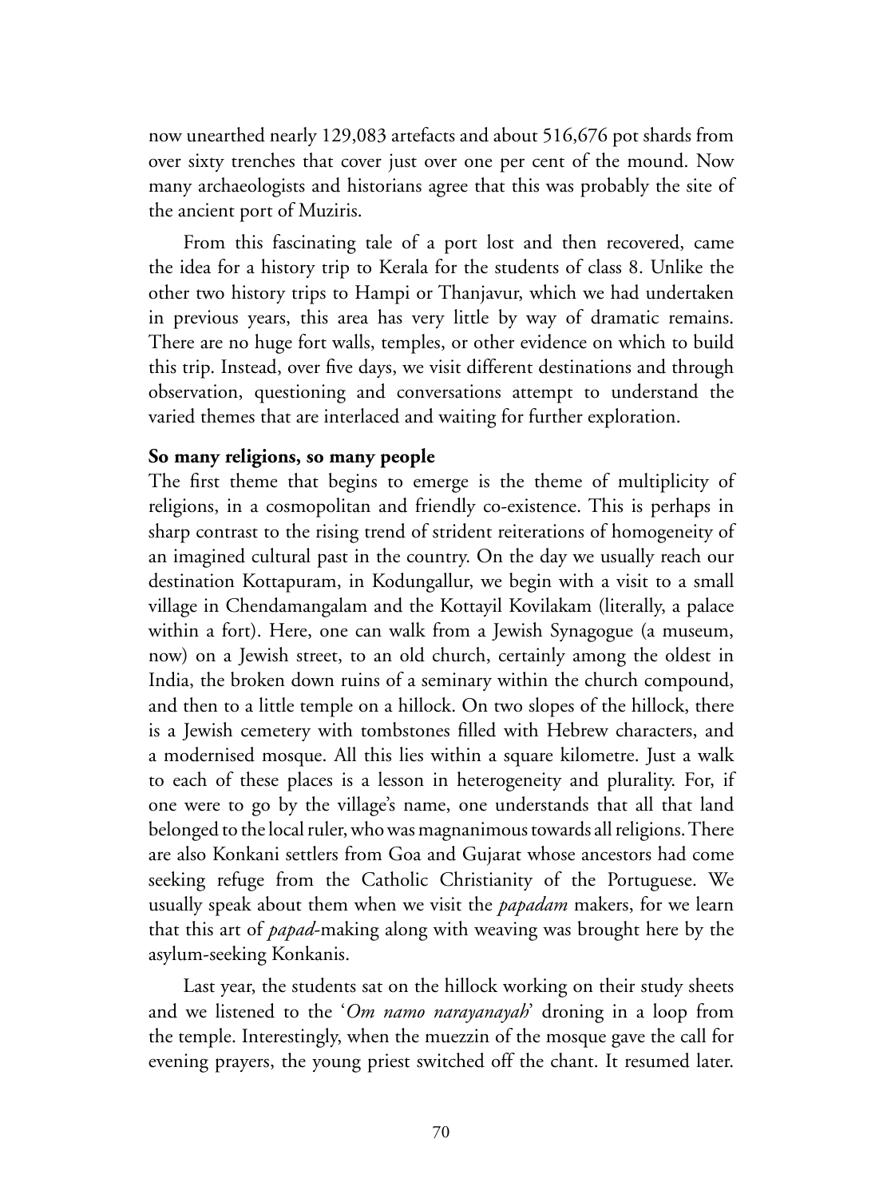now unearthed nearly 129,083 artefacts and about 516,676 pot shards from over sixty trenches that cover just over one per cent of the mound. Now many archaeologists and historians agree that this was probably the site of the ancient port of Muziris.

From this fascinating tale of a port lost and then recovered, came the idea for a history trip to Kerala for the students of class 8. Unlike the other two history trips to Hampi or Thanjavur, which we had undertaken in previous years, this area has very little by way of dramatic remains. There are no huge fort walls, temples, or other evidence on which to build this trip. Instead, over five days, we visit different destinations and through observation, questioning and conversations attempt to understand the varied themes that are interlaced and waiting for further exploration.

**So many religions, so many people**

The first theme that begins to emerge is the theme of multiplicity of religions, in a cosmopolitan and friendly co-existence. This is perhaps in sharp contrast to the rising trend of strident reiterations of homogeneity of an imagined cultural past in the country. On the day we usually reach our destination Kottapuram, in Kodungallur, we begin with a visit to a small village in Chendamangalam and the Kottayil Kovilakam (literally, a palace within a fort). Here, one can walk from a Jewish Synagogue (a museum, now) on a Jewish street, to an old church, certainly among the oldest in India, the broken down ruins of a seminary within the church compound, and then to a little temple on a hillock. On two slopes of the hillock, there is a Jewish cemetery with tombstones filled with Hebrew characters, and a modernised mosque. All this lies within a square kilometre. Just a walk to each of these places is a lesson in heterogeneity and plurality. For, if one were to go by the village's name, one understands that all that land belonged to the local ruler, who was magnanimous towards all religions. There are also Konkani settlers from Goa and Gujarat whose ancestors had come seeking refuge from the Catholic Christianity of the Portuguese. We usually speak about them when we visit the *papadam* makers, for we learn that this art of *papad*-making along with weaving was brought here by the asylum-seeking Konkanis.

Last year, the students sat on the hillock working on their study sheets and we listened to the '*Om namo narayanayah*' droning in a loop from the temple. Interestingly, when the muezzin of the mosque gave the call for evening prayers, the young priest switched off the chant. It resumed later.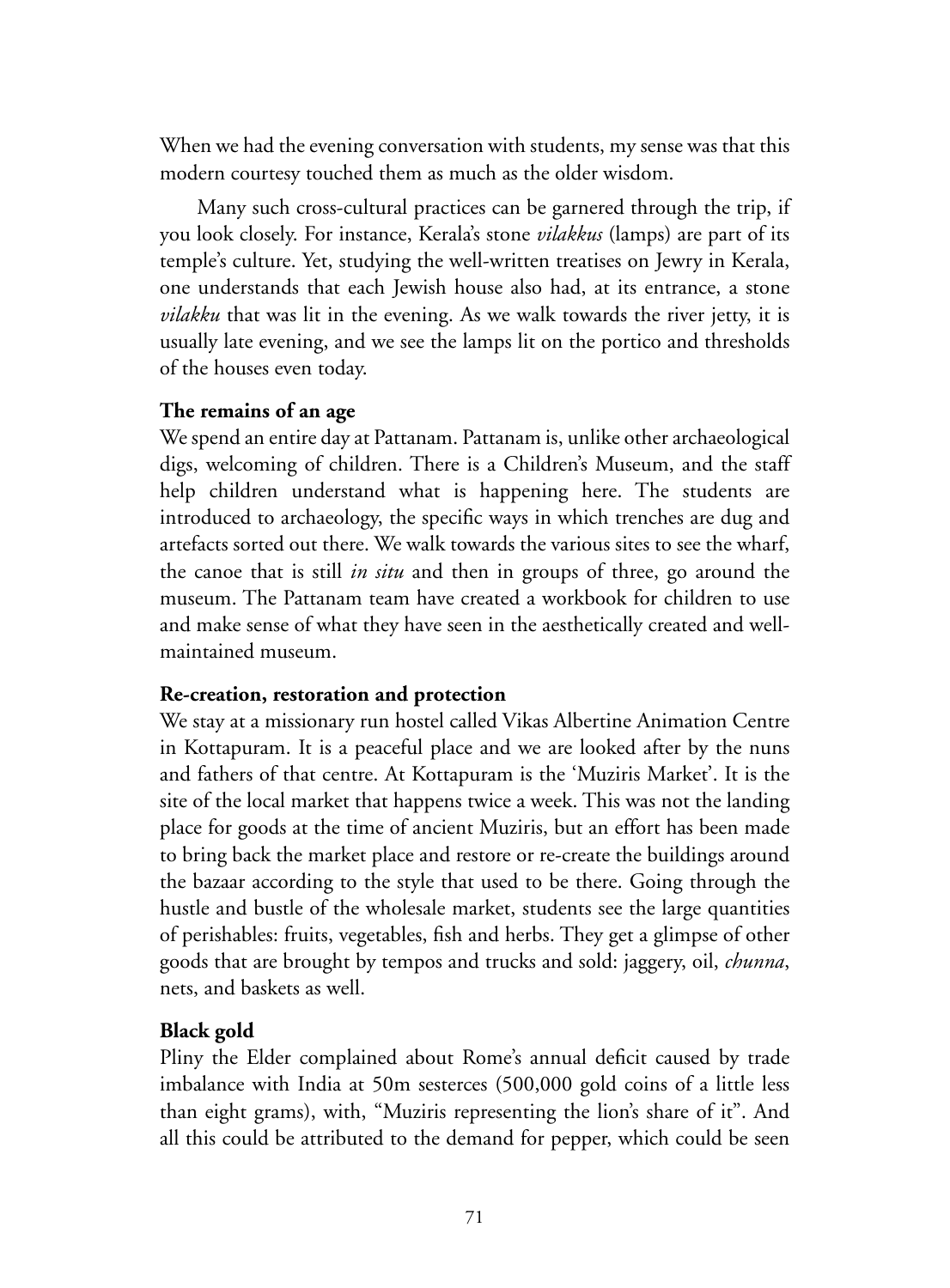When we had the evening conversation with students, my sense was that this modern courtesy touched them as much as the older wisdom.

Many such cross-cultural practices can be garnered through the trip, if you look closely. For instance, Kerala's stone *vilakkus* (lamps) are part of its temple's culture. Yet, studying the well-written treatises on Jewry in Kerala, one understands that each Jewish house also had, at its entrance, a stone *vilakku* that was lit in the evening. As we walk towards the river jetty, it is usually late evening, and we see the lamps lit on the portico and thresholds of the houses even today.

**The remains of an age**

We spend an entire day at Pattanam. Pattanam is, unlike other archaeological digs, welcoming of children. There is a Children's Museum, and the staff help children understand what is happening here. The students are introduced to archaeology, the specific ways in which trenches are dug and artefacts sorted out there. We walk towards the various sites to see the wharf, the canoe that is still *in situ* and then in groups of three, go around the museum. The Pattanam team have created a workbook for children to use and make sense of what they have seen in the aesthetically created and well-maintained museum.

**Re-creation, restoration and protection**

We stay at a missionary run hostel called Vikas Albertine Animation Centre in Kottapuram. It is a peaceful place and we are looked after by the nuns and fathers of that centre. At Kottapuram is the 'Muziris Market'. It is the site of the local market that happens twice a week. This was not the landing place for goods at the time of ancient Muziris, but an effort has been made to bring back the market place and restore or re-create the buildings around the bazaar according to the style that used to be there. Going through the hustle and bustle of the wholesale market, students see the large quantities of perishables: fruits, vegetables, fish and herbs. They get a glimpse of other goods that are brought by tempos and trucks and sold: jaggery, oil, *chunna*, nets, and baskets as well.

**Black gold**

Pliny the Elder complained about Rome's annual deficit caused by trade imbalance with India at 50m sesterces (500,000 gold coins of a little less than eight grams), with, "Muziris representing the lion's share of it". And all this could be attributed to the demand for pepper, which could be seen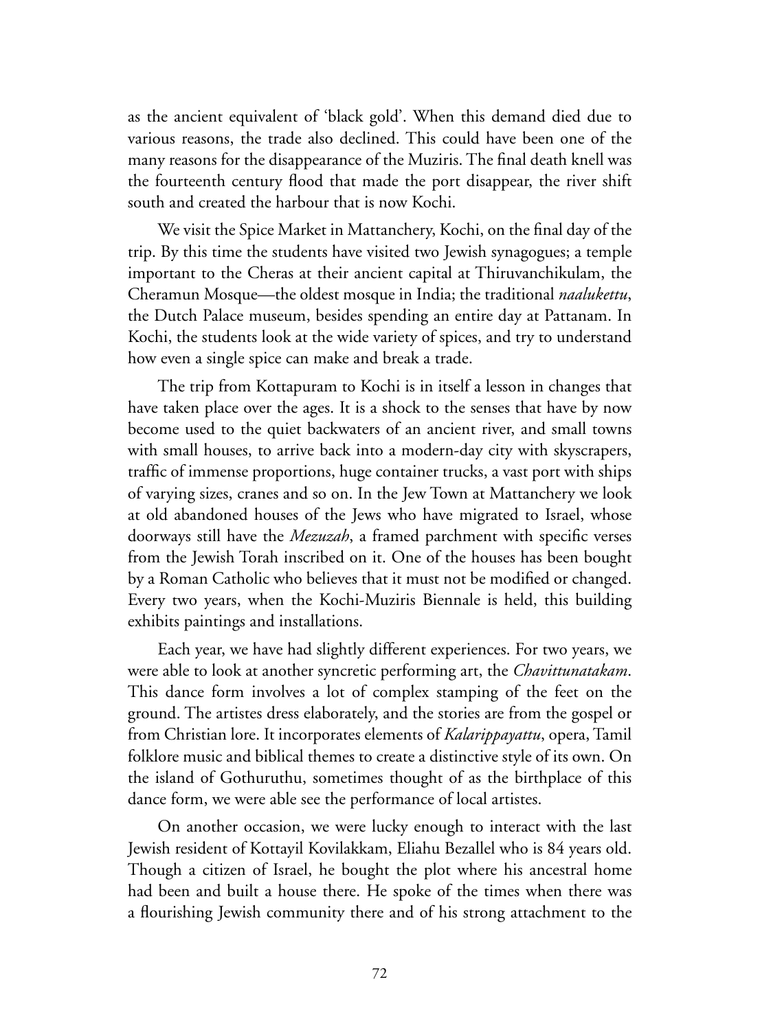as the ancient equivalent of 'black gold'. When this demand died due to various reasons, the trade also declined. This could have been one of the many reasons for the disappearance of the Muziris. The final death knell was the fourteenth century flood that made the port disappear, the river shift south and created the harbour that is now Kochi.

We visit the Spice Market in Mattanchery, Kochi, on the final day of the trip. By this time the students have visited two Jewish synagogues; a temple important to the Cheras at their ancient capital at Thiruvanchikulam, the Cheramun Mosque—the oldest mosque in India; the traditional *naalukettu*, the Dutch Palace museum, besides spending an entire day at Pattanam. In Kochi, the students look at the wide variety of spices, and try to understand how even a single spice can make and break a trade.

The trip from Kottapuram to Kochi is in itself a lesson in changes that have taken place over the ages. It is a shock to the senses that have by now become used to the quiet backwaters of an ancient river, and small towns with small houses, to arrive back into a modern-day city with skyscrapers, traffic of immense proportions, huge container trucks, a vast port with ships of varying sizes, cranes and so on. In the Jew Town at Mattanchery we look at old abandoned houses of the Jews who have migrated to Israel, whose doorways still have the *Mezuzah*, a framed parchment with specific verses from the Jewish Torah inscribed on it. One of the houses has been bought by a Roman Catholic who believes that it must not be modified or changed. Every two years, when the Kochi-Muziris Biennale is held, this building exhibits paintings and installations.

Each year, we have had slightly different experiences. For two years, we were able to look at another syncretic performing art, the *Chavittunatakam*. This dance form involves a lot of complex stamping of the feet on the ground. The artistes dress elaborately, and the stories are from the gospel or from Christian lore. It incorporates elements of *Kalarippayattu*, opera, Tamil folklore music and biblical themes to create a distinctive style of its own. On the island of Gothuruthu, sometimes thought of as the birthplace of this dance form, we were able see the performance of local artistes.

On another occasion, we were lucky enough to interact with the last Jewish resident of Kottayil Kovilakkam, Eliahu Bezallel who is 84 years old. Though a citizen of Israel, he bought the plot where his ancestral home had been and built a house there. He spoke of the times when there was a flourishing Jewish community there and of his strong attachment to the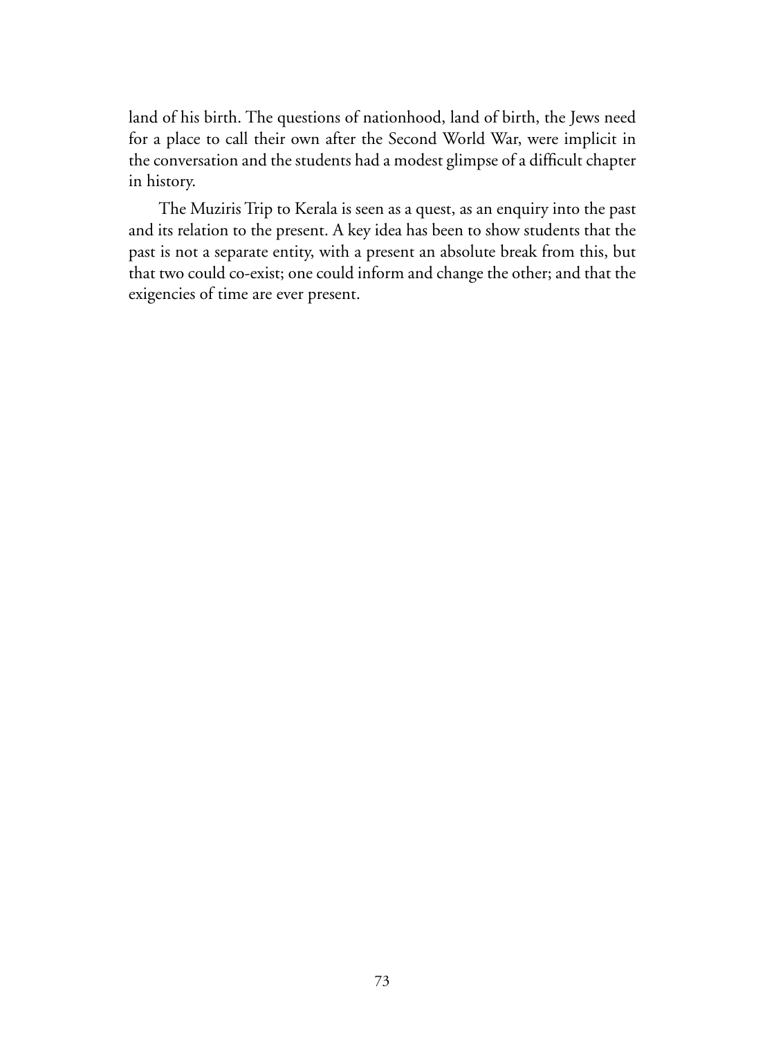land of his birth. The questions of nationhood, land of birth, the Jews need for a place to call their own after the Second World War, were implicit in the conversation and the students had a modest glimpse of a difficult chapter in history.

The Muziris Trip to Kerala is seen as a quest, as an enquiry into the past and its relation to the present. A key idea has been to show students that the past is not a separate entity, with a present an absolute break from this, but that two could co-exist; one could inform and change the other; and that the exigencies of time are ever present.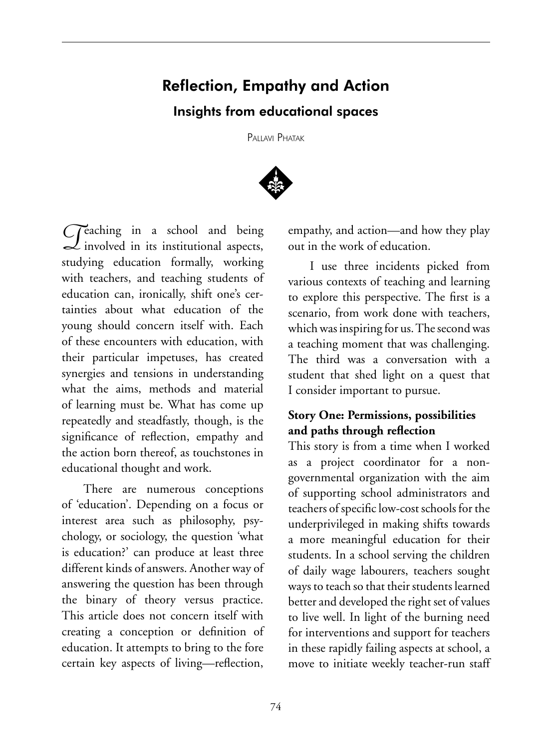# Reflection, Empathy and Action

## Insights from educational spaces

PALLAVI PHATAK

Teaching in a school and being involved in its institutional aspects, studying education formally, working with teachers, and teaching students of education can, ironically, shift one's certainties about what education of the young should concern itself with. Each of these encounters with education, with their particular impetuses, has created synergies and tensions in understanding what the aims, methods and material of learning must be. What has come up repeatedly and steadfastly, though, is the significance of reflection, empathy and the action born thereof, as touchstones in educational thought and work.

There are numerous conceptions of 'education'. Depending on a focus or interest area such as philosophy, psychology, or sociology, the question 'what is education?' can produce at least three different kinds of answers. Another way of answering the question has been through the binary of theory versus practice. This article does not concern itself with creating a conception or definition of education. It attempts to bring to the fore certain key aspects of living—reflection, empathy, and action—and how they play out in the work of education.

I use three incidents picked from various contexts of teaching and learning to explore this perspective. The first is a scenario, from work done with teachers, which was inspiring for us. The second was a teaching moment that was challenging. The third was a conversation with a student that shed light on a quest that I consider important to pursue.

### Story One: Permissions, possibilities and paths through reflection

This story is from a time when I worked as a project coordinator for a non-governmental organization with the aim of supporting school administrators and teachers of specific low-cost schools for the underprivileged in making shifts towards a more meaningful education for their students. In a school serving the children of daily wage labourers, teachers sought ways to teach so that their students learned better and developed the right set of values to live well. In light of the burning need for interventions and support for teachers in these rapidly failing aspects at school, a move to initiate weekly teacher-run staff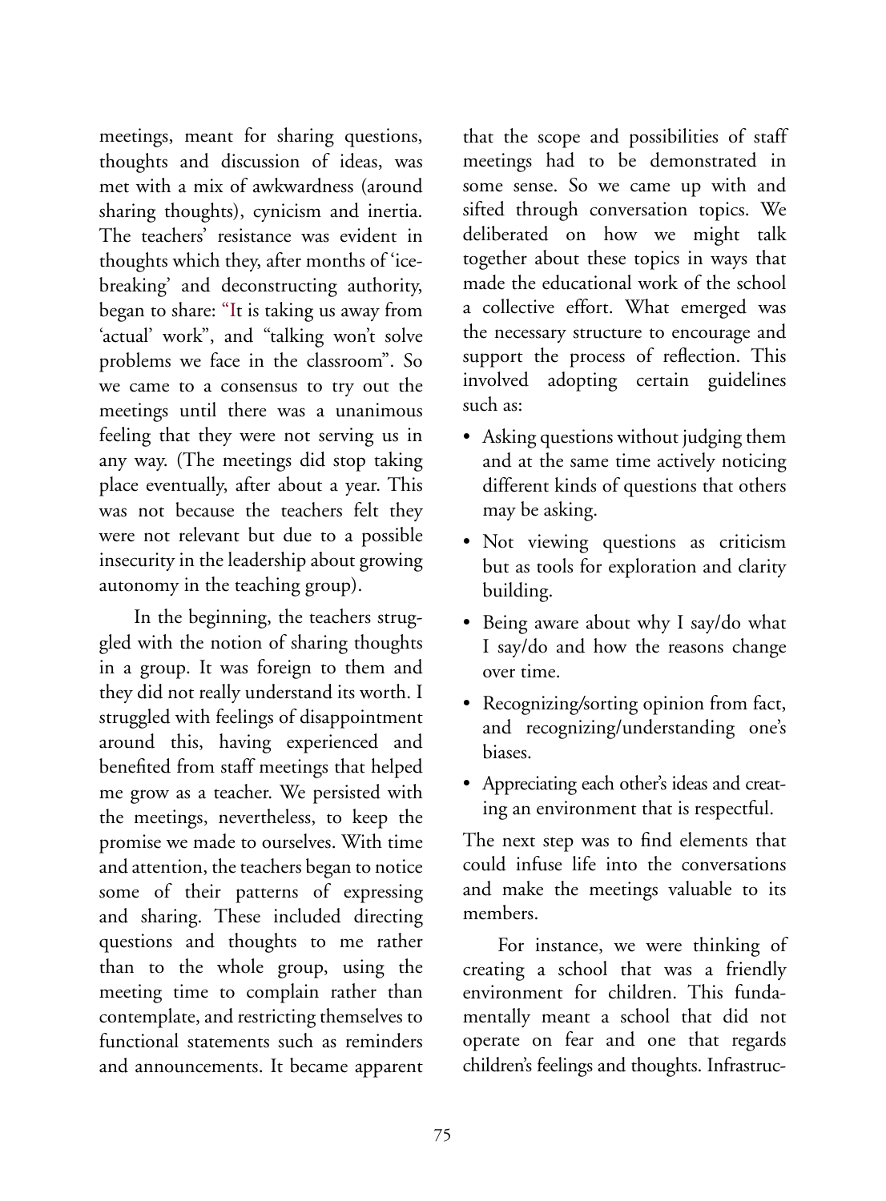meetings, meant for sharing questions, thoughts and discussion of ideas, was met with a mix of awkwardness (around sharing thoughts), cynicism and inertia. The teachers' resistance was evident in thoughts which they, after months of 'ice-breaking' and deconstructing authority, began to share: "It is taking us away from 'actual' work", and "talking won't solve problems we face in the classroom". So we came to a consensus to try out the meetings until there was a unanimous feeling that they were not serving us in any way. (The meetings did stop taking place eventually, after about a year. This was not because the teachers felt they were not relevant but due to a possible insecurity in the leadership about growing autonomy in the teaching group).

In the beginning, the teachers struggled with the notion of sharing thoughts in a group. It was foreign to them and they did not really understand its worth. I struggled with feelings of disappointment around this, having experienced and benefited from staff meetings that helped me grow as a teacher. We persisted with the meetings, nevertheless, to keep the promise we made to ourselves. With time and attention, the teachers began to notice some of their patterns of expressing and sharing. These included directing questions and thoughts to me rather than to the whole group, using the meeting time to complain rather than contemplate, and restricting themselves to functional statements such as reminders and announcements. It became apparent that the scope and possibilities of staff meetings had to be demonstrated in some sense. So we came up with and sifted through conversation topics. We deliberated on how we might talk together about these topics in ways that made the educational work of the school a collective effort. What emerged was the necessary structure to encourage and support the process of reflection. This involved adopting certain guidelines such as:

- Asking questions without judging them and at the same time actively noticing different kinds of questions that others may be asking.
- Not viewing questions as criticism but as tools for exploration and clarity building.
- Being aware about why I say/do what I say/do and how the reasons change over time.
- Recognizing/sorting opinion from fact, and recognizing/understanding one's biases.
- Appreciating each other's ideas and creating an environment that is respectful.

The next step was to find elements that could infuse life into the conversations and make the meetings valuable to its members.

For instance, we were thinking of creating a school that was a friendly environment for children. This fundamentally meant a school that did not operate on fear and one that regards children's feelings and thoughts. Infrastruc-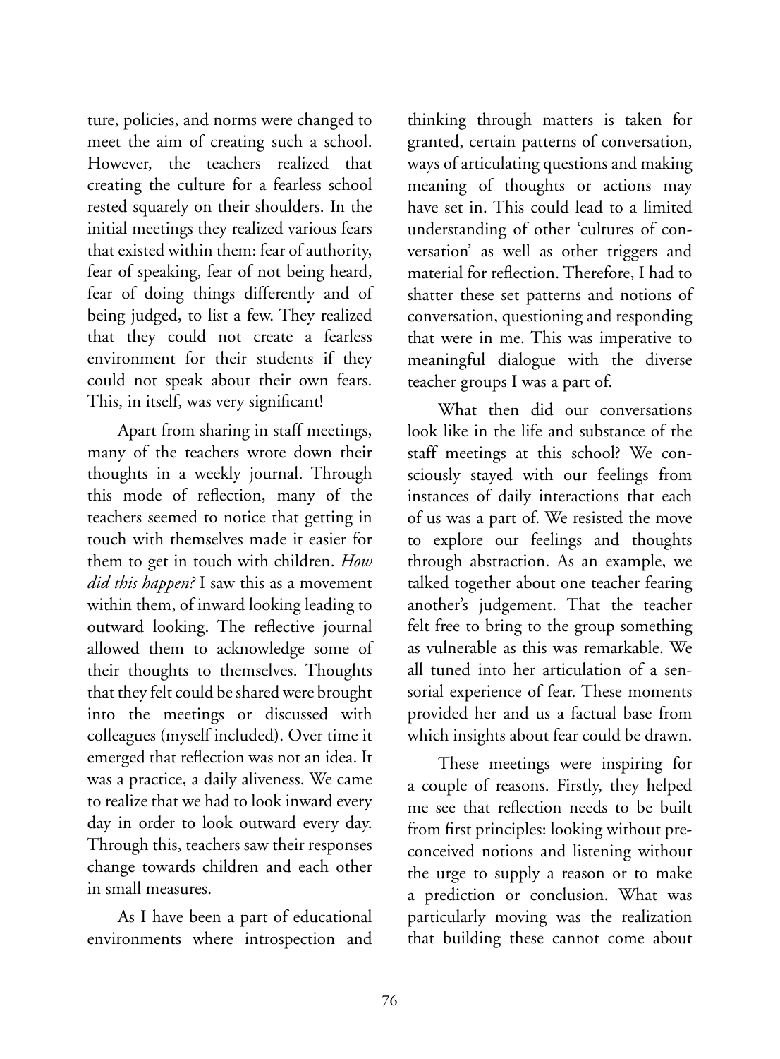ture, policies, and norms were changed to meet the aim of creating such a school. However, the teachers realized that creating the culture for a fearless school rested squarely on their shoulders. In the initial meetings they realized various fears that existed within them: fear of authority, fear of speaking, fear of not being heard, fear of doing things differently and of being judged, to list a few. They realized that they could not create a fearless environment for their students if they could not speak about their own fears. This, in itself, was very significant!

Apart from sharing in staff meetings, many of the teachers wrote down their thoughts in a weekly journal. Through this mode of reflection, many of the teachers seemed to notice that getting in touch with themselves made it easier for them to get in touch with children. *How did this happen?* I saw this as a movement within them, of inward looking leading to outward looking. The reflective journal allowed them to acknowledge some of their thoughts to themselves. Thoughts that they felt could be shared were brought into the meetings or discussed with colleagues (myself included). Over time it emerged that reflection was not an idea. It was a practice, a daily aliveness. We came to realize that we had to look inward every day in order to look outward every day. Through this, teachers saw their responses change towards children and each other in small measures.

As I have been a part of educational environments where introspection and thinking through matters is taken for granted, certain patterns of conversation, ways of articulating questions and making meaning of thoughts or actions may have set in. This could lead to a limited understanding of other 'cultures of conversation' as well as other triggers and material for reflection. Therefore, I had to shatter these set patterns and notions of conversation, questioning and responding that were in me. This was imperative to meaningful dialogue with the diverse teacher groups I was a part of.

What then did our conversations look like in the life and substance of the staff meetings at this school? We consciously stayed with our feelings from instances of daily interactions that each of us was a part of. We resisted the move to explore our feelings and thoughts through abstraction. As an example, we talked together about one teacher fearing another's judgement. That the teacher felt free to bring to the group something as vulnerable as this was remarkable. We all tuned into her articulation of a sensorial experience of fear. These moments provided her and us a factual base from which insights about fear could be drawn.

These meetings were inspiring for a couple of reasons. Firstly, they helped me see that reflection needs to be built from first principles: looking without preconceived notions and listening without the urge to supply a reason or to make a prediction or conclusion. What was particularly moving was the realization that building these cannot come about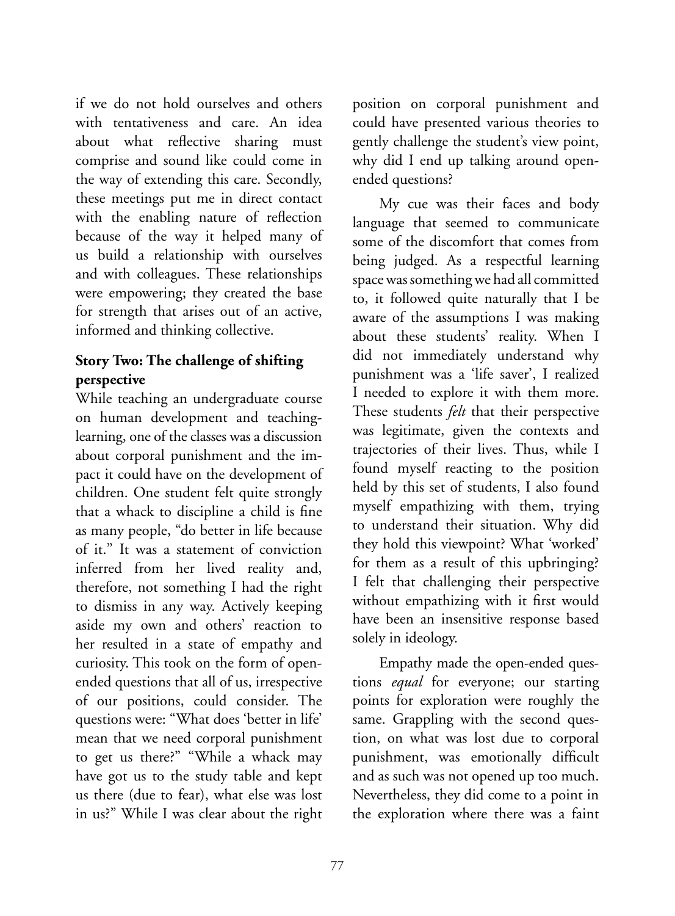if we do not hold ourselves and others with tentativeness and care. An idea about what reflective sharing must comprise and sound like could come in the way of extending this care. Secondly, these meetings put me in direct contact with the enabling nature of reflection because of the way it helped many of us build a relationship with ourselves and with colleagues. These relationships were empowering; they created the base for strength that arises out of an active, informed and thinking collective.

**Story Two: The challenge of shifting perspective**

While teaching an undergraduate course on human development and teaching-learning, one of the classes was a discussion about corporal punishment and the impact it could have on the development of children. One student felt quite strongly that a whack to discipline a child is fine as many people, "do better in life because of it." It was a statement of conviction inferred from her lived reality and, therefore, not something I had the right to dismiss in any way. Actively keeping aside my own and others' reaction to her resulted in a state of empathy and curiosity. This took on the form of open-ended questions that all of us, irrespective of our positions, could consider. The questions were: "What does 'better in life' mean that we need corporal punishment to get us there?" "While a whack may have got us to the study table and kept us there (due to fear), what else was lost in us?" While I was clear about the right position on corporal punishment and could have presented various theories to gently challenge the student's view point, why did I end up talking around open-ended questions?

My cue was their faces and body language that seemed to communicate some of the discomfort that comes from being judged. As a respectful learning space was something we had all committed to, it followed quite naturally that I be aware of the assumptions I was making about these students' reality. When I did not immediately understand why punishment was a 'life saver', I realized I needed to explore it with them more. These students *felt* that their perspective was legitimate, given the contexts and trajectories of their lives. Thus, while I found myself reacting to the position held by this set of students, I also found myself empathizing with them, trying to understand their situation. Why did they hold this viewpoint? What 'worked' for them as a result of this upbringing? I felt that challenging their perspective without empathizing with it first would have been an insensitive response based solely in ideology.

Empathy made the open-ended questions *equal* for everyone; our starting points for exploration were roughly the same. Grappling with the second question, on what was lost due to corporal punishment, was emotionally difficult and as such was not opened up too much. Nevertheless, they did come to a point in the exploration where there was a faint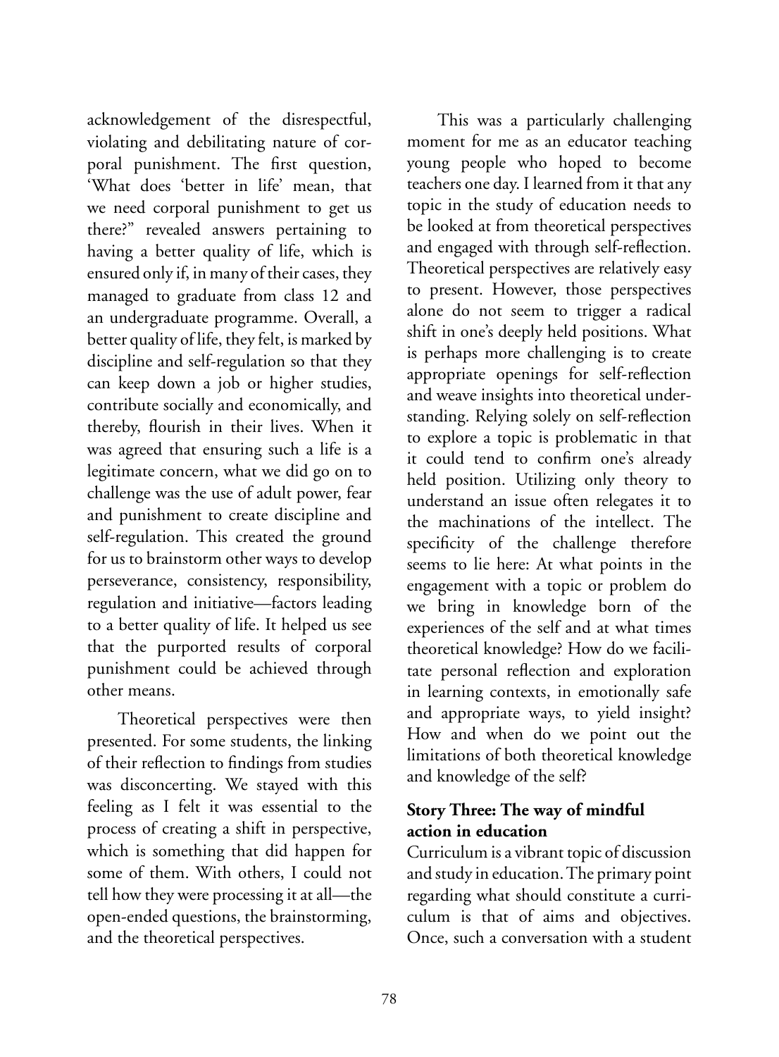acknowledgement of the disrespectful, violating and debilitating nature of corporal punishment. The first question, 'What does 'better in life' mean, that we need corporal punishment to get us there?" revealed answers pertaining to having a better quality of life, which is ensured only if, in many of their cases, they managed to graduate from class 12 and an undergraduate programme. Overall, a better quality of life, they felt, is marked by discipline and self-regulation so that they can keep down a job or higher studies, contribute socially and economically, and thereby, flourish in their lives. When it was agreed that ensuring such a life is a legitimate concern, what we did go on to challenge was the use of adult power, fear and punishment to create discipline and self-regulation. This created the ground for us to brainstorm other ways to develop perseverance, consistency, responsibility, regulation and initiative—factors leading to a better quality of life. It helped us see that the purported results of corporal punishment could be achieved through other means.

Theoretical perspectives were then presented. For some students, the linking of their reflection to findings from studies was disconcerting. We stayed with this feeling as I felt it was essential to the process of creating a shift in perspective, which is something that did happen for some of them. With others, I could not tell how they were processing it at all—the open-ended questions, the brainstorming, and the theoretical perspectives.

This was a particularly challenging moment for me as an educator teaching young people who hoped to become teachers one day. I learned from it that any topic in the study of education needs to be looked at from theoretical perspectives and engaged with through self-reflection. Theoretical perspectives are relatively easy to present. However, those perspectives alone do not seem to trigger a radical shift in one's deeply held positions. What is perhaps more challenging is to create appropriate openings for self-reflection and weave insights into theoretical understanding. Relying solely on self-reflection to explore a topic is problematic in that it could tend to confirm one's already held position. Utilizing only theory to understand an issue often relegates it to the machinations of the intellect. The specificity of the challenge therefore seems to lie here: At what points in the engagement with a topic or problem do we bring in knowledge born of the experiences of the self and at what times theoretical knowledge? How do we facilitate personal reflection and exploration in learning contexts, in emotionally safe and appropriate ways, to yield insight? How and when do we point out the limitations of both theoretical knowledge and knowledge of the self?

**Story Three: The way of mindful action in education**

Curriculum is a vibrant topic of discussion and study in education. The primary point regarding what should constitute a curriculum is that of aims and objectives. Once, such a conversation with a student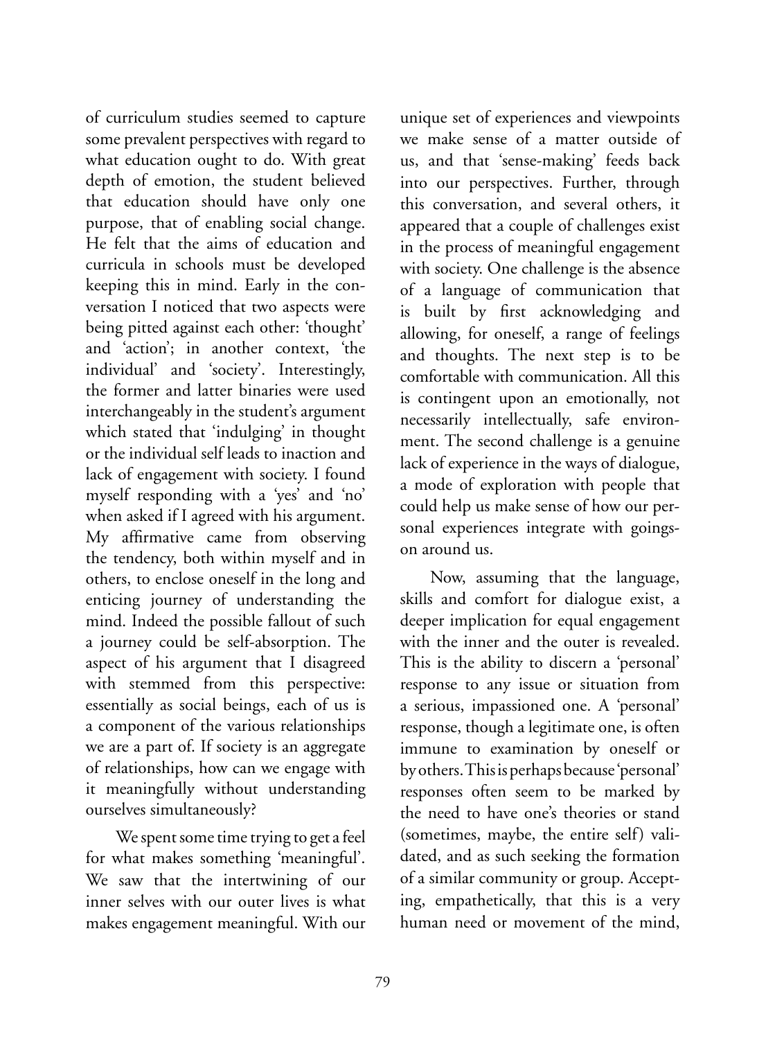of curriculum studies seemed to capture some prevalent perspectives with regard to what education ought to do. With great depth of emotion, the student believed that education should have only one purpose, that of enabling social change. He felt that the aims of education and curricula in schools must be developed keeping this in mind. Early in the conversation I noticed that two aspects were being pitted against each other: 'thought' and 'action'; in another context, 'the individual' and 'society'. Interestingly, the former and latter binaries were used interchangeably in the student's argument which stated that 'indulging' in thought or the individual self leads to inaction and lack of engagement with society. I found myself responding with a 'yes' and 'no' when asked if I agreed with his argument. My affirmative came from observing the tendency, both within myself and in others, to enclose oneself in the long and enticing journey of understanding the mind. Indeed the possible fallout of such a journey could be self-absorption. The aspect of his argument that I disagreed with stemmed from this perspective: essentially as social beings, each of us is a component of the various relationships we are a part of. If society is an aggregate of relationships, how can we engage with it meaningfully without understanding ourselves simultaneously?

We spent some time trying to get a feel for what makes something 'meaningful'. We saw that the intertwining of our inner selves with our outer lives is what makes engagement meaningful. With our unique set of experiences and viewpoints we make sense of a matter outside of us, and that 'sense-making' feeds back into our perspectives. Further, through this conversation, and several others, it appeared that a couple of challenges exist in the process of meaningful engagement with society. One challenge is the absence of a language of communication that is built by first acknowledging and allowing, for oneself, a range of feelings and thoughts. The next step is to be comfortable with communication. All this is contingent upon an emotionally, not necessarily intellectually, safe environment. The second challenge is a genuine lack of experience in the ways of dialogue, a mode of exploration with people that could help us make sense of how our personal experiences integrate with goings-on around us.

Now, assuming that the language, skills and comfort for dialogue exist, a deeper implication for equal engagement with the inner and the outer is revealed. This is the ability to discern a 'personal' response to any issue or situation from a serious, impassioned one. A 'personal' response, though a legitimate one, is often immune to examination by oneself or by others. This is perhaps because 'personal' responses often seem to be marked by the need to have one's theories or stand (sometimes, maybe, the entire self) validated, and as such seeking the formation of a similar community or group. Accepting, empathetically, that this is a very human need or movement of the mind,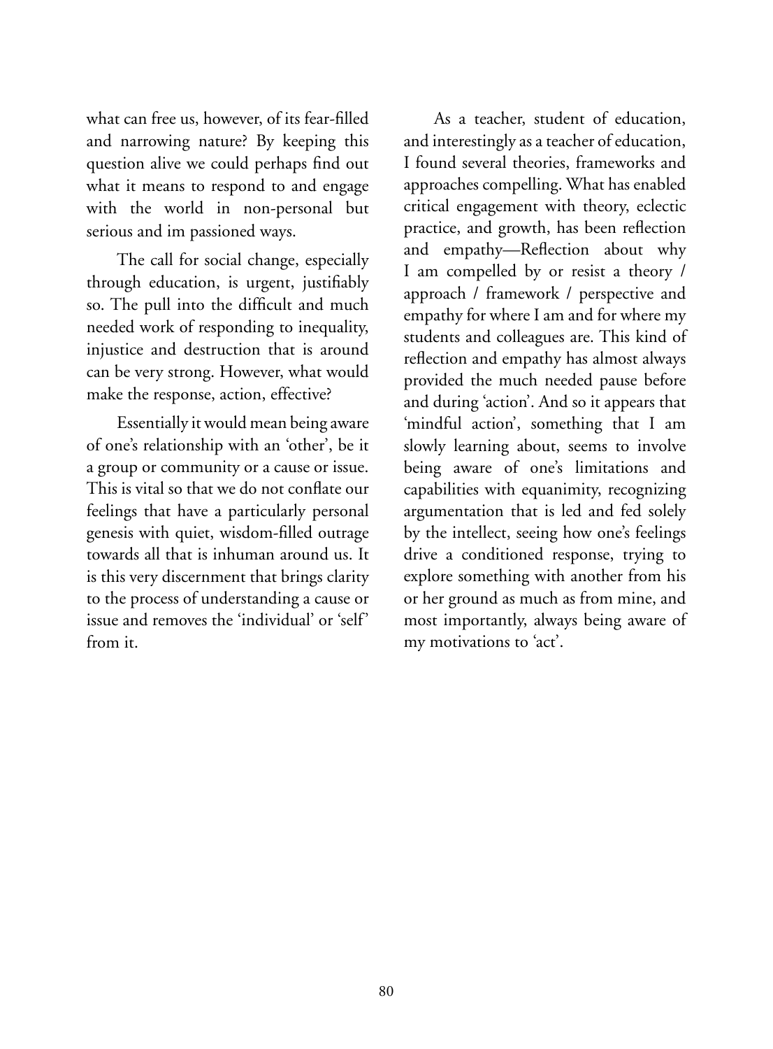what can free us, however, of its fear-filled and narrowing nature? By keeping this question alive we could perhaps find out what it means to respond to and engage with the world in non-personal but serious and im passioned ways.

The call for social change, especially through education, is urgent, justifiably so. The pull into the difficult and much needed work of responding to inequality, injustice and destruction that is around can be very strong. However, what would make the response, action, effective?

Essentially it would mean being aware of one's relationship with an 'other', be it a group or community or a cause or issue. This is vital so that we do not conflate our feelings that have a particularly personal genesis with quiet, wisdom-filled outrage towards all that is inhuman around us. It is this very discernment that brings clarity to the process of understanding a cause or issue and removes the 'individual' or 'self' from it.

As a teacher, student of education, and interestingly as a teacher of education, I found several theories, frameworks and approaches compelling. What has enabled critical engagement with theory, eclectic practice, and growth, has been reflection and empathy—Reflection about why I am compelled by or resist a theory / approach / framework / perspective and empathy for where I am and for where my students and colleagues are. This kind of reflection and empathy has almost always provided the much needed pause before and during 'action'. And so it appears that 'mindful action', something that I am slowly learning about, seems to involve being aware of one's limitations and capabilities with equanimity, recognizing argumentation that is led and fed solely by the intellect, seeing how one's feelings drive a conditioned response, trying to explore something with another from his or her ground as much as from mine, and most importantly, always being aware of my motivations to 'act'.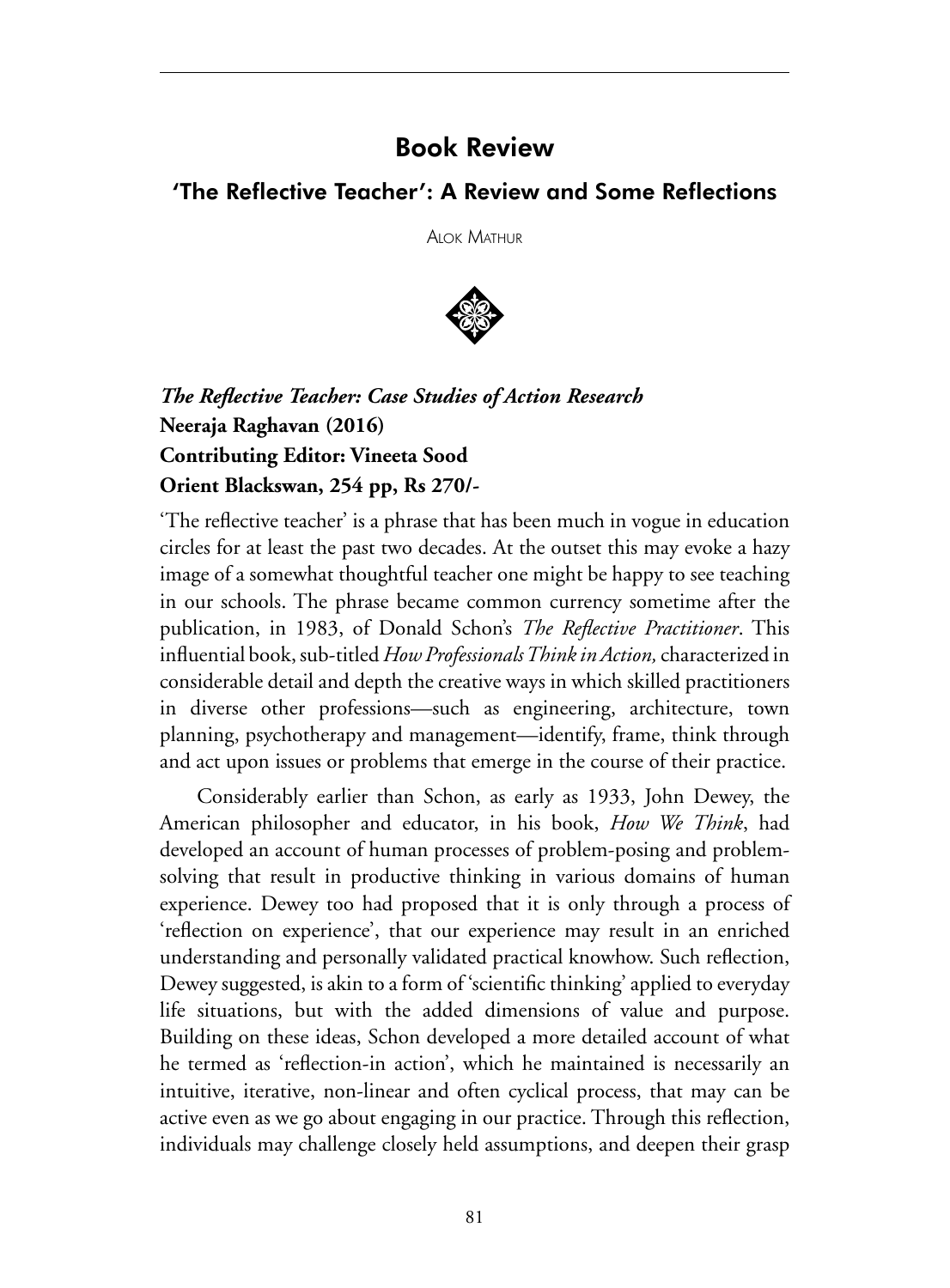# Book Review

## 'The Reflective Teacher': A Review and Some Reflections

Alok Mathur

***The Reflective Teacher: Case Studies of Action Research***
**Neeraja Raghavan (2016)**
**Contributing Editor: Vineeta Sood**
**Orient Blackswan, 254 pp, Rs 270/-**

'The reflective teacher' is a phrase that has been much in vogue in education circles for at least the past two decades. At the outset this may evoke a hazy image of a somewhat thoughtful teacher one might be happy to see teaching in our schools. The phrase became common currency sometime after the publication, in 1983, of Donald Schon's *The Reflective Practitioner*. This influential book, sub-titled *How Professionals Think in Action,* characterized in considerable detail and depth the creative ways in which skilled practitioners in diverse other professions—such as engineering, architecture, town planning, psychotherapy and management—identify, frame, think through and act upon issues or problems that emerge in the course of their practice.

Considerably earlier than Schon, as early as 1933, John Dewey, the American philosopher and educator, in his book, *How We Think*, had developed an account of human processes of problem-posing and problem-solving that result in productive thinking in various domains of human experience. Dewey too had proposed that it is only through a process of 'reflection on experience', that our experience may result in an enriched understanding and personally validated practical knowhow. Such reflection, Dewey suggested, is akin to a form of 'scientific thinking' applied to everyday life situations, but with the added dimensions of value and purpose. Building on these ideas, Schon developed a more detailed account of what he termed as 'reflection-in action', which he maintained is necessarily an intuitive, iterative, non-linear and often cyclical process, that may can be active even as we go about engaging in our practice. Through this reflection, individuals may challenge closely held assumptions, and deepen their grasp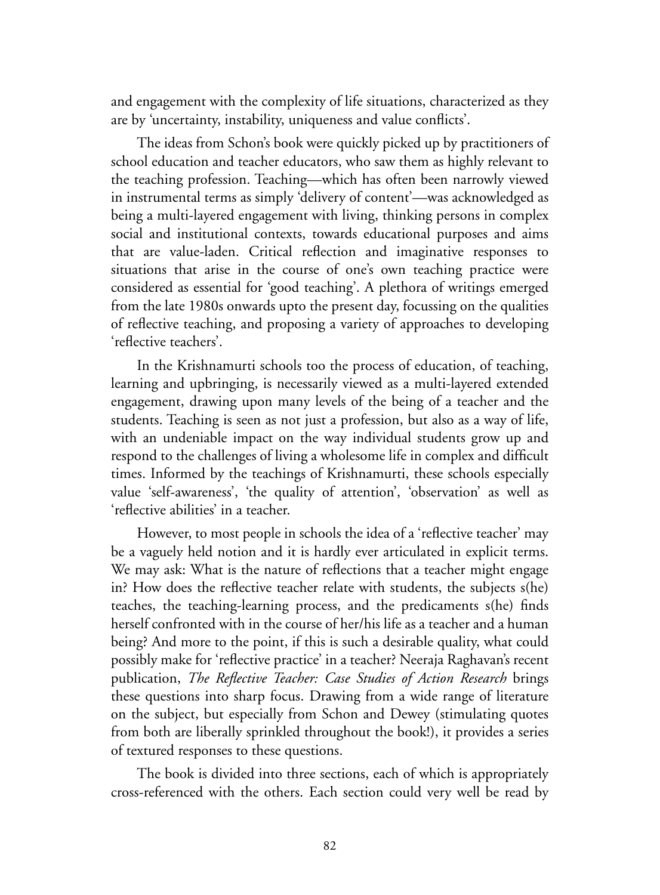and engagement with the complexity of life situations, characterized as they are by 'uncertainty, instability, uniqueness and value conflicts'.

The ideas from Schon's book were quickly picked up by practitioners of school education and teacher educators, who saw them as highly relevant to the teaching profession. Teaching—which has often been narrowly viewed in instrumental terms as simply 'delivery of content'—was acknowledged as being a multi-layered engagement with living, thinking persons in complex social and institutional contexts, towards educational purposes and aims that are value-laden. Critical reflection and imaginative responses to situations that arise in the course of one's own teaching practice were considered as essential for 'good teaching'. A plethora of writings emerged from the late 1980s onwards upto the present day, focussing on the qualities of reflective teaching, and proposing a variety of approaches to developing 'reflective teachers'.

In the Krishnamurti schools too the process of education, of teaching, learning and upbringing, is necessarily viewed as a multi-layered extended engagement, drawing upon many levels of the being of a teacher and the students. Teaching is seen as not just a profession, but also as a way of life, with an undeniable impact on the way individual students grow up and respond to the challenges of living a wholesome life in complex and difficult times. Informed by the teachings of Krishnamurti, these schools especially value 'self-awareness', 'the quality of attention', 'observation' as well as 'reflective abilities' in a teacher.

However, to most people in schools the idea of a 'reflective teacher' may be a vaguely held notion and it is hardly ever articulated in explicit terms. We may ask: What is the nature of reflections that a teacher might engage in? How does the reflective teacher relate with students, the subjects s(he) teaches, the teaching-learning process, and the predicaments s(he) finds herself confronted with in the course of her/his life as a teacher and a human being? And more to the point, if this is such a desirable quality, what could possibly make for 'reflective practice' in a teacher? Neeraja Raghavan's recent publication, *The Reflective Teacher: Case Studies of Action Research* brings these questions into sharp focus. Drawing from a wide range of literature on the subject, but especially from Schon and Dewey (stimulating quotes from both are liberally sprinkled throughout the book!), it provides a series of textured responses to these questions.

The book is divided into three sections, each of which is appropriately cross-referenced with the others. Each section could very well be read by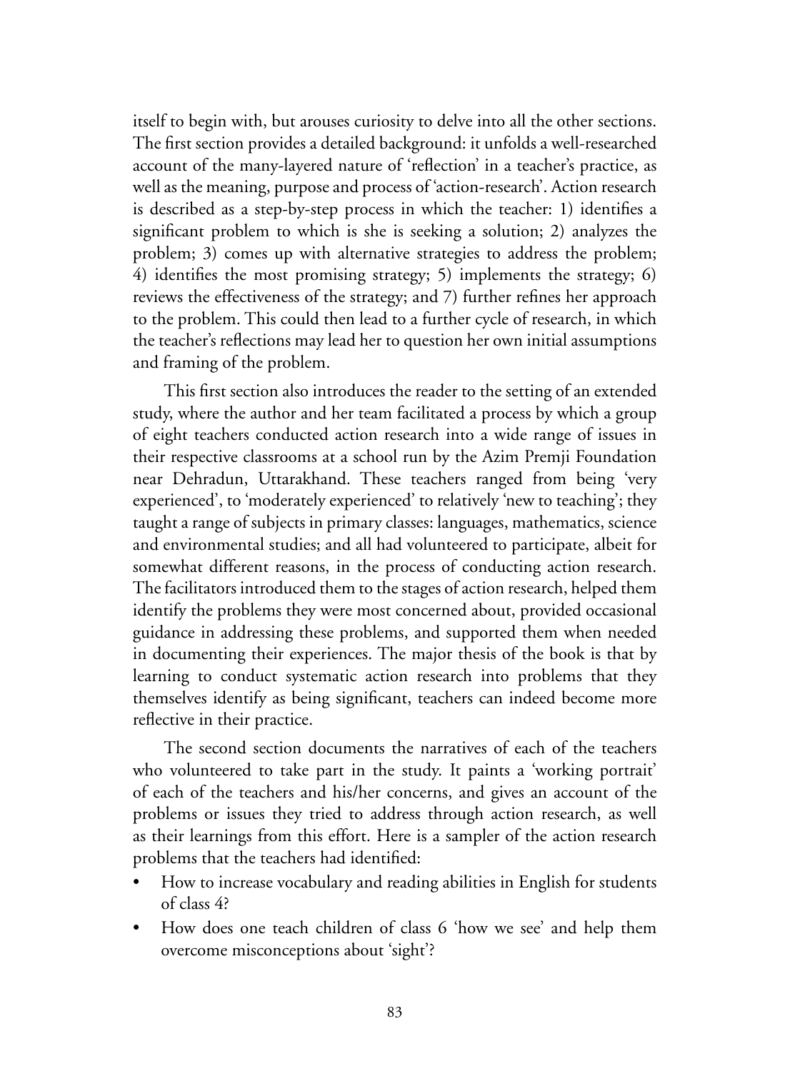itself to begin with, but arouses curiosity to delve into all the other sections. The first section provides a detailed background: it unfolds a well-researched account of the many-layered nature of 'reflection' in a teacher's practice, as well as the meaning, purpose and process of 'action-research'. Action research is described as a step-by-step process in which the teacher: 1) identifies a significant problem to which is she is seeking a solution; 2) analyzes the problem; 3) comes up with alternative strategies to address the problem; 4) identifies the most promising strategy; 5) implements the strategy; 6) reviews the effectiveness of the strategy; and 7) further refines her approach to the problem. This could then lead to a further cycle of research, in which the teacher's reflections may lead her to question her own initial assumptions and framing of the problem.

This first section also introduces the reader to the setting of an extended study, where the author and her team facilitated a process by which a group of eight teachers conducted action research into a wide range of issues in their respective classrooms at a school run by the Azim Premji Foundation near Dehradun, Uttarakhand. These teachers ranged from being 'very experienced', to 'moderately experienced' to relatively 'new to teaching'; they taught a range of subjects in primary classes: languages, mathematics, science and environmental studies; and all had volunteered to participate, albeit for somewhat different reasons, in the process of conducting action research. The facilitators introduced them to the stages of action research, helped them identify the problems they were most concerned about, provided occasional guidance in addressing these problems, and supported them when needed in documenting their experiences. The major thesis of the book is that by learning to conduct systematic action research into problems that they themselves identify as being significant, teachers can indeed become more reflective in their practice.

The second section documents the narratives of each of the teachers who volunteered to take part in the study. It paints a 'working portrait' of each of the teachers and his/her concerns, and gives an account of the problems or issues they tried to address through action research, as well as their learnings from this effort. Here is a sampler of the action research problems that the teachers had identified:

- How to increase vocabulary and reading abilities in English for students of class 4?
- How does one teach children of class 6 'how we see' and help them overcome misconceptions about 'sight'?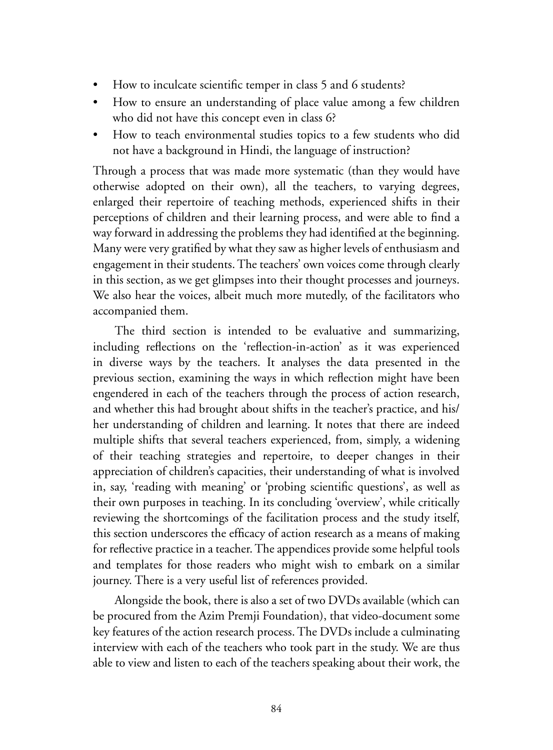- How to inculcate scientific temper in class 5 and 6 students?
- How to ensure an understanding of place value among a few children who did not have this concept even in class 6?
- How to teach environmental studies topics to a few students who did not have a background in Hindi, the language of instruction?

Through a process that was made more systematic (than they would have otherwise adopted on their own), all the teachers, to varying degrees, enlarged their repertoire of teaching methods, experienced shifts in their perceptions of children and their learning process, and were able to find a way forward in addressing the problems they had identified at the beginning. Many were very gratified by what they saw as higher levels of enthusiasm and engagement in their students. The teachers' own voices come through clearly in this section, as we get glimpses into their thought processes and journeys. We also hear the voices, albeit much more mutedly, of the facilitators who accompanied them.

The third section is intended to be evaluative and summarizing, including reflections on the 'reflection-in-action' as it was experienced in diverse ways by the teachers. It analyses the data presented in the previous section, examining the ways in which reflection might have been engendered in each of the teachers through the process of action research, and whether this had brought about shifts in the teacher's practice, and his/her understanding of children and learning. It notes that there are indeed multiple shifts that several teachers experienced, from, simply, a widening of their teaching strategies and repertoire, to deeper changes in their appreciation of children's capacities, their understanding of what is involved in, say, 'reading with meaning' or 'probing scientific questions', as well as their own purposes in teaching. In its concluding 'overview', while critically reviewing the shortcomings of the facilitation process and the study itself, this section underscores the efficacy of action research as a means of making for reflective practice in a teacher. The appendices provide some helpful tools and templates for those readers who might wish to embark on a similar journey. There is a very useful list of references provided.

Alongside the book, there is also a set of two DVDs available (which can be procured from the Azim Premji Foundation), that video-document some key features of the action research process. The DVDs include a culminating interview with each of the teachers who took part in the study. We are thus able to view and listen to each of the teachers speaking about their work, the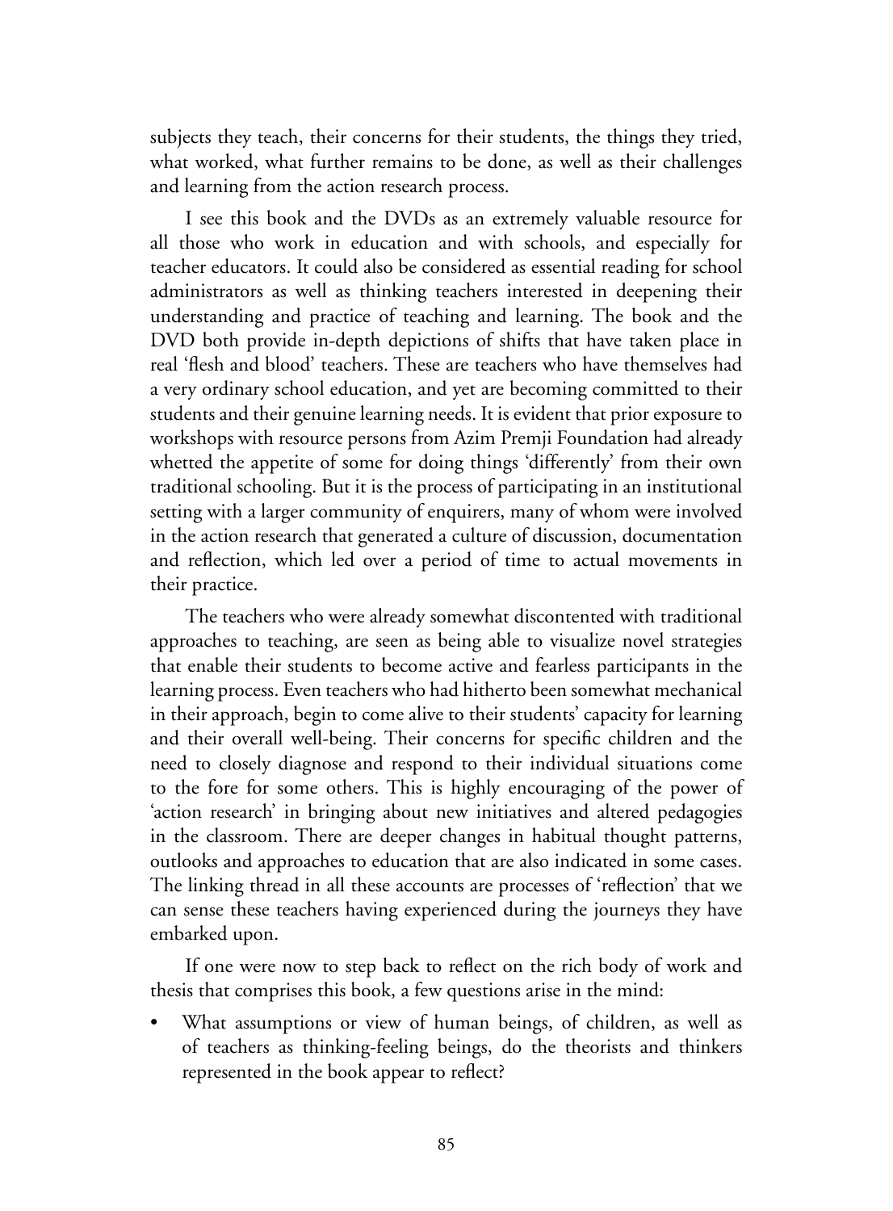subjects they teach, their concerns for their students, the things they tried, what worked, what further remains to be done, as well as their challenges and learning from the action research process.

I see this book and the DVDs as an extremely valuable resource for all those who work in education and with schools, and especially for teacher educators. It could also be considered as essential reading for school administrators as well as thinking teachers interested in deepening their understanding and practice of teaching and learning. The book and the DVD both provide in-depth depictions of shifts that have taken place in real 'flesh and blood' teachers. These are teachers who have themselves had a very ordinary school education, and yet are becoming committed to their students and their genuine learning needs. It is evident that prior exposure to workshops with resource persons from Azim Premji Foundation had already whetted the appetite of some for doing things 'differently' from their own traditional schooling. But it is the process of participating in an institutional setting with a larger community of enquirers, many of whom were involved in the action research that generated a culture of discussion, documentation and reflection, which led over a period of time to actual movements in their practice.

The teachers who were already somewhat discontented with traditional approaches to teaching, are seen as being able to visualize novel strategies that enable their students to become active and fearless participants in the learning process. Even teachers who had hitherto been somewhat mechanical in their approach, begin to come alive to their students' capacity for learning and their overall well-being. Their concerns for specific children and the need to closely diagnose and respond to their individual situations come to the fore for some others. This is highly encouraging of the power of 'action research' in bringing about new initiatives and altered pedagogies in the classroom. There are deeper changes in habitual thought patterns, outlooks and approaches to education that are also indicated in some cases. The linking thread in all these accounts are processes of 'reflection' that we can sense these teachers having experienced during the journeys they have embarked upon.

If one were now to step back to reflect on the rich body of work and thesis that comprises this book, a few questions arise in the mind:

- What assumptions or view of human beings, of children, as well as of teachers as thinking-feeling beings, do the theorists and thinkers represented in the book appear to reflect?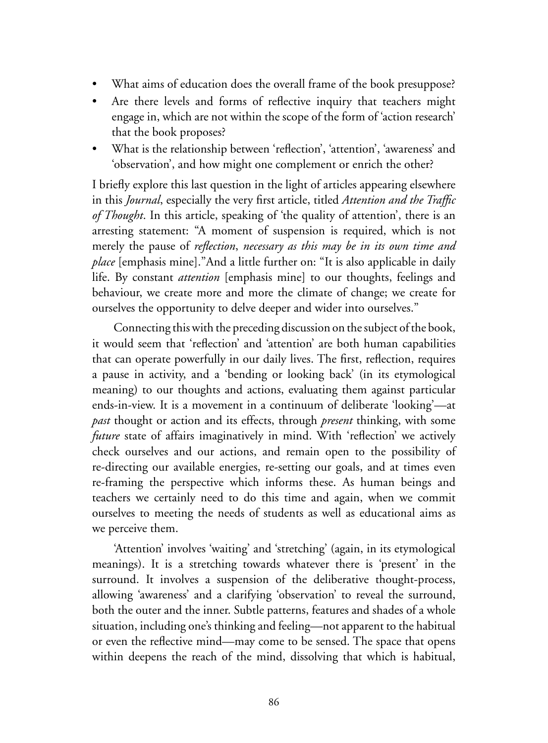- What aims of education does the overall frame of the book presuppose?
- Are there levels and forms of reflective inquiry that teachers might engage in, which are not within the scope of the form of 'action research' that the book proposes?
- What is the relationship between 'reflection', 'attention', 'awareness' and 'observation', and how might one complement or enrich the other?

I briefly explore this last question in the light of articles appearing elsewhere in this *Journal*, especially the very first article, titled *Attention and the Traffic of Thought*. In this article, speaking of 'the quality of attention', there is an arresting statement: "A moment of suspension is required, which is not merely the pause of *reflection*, *necessary as this may be in its own time and place* [emphasis mine]."And a little further on: "It is also applicable in daily life. By constant *attention* [emphasis mine] to our thoughts, feelings and behaviour, we create more and more the climate of change; we create for ourselves the opportunity to delve deeper and wider into ourselves."

Connecting this with the preceding discussion on the subject of the book, it would seem that 'reflection' and 'attention' are both human capabilities that can operate powerfully in our daily lives. The first, reflection, requires a pause in activity, and a 'bending or looking back' (in its etymological meaning) to our thoughts and actions, evaluating them against particular ends-in-view. It is a movement in a continuum of deliberate 'looking'—at *past* thought or action and its effects, through *present* thinking, with some *future* state of affairs imaginatively in mind. With 'reflection' we actively check ourselves and our actions, and remain open to the possibility of re-directing our available energies, re-setting our goals, and at times even re-framing the perspective which informs these. As human beings and teachers we certainly need to do this time and again, when we commit ourselves to meeting the needs of students as well as educational aims as we perceive them.

'Attention' involves 'waiting' and 'stretching' (again, in its etymological meanings). It is a stretching towards whatever there is 'present' in the surround. It involves a suspension of the deliberative thought-process, allowing 'awareness' and a clarifying 'observation' to reveal the surround, both the outer and the inner. Subtle patterns, features and shades of a whole situation, including one's thinking and feeling—not apparent to the habitual or even the reflective mind—may come to be sensed. The space that opens within deepens the reach of the mind, dissolving that which is habitual,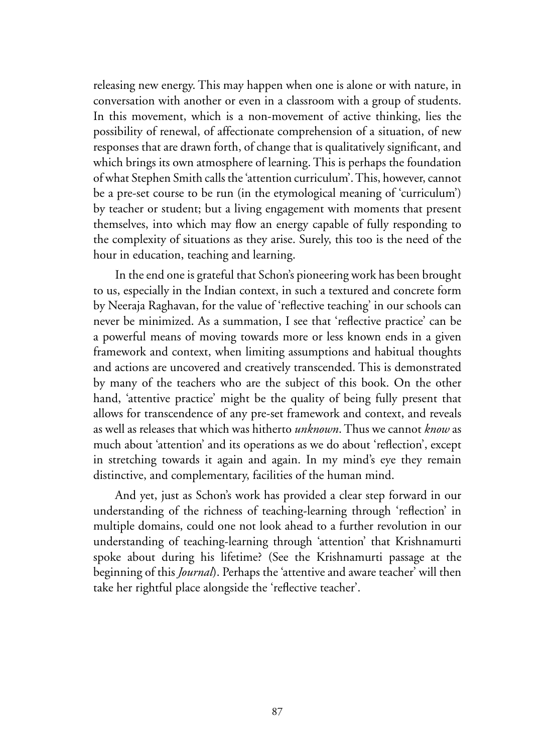releasing new energy. This may happen when one is alone or with nature, in conversation with another or even in a classroom with a group of students. In this movement, which is a non-movement of active thinking, lies the possibility of renewal, of affectionate comprehension of a situation, of new responses that are drawn forth, of change that is qualitatively significant, and which brings its own atmosphere of learning. This is perhaps the foundation of what Stephen Smith calls the 'attention curriculum'. This, however, cannot be a pre-set course to be run (in the etymological meaning of 'curriculum') by teacher or student; but a living engagement with moments that present themselves, into which may flow an energy capable of fully responding to the complexity of situations as they arise. Surely, this too is the need of the hour in education, teaching and learning.

In the end one is grateful that Schon's pioneering work has been brought to us, especially in the Indian context, in such a textured and concrete form by Neeraja Raghavan, for the value of 'reflective teaching' in our schools can never be minimized. As a summation, I see that 'reflective practice' can be a powerful means of moving towards more or less known ends in a given framework and context, when limiting assumptions and habitual thoughts and actions are uncovered and creatively transcended. This is demonstrated by many of the teachers who are the subject of this book. On the other hand, 'attentive practice' might be the quality of being fully present that allows for transcendence of any pre-set framework and context, and reveals as well as releases that which was hitherto *unknown*. Thus we cannot *know* as much about 'attention' and its operations as we do about 'reflection', except in stretching towards it again and again. In my mind's eye they remain distinctive, and complementary, facilities of the human mind.

And yet, just as Schon's work has provided a clear step forward in our understanding of the richness of teaching-learning through 'reflection' in multiple domains, could one not look ahead to a further revolution in our understanding of teaching-learning through 'attention' that Krishnamurti spoke about during his lifetime? (See the Krishnamurti passage at the beginning of this *Journal*). Perhaps the 'attentive and aware teacher' will then take her rightful place alongside the 'reflective teacher'.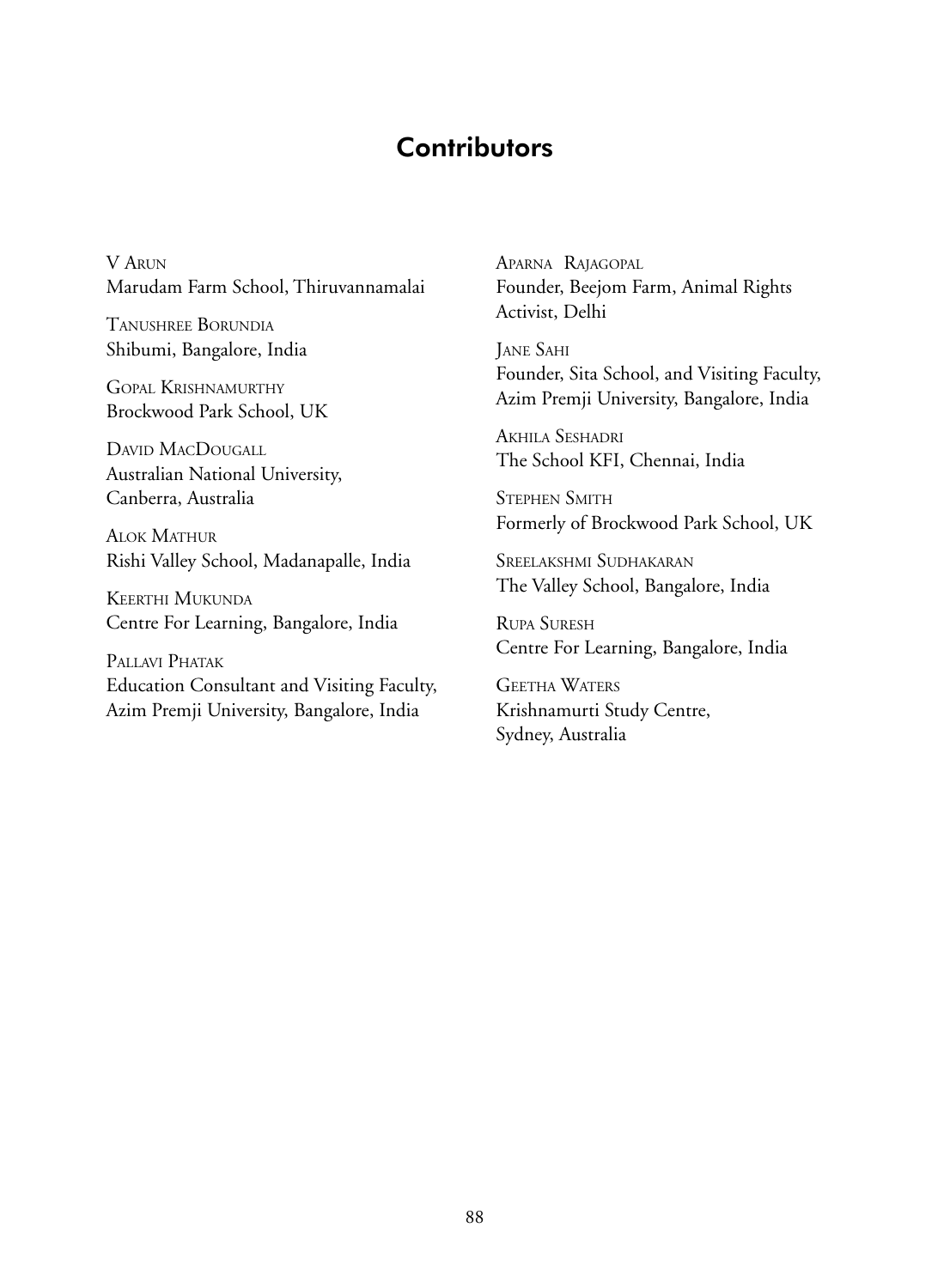# Contributors

V Arun
Marudam Farm School, Thiruvannamalai

Tanushree Borundia
Shibumi, Bangalore, India

Gopal Krishnamurthy
Brockwood Park School, UK

David MacDougall
Australian National University, Canberra, Australia

Alok Mathur
Rishi Valley School, Madanapalle, India

Keerthi Mukunda
Centre For Learning, Bangalore, India

Pallavi Phatak
Education Consultant and Visiting Faculty, Azim Premji University, Bangalore, India

Aparna Rajagopal
Founder, Beejom Farm, Animal Rights Activist, Delhi

Jane Sahi
Founder, Sita School, and Visiting Faculty, Azim Premji University, Bangalore, India

Akhila Seshadri
The School KFI, Chennai, India

Stephen Smith
Formerly of Brockwood Park School, UK

Sreelakshmi Sudhakaran
The Valley School, Bangalore, India

Rupa Suresh
Centre For Learning, Bangalore, India

Geetha Waters
Krishnamurti Study Centre, Sydney, Australia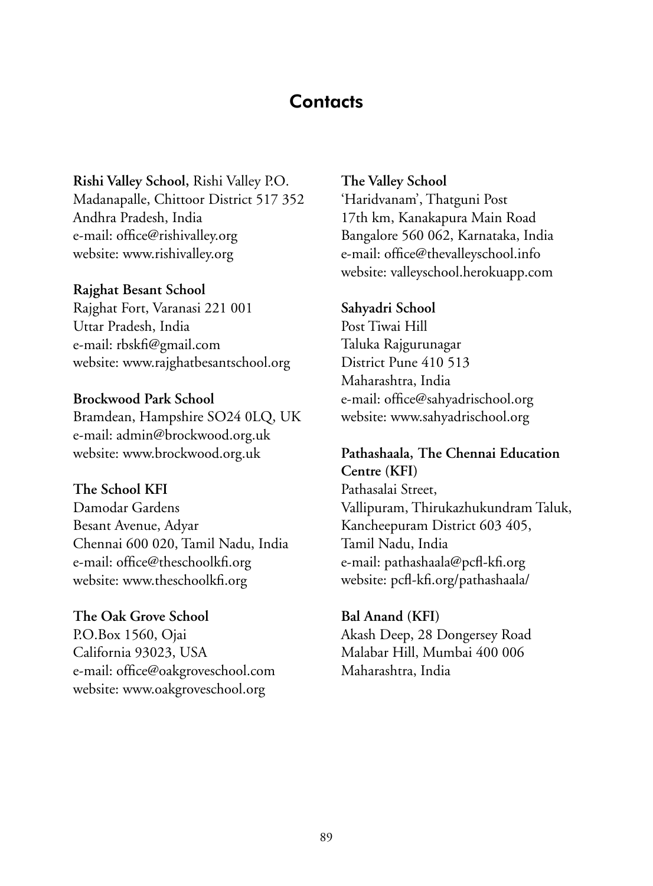# Contacts

**Rishi Valley School,** Rishi Valley P.O.
Madanapalle, Chittoor District 517 352
Andhra Pradesh, India
e-mail: office@rishivalley.org
website: www.rishivalley.org

**Rajghat Besant School**
Rajghat Fort, Varanasi 221 001
Uttar Pradesh, India
e-mail: rbskfi@gmail.com
website: www.rajghatbesantschool.org

**Brockwood Park School**
Bramdean, Hampshire SO24 0LQ, UK
e-mail: admin@brockwood.org.uk
website: www.brockwood.org.uk

**The School KFI**
Damodar Gardens
Besant Avenue, Adyar
Chennai 600 020, Tamil Nadu, India
e-mail: office@theschoolkfi.org
website: www.theschoolkfi.org

**The Oak Grove School**
P.O.Box 1560, Ojai
California 93023, USA
e-mail: office@oakgroveschool.com
website: www.oakgroveschool.org

**The Valley School**
'Haridvanam', Thatguni Post
17th km, Kanakapura Main Road
Bangalore 560 062, Karnataka, India
e-mail: office@thevalleyschool.info
website: valleyschool.herokuapp.com

**Sahyadri School**
Post Tiwai Hill
Taluka Rajgurunagar
District Pune 410 513
Maharashtra, India
e-mail: office@sahyadrischool.org
website: www.sahyadrischool.org

**Pathashaala, The Chennai Education Centre (KFI)**
Pathasalai Street,
Vallipuram, Thirukazhukundram Taluk,
Kancheepuram District 603 405,
Tamil Nadu, India
e-mail: pathashaala@pcfl-kfi.org
website: pcfl-kfi.org/pathashaala/

**Bal Anand (KFI)**
Akash Deep, 28 Dongersey Road
Malabar Hill, Mumbai 400 006
Maharashtra, India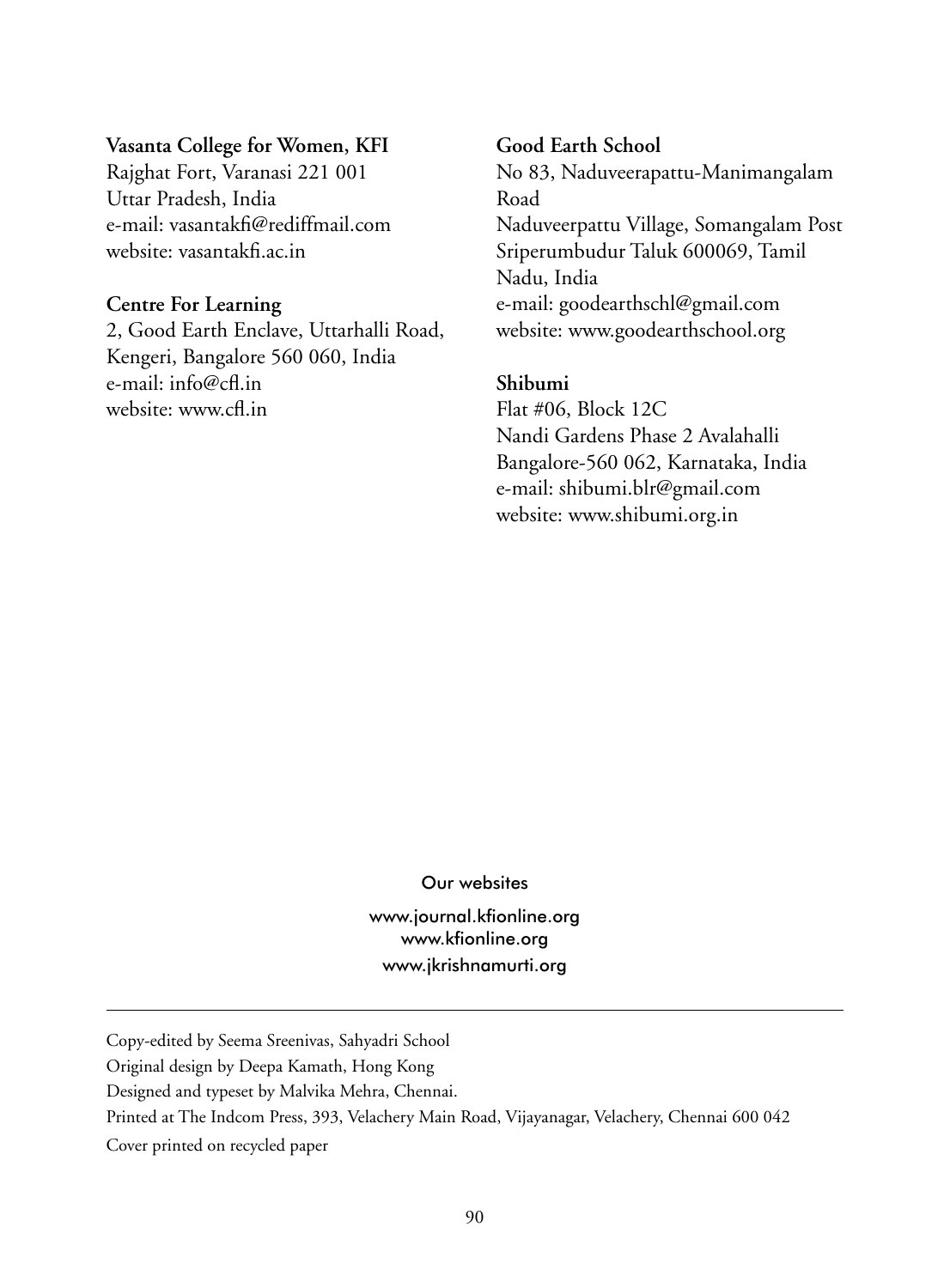**Vasanta College for Women, KFI**
Rajghat Fort, Varanasi 221 001
Uttar Pradesh, India
e-mail: vasantakfi@rediffmail.com
website: vasantakfi.ac.in

**Centre For Learning**
2, Good Earth Enclave, Uttarhalli Road,
Kengeri, Bangalore 560 060, India
e-mail: info@cfl.in
website: www.cfl.in

**Good Earth School**
No 83, Naduveerapattu-Manimangalam Road
Naduveerpattu Village, Somangalam Post
Sriperumbudur Taluk 600069, Tamil Nadu, India
e-mail: goodearthschl@gmail.com
website: www.goodearthschool.org

**Shibumi**
Flat #06, Block 12C
Nandi Gardens Phase 2 Avalahalli
Bangalore-560 062, Karnataka, India
e-mail: shibumi.blr@gmail.com
website: www.shibumi.org.in

Our websites

www.journal.kfionline.org
www.kfionline.org
www.jkrishnamurti.org

---

Copy-edited by Seema Sreenivas, Sahyadri School

Original design by Deepa Kamath, Hong Kong

Designed and typeset by Malvika Mehra, Chennai.

Printed at The Indcom Press, 393, Velachery Main Road, Vijayanagar, Velachery, Chennai 600 042

Cover printed on recycled paper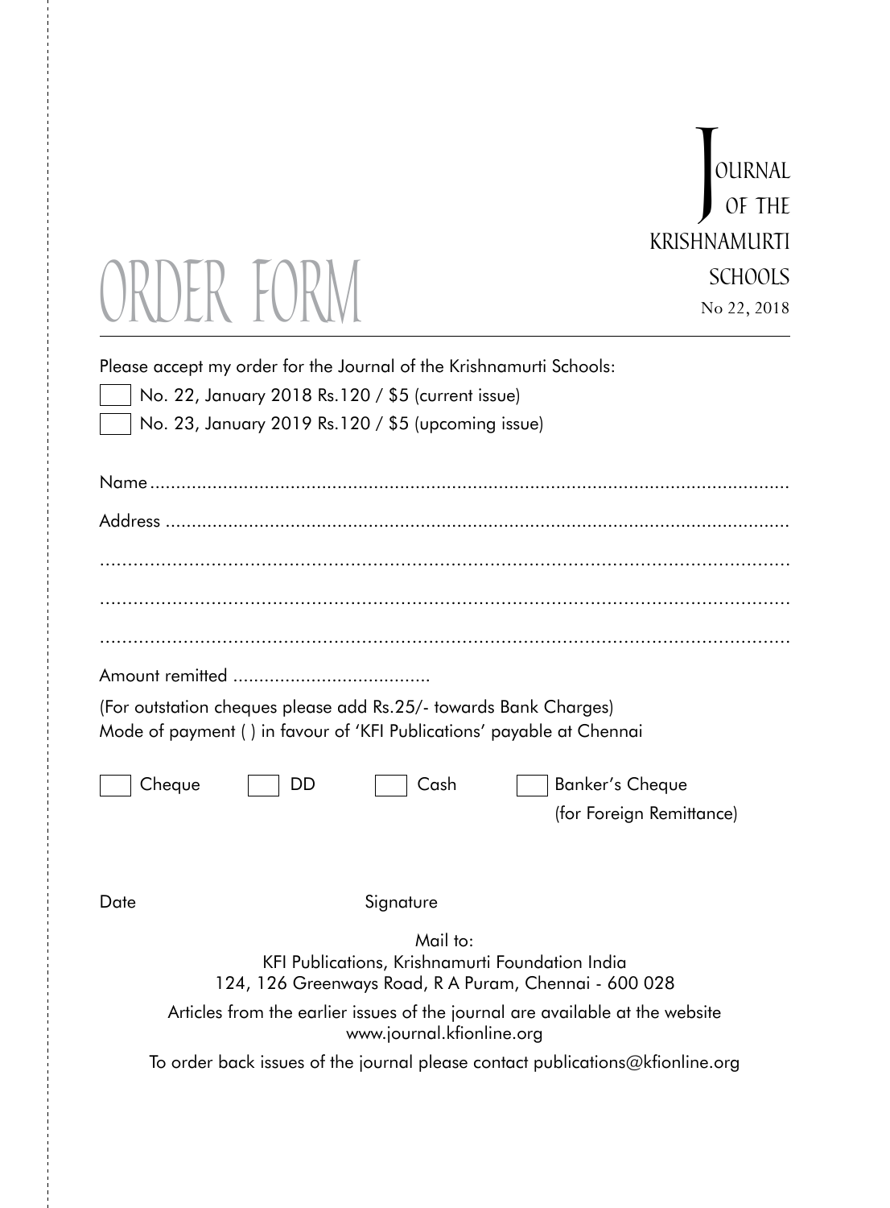# Journal of the Krishnamurti Schools

No 22, 2018

# ORDER FORM

Please accept my order for the Journal of the Krishnamurti Schools:

☐ No. 22, January 2018 Rs.120 / $5 (current issue)

☐ No. 23, January 2019 Rs.120 / $5 (upcoming issue)

Name..........................................................................................................................

Address ......................................................................................................................

..................................................................................................................................

..................................................................................................................................

..................................................................................................................................

Amount remitted ......................................

(For outstation cheques please add Rs.25/- towards Bank Charges)

Mode of payment ( ) in favour of 'KFI Publications' payable at Chennai

☐ Cheque ☐ DD ☐ Cash ☐ Banker's Cheque (for Foreign Remittance)

Date Signature

Mail to:

KFI Publications, Krishnamurti Foundation India

124, 126 Greenways Road, R A Puram, Chennai - 600 028

Articles from the earlier issues of the journal are available at the website www.journal.kfionline.org

To order back issues of the journal please contact publications@kfionline.org